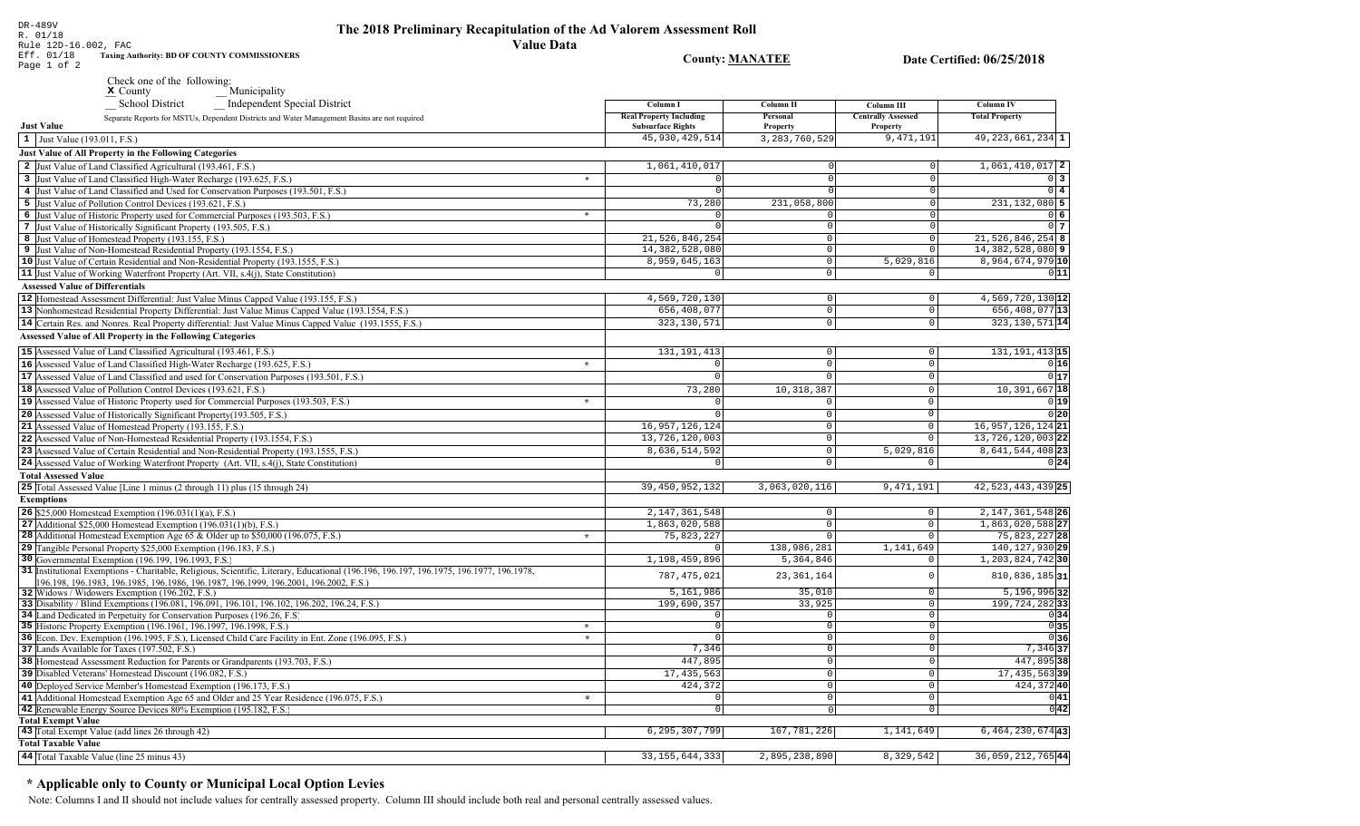DR-489V
R. 01/18
Rule 12D-16.002, FAC
Eff. 01/18
Page 1 of 2

# The 2018 Preliminary Recapitulation of the Ad Valorem Assessment Roll

## Value Data

**Taxing Authority: BD OF COUNTY COMMISSIONERS**

**County: MANATEE**

**Date Certified: 06/25/2018**

Check one of the following:
X County
__ Municipality
__ School District
__ Independent Special District

Separate Reports for MSTUs, Dependent Districts and Water Management Basins are not required

| | | Column I Real Property Including Subsurface Rights | Column II Personal Property | Column III Centrally Assessed Property | Column IV Total Property | |
|---|---|---|---|---|---|---|
| **Just Value** | | | | | | |
| 1 | Just Value (193.011, F.S.) | 45,930,429,514 | 3,283,760,529 | 9,471,191 | 49,223,661,234 | 1 |
| **Just Value of All Property in the Following Categories** | | | | | | |
| 2 | Just Value of Land Classified Agricultural (193.461, F.S.) | 1,061,410,017 | 0 | 0 | 1,061,410,017 | 2 |
| 3 | Just Value of Land Classified High-Water Recharge (193.625, F.S.) * | 0 | 0 | 0 | 0 | 3 |
| 4 | Just Value of Land Classified and Used for Conservation Purposes (193.501, F.S.) | 0 | 0 | 0 | 0 | 4 |
| 5 | Just Value of Pollution Control Devices (193.621, F.S.) | 73,280 | 231,058,800 | 0 | 231,132,080 | 5 |
| 6 | Just Value of Historic Property used for Commercial Purposes (193.503, F.S.) * | 0 | 0 | 0 | 0 | 6 |
| 7 | Just Value of Historically Significant Property (193.505, F.S.) | 0 | 0 | 0 | 0 | 7 |
| 8 | Just Value of Homestead Property (193.155, F.S.) | 21,526,846,254 | 0 | 0 | 21,526,846,254 | 8 |
| 9 | Just Value of Non-Homestead Residential Property (193.1554, F.S.) | 14,382,528,080 | 0 | 0 | 14,382,528,080 | 9 |
| 10 | Just Value of Certain Residential and Non-Residential Property (193.1555, F.S.) | 8,959,645,163 | 0 | 5,029,816 | 8,964,674,979 | 10 |
| 11 | Just Value of Working Waterfront Property (Art. VII, s.4(j), State Constitution) | 0 | 0 | 0 | 0 | 11 |
| **Assessed Value of Differentials** | | | | | | |
| 12 | Homestead Assessment Differential: Just Value Minus Capped Value (193.155, F.S.) | 4,569,720,130 | 0 | 0 | 4,569,720,130 | 12 |
| 13 | Nonhomestead Residential Property Differential: Just Value Minus Capped Value (193.1554, F.S.) | 656,408,077 | 0 | 0 | 656,408,077 | 13 |
| 14 | Certain Res. and Nonres. Real Property differential: Just Value Minus Capped Value (193.1555, F.S.) | 323,130,571 | 0 | 0 | 323,130,571 | 14 |
| **Assessed Value of All Property in the Following Categories** | | | | | | |
| 15 | Assessed Value of Land Classified Agricultural (193.461, F.S.) | 131,191,413 | 0 | 0 | 131,191,413 | 15 |
| 16 | Assessed Value of Land Classified High-Water Recharge (193.625, F.S.) * | 0 | 0 | 0 | 0 | 16 |
| 17 | Assessed Value of Land Classified and used for Conservation Purposes (193.501, F.S.) | 0 | 0 | 0 | 0 | 17 |
| 18 | Assessed Value of Pollution Control Devices (193.621, F.S.) | 73,280 | 10,318,387 | 0 | 10,391,667 | 18 |
| 19 | Assessed Value of Historic Property used for Commercial Purposes (193.503, F.S.) * | 0 | 0 | 0 | 0 | 19 |
| 20 | Assessed Value of Historically Significant Property(193.505, F.S.) | 0 | 0 | 0 | 0 | 20 |
| 21 | Assessed Value of Homestead Property (193.155, F.S.) | 16,957,126,124 | 0 | 0 | 16,957,126,124 | 21 |
| 22 | Assessed Value of Non-Homestead Residential Property (193.1554, F.S.) | 13,726,120,003 | 0 | 0 | 13,726,120,003 | 22 |
| 23 | Assessed Value of Certain Residential and Non-Residential Property (193.1555, F.S.) | 8,636,514,592 | 0 | 5,029,816 | 8,641,544,408 | 23 |
| 24 | Assessed Value of Working Waterfront Property (Art. VII, s.4(j), State Constitution) | 0 | 0 | 0 | 0 | 24 |
| **Total Assessed Value** | | | | | | |
| 25 | Total Assessed Value [Line 1 minus (2 through 11) plus (15 through 24) | 39,450,952,132 | 3,063,020,116 | 9,471,191 | 42,523,443,439 | 25 |
| **Exemptions** | | | | | | |
| 26 | $25,000 Homestead Exemption (196.031(1)(a), F.S.) | 2,147,361,548 | 0 | 0 | 2,147,361,548 | 26 |
| 27 | Additional $25,000 Homestead Exemption (196.031(1)(b), F.S.) | 1,863,020,588 | 0 | 0 | 1,863,020,588 | 27 |
| 28 | Additional Homestead Exemption Age 65 & Older up to $50,000 (196.075, F.S.) * | 75,823,227 | 0 | 0 | 75,823,227 | 28 |
| 29 | Tangible Personal Property $25,000 Exemption (196.183, F.S.) | 0 | 138,986,281 | 1,141,649 | 140,127,930 | 29 |
| 30 | Governmental Exemption (196.199, 196.1993, F.S.) | 1,198,459,896 | 5,364,846 | 0 | 1,203,824,742 | 30 |
| 31 | Institutional Exemptions - Charitable, Religious, Scientific, Literary, Educational (196.196, 196.197, 196.1975, 196.1977, 196.1978, 196.198, 196.1983, 196.1985, 196.1986, 196.1987, 196.1999, 196.2001, 196.2002, F.S.) | 787,475,021 | 23,361,164 | 0 | 810,836,185 | 31 |
| 32 | Widows / Widowers Exemption (196.202, F.S.) | 5,161,986 | 35,010 | 0 | 5,196,996 | 32 |
| 33 | Disability / Blind Exemptions (196.081, 196.091, 196.101, 196.102, 196.202, 196.24, F.S.) | 199,690,357 | 33,925 | 0 | 199,724,282 | 33 |
| 34 | Land Dedicated in Perpetuity for Conservation Purposes (196.26, F.S) | 0 | 0 | 0 | 0 | 34 |
| 35 | Historic Property Exemption (196.1961, 196.1997, 196.1998, F.S.) * | 0 | 0 | 0 | 0 | 35 |
| 36 | Econ. Dev. Exemption (196.1995, F.S.), Licensed Child Care Facility in Ent. Zone (196.095, F.S.) * | 0 | 0 | 0 | 0 | 36 |
| 37 | Lands Available for Taxes (197.502, F.S.) | 7,346 | 0 | 0 | 7,346 | 37 |
| 38 | Homestead Assessment Reduction for Parents or Grandparents (193.703, F.S.) | 447,895 | 0 | 0 | 447,895 | 38 |
| 39 | Disabled Veterans' Homestead Discount (196.082, F.S.) | 17,435,563 | 0 | 0 | 17,435,563 | 39 |
| 40 | Deployed Service Member's Homestead Exemption (196.173, F.S.) | 424,372 | 0 | 0 | 424,372 | 40 |
| 41 | Additional Homestead Exemption Age 65 and Older and 25 Year Residence (196.075, F.S.) * | 0 | 0 | 0 | 0 | 41 |
| 42 | Renewable Energy Source Devices 80% Exemption (195.182, F.S.) | 0 | 0 | 0 | 0 | 42 |
| **Total Exempt Value** | | | | | | |
| 43 | Total Exempt Value (add lines 26 through 42) | 6,295,307,799 | 167,781,226 | 1,141,649 | 6,464,230,674 | 43 |
| **Total Taxable Value** | | | | | | |
| 44 | Total Taxable Value (line 25 minus 43) | 33,155,644,333 | 2,895,238,890 | 8,329,542 | 36,059,212,765 | 44 |

## * Applicable only to County or Municipal Local Option Levies

Note: Columns I and II should not include values for centrally assessed property. Column III should include both real and personal centrally assessed values.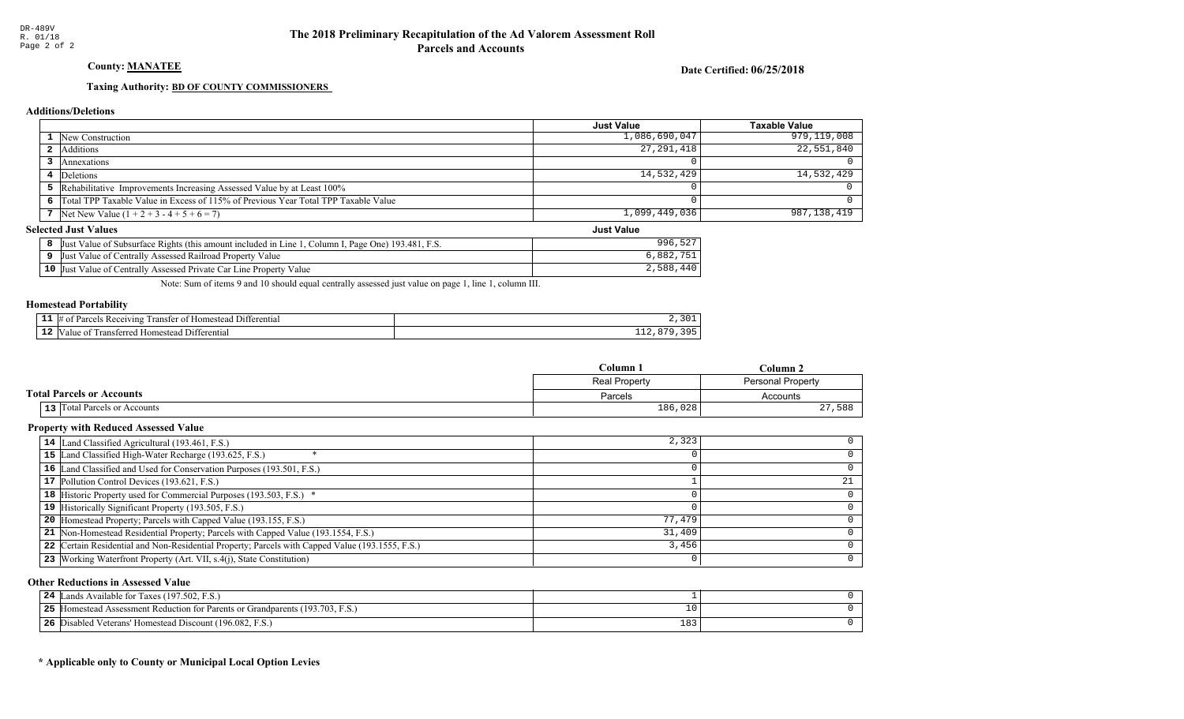DR-489V
R. 01/18
Page 2 of 2

# The 2018 Preliminary Recapitulation of the Ad Valorem Assessment Roll
## Parcels and Accounts

**County: MANATEE**

**Date Certified: 06/25/2018**

**Taxing Authority: BD OF COUNTY COMMISSIONERS**

### Additions/Deletions

| | | Just Value | Taxable Value |
|---|---|---|---|
| 1 | New Construction | 1,086,690,047 | 979,119,008 |
| 2 | Additions | 27,291,418 | 22,551,840 |
| 3 | Annexations | 0 | 0 |
| 4 | Deletions | 14,532,429 | 14,532,429 |
| 5 | Rehabilitative Improvements Increasing Assessed Value by at Least 100% | 0 | 0 |
| 6 | Total TPP Taxable Value in Excess of 115% of Previous Year Total TPP Taxable Value | 0 | 0 |
| 7 | Net New Value (1 + 2 + 3 - 4 + 5 + 6 = 7) | 1,099,449,036 | 987,138,419 |

### Selected Just Values

| | | Just Value |
|---|---|---|
| 8 | Just Value of Subsurface Rights (this amount included in Line 1, Column I, Page One) 193.481, F.S. | 996,527 |
| 9 | Just Value of Centrally Assessed Railroad Property Value | 6,882,751 |
| 10 | Just Value of Centrally Assessed Private Car Line Property Value | 2,588,440 |

Note: Sum of items 9 and 10 should equal centrally assessed just value on page 1, line 1, column III.

### Homestead Portability

| | | |
|---|---|---|
| 11 | # of Parcels Receiving Transfer of Homestead Differential | 2,301 |
| 12 | Value of Transferred Homestead Differential | 112,879,395 |

### Total Parcels or Accounts

| | | Column 1<br>Real Property<br>Parcels | Column 2<br>Personal Property<br>Accounts |
|---|---|---|---|
| 13 | Total Parcels or Accounts | 186,028 | 27,588 |

### Property with Reduced Assessed Value

| | | Column 1 | Column 2 |
|---|---|---|---|
| 14 | Land Classified Agricultural (193.461, F.S.) | 2,323 | 0 |
| 15 | Land Classified High-Water Recharge (193.625, F.S.) * | 0 | 0 |
| 16 | Land Classified and Used for Conservation Purposes (193.501, F.S.) | 0 | 0 |
| 17 | Pollution Control Devices (193.621, F.S.) | 1 | 21 |
| 18 | Historic Property used for Commercial Purposes (193.503, F.S.) * | 0 | 0 |
| 19 | Historically Significant Property (193.505, F.S.) | 0 | 0 |
| 20 | Homestead Property; Parcels with Capped Value (193.155, F.S.) | 77,479 | 0 |
| 21 | Non-Homestead Residential Property; Parcels with Capped Value (193.1554, F.S.) | 31,409 | 0 |
| 22 | Certain Residential and Non-Residential Property; Parcels with Capped Value (193.1555, F.S.) | 3,456 | 0 |
| 23 | Working Waterfront Property (Art. VII, s.4(j), State Constitution) | 0 | 0 |

### Other Reductions in Assessed Value

| | | Column 1 | Column 2 |
|---|---|---|---|
| 24 | Lands Available for Taxes (197.502, F.S.) | 1 | 0 |
| 25 | Homestead Assessment Reduction for Parents or Grandparents (193.703, F.S.) | 10 | 0 |
| 26 | Disabled Veterans' Homestead Discount (196.082, F.S.) | 183 | 0 |

**\* Applicable only to County or Municipal Local Option Levies**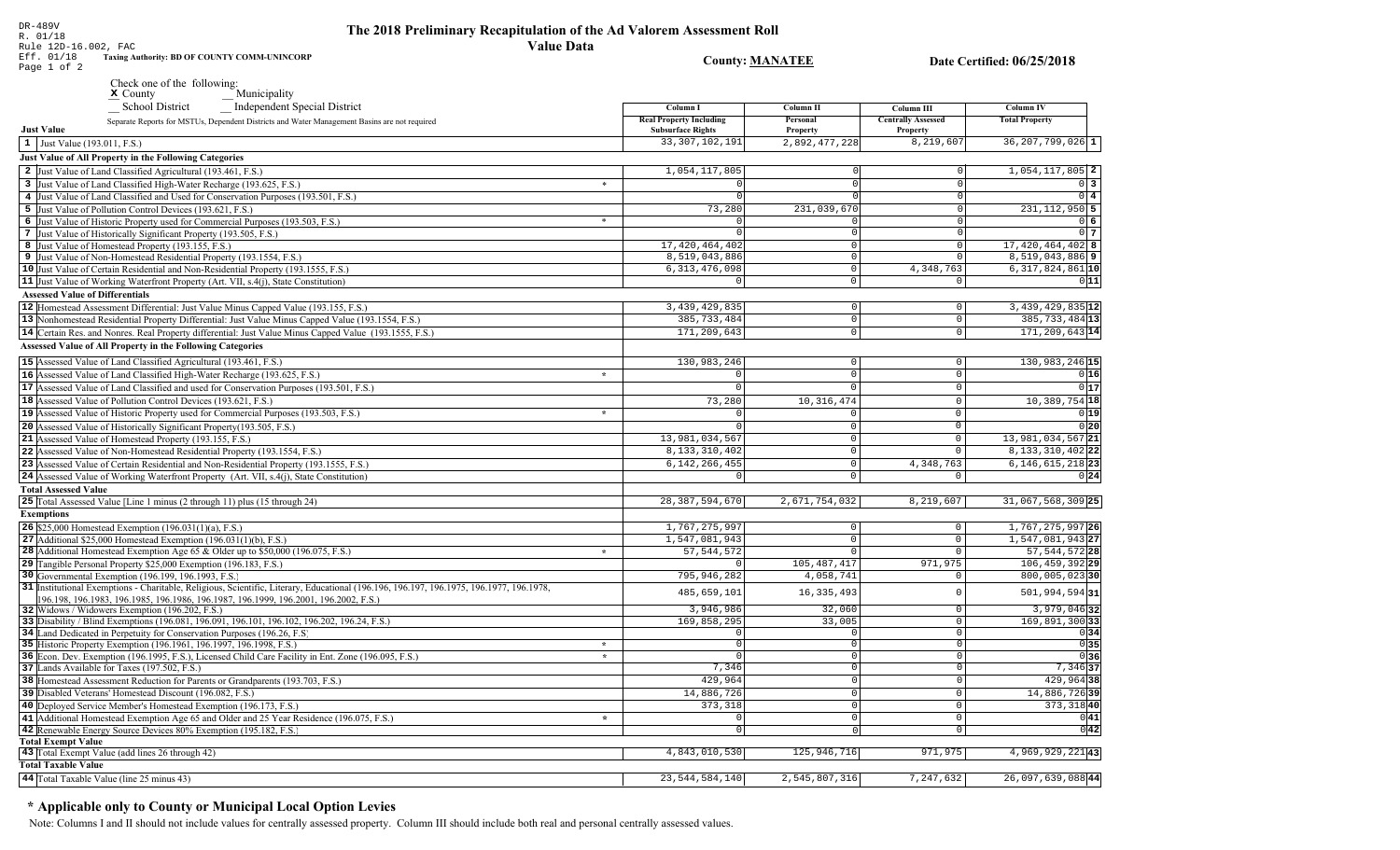DR-489V
R. 01/18
Rule 12D-16.002, FAC
Eff. 01/18
Page 1 of 2

# The 2018 Preliminary Recapitulation of the Ad Valorem Assessment Roll

## Value Data

**Taxing Authority: BD OF COUNTY COMM-UNINCORP**

**County: MANATEE**

**Date Certified: 06/25/2018**

Check one of the following:
x County
__ Municipality
__ School District
__ Independent Special District

Separate Reports for MSTUs, Dependent Districts and Water Management Basins are not required

| | | Column I Real Property Including Subsurface Rights | Column II Personal Property | Column III Centrally Assessed Property | Column IV Total Property | |
|---|---|---|---|---|---|---|
| **Just Value** | | | | | | |
| 1 | Just Value (193.011, F.S.) | 33,307,102,191 | 2,892,477,228 | 8,219,607 | 36,207,799,026 | 1 |
| **Just Value of All Property in the Following Categories** | | | | | | |
| 2 | Just Value of Land Classified Agricultural (193.461, F.S.) | 1,054,117,805 | 0 | 0 | 1,054,117,805 | 2 |
| 3 | Just Value of Land Classified High-Water Recharge (193.625, F.S.) * | 0 | 0 | 0 | 0 | 3 |
| 4 | Just Value of Land Classified and Used for Conservation Purposes (193.501, F.S.) | 0 | 0 | 0 | 0 | 4 |
| 5 | Just Value of Pollution Control Devices (193.621, F.S.) | 73,280 | 231,039,670 | 0 | 231,112,950 | 5 |
| 6 | Just Value of Historic Property used for Commercial Purposes (193.503, F.S.) * | 0 | 0 | 0 | 0 | 6 |
| 7 | Just Value of Historically Significant Property (193.505, F.S.) | 0 | 0 | 0 | 0 | 7 |
| 8 | Just Value of Homestead Property (193.155, F.S.) | 17,420,464,402 | 0 | 0 | 17,420,464,402 | 8 |
| 9 | Just Value of Non-Homestead Residential Property (193.1554, F.S.) | 8,519,043,886 | 0 | 0 | 8,519,043,886 | 9 |
| 10 | Just Value of Certain Residential and Non-Residential Property (193.1555, F.S.) | 6,313,476,098 | 0 | 4,348,763 | 6,317,824,861 | 10 |
| 11 | Just Value of Working Waterfront Property (Art. VII, s.4(j), State Constitution) | 0 | 0 | 0 | 0 | 11 |
| **Assessed Value of Differentials** | | | | | | |
| 12 | Homestead Assessment Differential: Just Value Minus Capped Value (193.155, F.S.) | 3,439,429,835 | 0 | 0 | 3,439,429,835 | 12 |
| 13 | Nonhomestead Residential Property Differential: Just Value Minus Capped Value (193.1554, F.S.) | 385,733,484 | 0 | 0 | 385,733,484 | 13 |
| 14 | Certain Res. and Nonres. Real Property differential: Just Value Minus Capped Value (193.1555, F.S.) | 171,209,643 | 0 | 0 | 171,209,643 | 14 |
| **Assessed Value of All Property in the Following Categories** | | | | | | |
| 15 | Assessed Value of Land Classified Agricultural (193.461, F.S.) | 130,983,246 | 0 | 0 | 130,983,246 | 15 |
| 16 | Assessed Value of Land Classified High-Water Recharge (193.625, F.S.) * | 0 | 0 | 0 | 0 | 16 |
| 17 | Assessed Value of Land Classified and used for Conservation Purposes (193.501, F.S.) | 0 | 0 | 0 | 0 | 17 |
| 18 | Assessed Value of Pollution Control Devices (193.621, F.S.) | 73,280 | 10,316,474 | 0 | 10,389,754 | 18 |
| 19 | Assessed Value of Historic Property used for Commercial Purposes (193.503, F.S.) * | 0 | 0 | 0 | 0 | 19 |
| 20 | Assessed Value of Historically Significant Property(193.505, F.S.) | 0 | 0 | 0 | 0 | 20 |
| 21 | Assessed Value of Homestead Property (193.155, F.S.) | 13,981,034,567 | 0 | 0 | 13,981,034,567 | 21 |
| 22 | Assessed Value of Non-Homestead Residential Property (193.1554, F.S.) | 8,133,310,402 | 0 | 0 | 8,133,310,402 | 22 |
| 23 | Assessed Value of Certain Residential and Non-Residential Property (193.1555, F.S.) | 6,142,266,455 | 0 | 4,348,763 | 6,146,615,218 | 23 |
| 24 | Assessed Value of Working Waterfront Property (Art. VII, s.4(j), State Constitution) | 0 | 0 | 0 | 0 | 24 |
| **Total Assessed Value** | | | | | | |
| 25 | Total Assessed Value [Line 1 minus (2 through 11) plus (15 through 24) | 28,387,594,670 | 2,671,754,032 | 8,219,607 | 31,067,568,309 | 25 |
| **Exemptions** | | | | | | |
| 26 | $25,000 Homestead Exemption (196.031(1)(a), F.S.) | 1,767,275,997 | 0 | 0 | 1,767,275,997 | 26 |
| 27 | Additional $25,000 Homestead Exemption (196.031(1)(b), F.S.) | 1,547,081,943 | 0 | 0 | 1,547,081,943 | 27 |
| 28 | Additional Homestead Exemption Age 65 & Older up to $50,000 (196.075, F.S.) * | 57,544,572 | 0 | 0 | 57,544,572 | 28 |
| 29 | Tangible Personal Property $25,000 Exemption (196.183, F.S.) | 0 | 105,487,417 | 971,975 | 106,459,392 | 29 |
| 30 | Governmental Exemption (196.199, 196.1993, F.S.) | 795,946,282 | 4,058,741 | 0 | 800,005,023 | 30 |
| 31 | Institutional Exemptions - Charitable, Religious, Scientific, Literary, Educational (196.196, 196.197, 196.1975, 196.1977, 196.1978, 196.198, 196.1983, 196.1985, 196.1986, 196.1987, 196.1999, 196.2001, 196.2002, F.S.) | 485,659,101 | 16,335,493 | 0 | 501,994,594 | 31 |
| 32 | Widows / Widowers Exemption (196.202, F.S.) | 3,946,986 | 32,060 | 0 | 3,979,046 | 32 |
| 33 | Disability / Blind Exemptions (196.081, 196.091, 196.101, 196.102, 196.202, 196.24, F.S.) | 169,858,295 | 33,005 | 0 | 169,891,300 | 33 |
| 34 | Land Dedicated in Perpetuity for Conservation Purposes (196.26, F.S) | 0 | 0 | 0 | 0 | 34 |
| 35 | Historic Property Exemption (196.1961, 196.1997, 196.1998, F.S.) * | 0 | 0 | 0 | 0 | 35 |
| 36 | Econ. Dev. Exemption (196.1995, F.S.), Licensed Child Care Facility in Ent. Zone (196.095, F.S.) * | 0 | 0 | 0 | 0 | 36 |
| 37 | Lands Available for Taxes (197.502, F.S.) | 7,346 | 0 | 0 | 7,346 | 37 |
| 38 | Homestead Assessment Reduction for Parents or Grandparents (193.703, F.S.) | 429,964 | 0 | 0 | 429,964 | 38 |
| 39 | Disabled Veterans' Homestead Discount (196.082, F.S.) | 14,886,726 | 0 | 0 | 14,886,726 | 39 |
| 40 | Deployed Service Member's Homestead Exemption (196.173, F.S.) | 373,318 | 0 | 0 | 373,318 | 40 |
| 41 | Additional Homestead Exemption Age 65 and Older and 25 Year Residence (196.075, F.S.) * | 0 | 0 | 0 | 0 | 41 |
| 42 | Renewable Energy Source Devices 80% Exemption (195.182, F.S.) | 0 | 0 | 0 | 0 | 42 |
| **Total Exempt Value** | | | | | | |
| 43 | Total Exempt Value (add lines 26 through 42) | 4,843,010,530 | 125,946,716 | 971,975 | 4,969,929,221 | 43 |
| **Total Taxable Value** | | | | | | |
| 44 | Total Taxable Value (line 25 minus 43) | 23,544,584,140 | 2,545,807,316 | 7,247,632 | 26,097,639,088 | 44 |

## * Applicable only to County or Municipal Local Option Levies

Note: Columns I and II should not include values for centrally assessed property. Column III should include both real and personal centrally assessed values.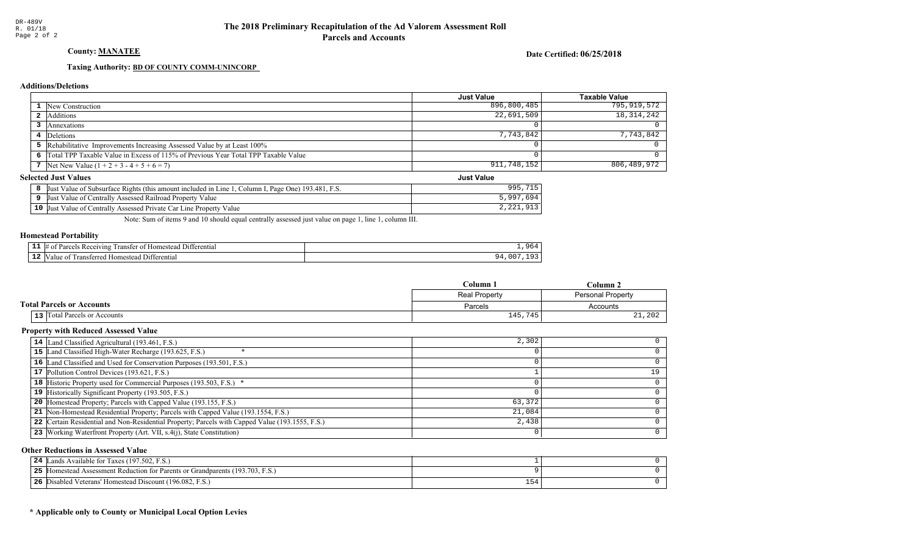# The 2018 Preliminary Recapitulation of the Ad Valorem Assessment Roll

## Parcels and Accounts

DR-489V
R. 01/18
Page 2 of 2

**County: MANATEE**

**Date Certified: 06/25/2018**

**Taxing Authority: BD OF COUNTY COMM-UNINCORP**

### Additions/Deletions

| | | Just Value | Taxable Value |
|---|---|---|---|
| 1 | New Construction | 896,800,485 | 795,919,572 |
| 2 | Additions | 22,691,509 | 18,314,242 |
| 3 | Annexations | 0 | 0 |
| 4 | Deletions | 7,743,842 | 7,743,842 |
| 5 | Rehabilitative Improvements Increasing Assessed Value by at Least 100% | 0 | 0 |
| 6 | Total TPP Taxable Value in Excess of 115% of Previous Year Total TPP Taxable Value | 0 | 0 |
| 7 | Net New Value (1 + 2 + 3 - 4 + 5 + 6 = 7) | 911,748,152 | 806,489,972 |

### Selected Just Values

| | | Just Value |
|---|---|---|
| 8 | Just Value of Subsurface Rights (this amount included in Line 1, Column I, Page One) 193.481, F.S. | 995,715 |
| 9 | Just Value of Centrally Assessed Railroad Property Value | 5,997,694 |
| 10 | Just Value of Centrally Assessed Private Car Line Property Value | 2,221,913 |

Note: Sum of items 9 and 10 should equal centrally assessed just value on page 1, line 1, column III.

### Homestead Portability

| | | |
|---|---|---|
| 11 | # of Parcels Receiving Transfer of Homestead Differential | 1,964 |
| 12 | Value of Transferred Homestead Differential | 94,007,193 |

### Total Parcels or Accounts

| | | Column 1<br>Real Property<br>Parcels | Column 2<br>Personal Property<br>Accounts |
|---|---|---|---|
| 13 | Total Parcels or Accounts | 145,745 | 21,202 |

### Property with Reduced Assessed Value

| | | Column 1 | Column 2 |
|---|---|---|---|
| 14 | Land Classified Agricultural (193.461, F.S.) | 2,302 | 0 |
| 15 | Land Classified High-Water Recharge (193.625, F.S.) * | 0 | 0 |
| 16 | Land Classified and Used for Conservation Purposes (193.501, F.S.) | 0 | 0 |
| 17 | Pollution Control Devices (193.621, F.S.) | 1 | 19 |
| 18 | Historic Property used for Commercial Purposes (193.503, F.S.) * | 0 | 0 |
| 19 | Historically Significant Property (193.505, F.S.) | 0 | 0 |
| 20 | Homestead Property; Parcels with Capped Value (193.155, F.S.) | 63,372 | 0 |
| 21 | Non-Homestead Residential Property; Parcels with Capped Value (193.1554, F.S.) | 21,084 | 0 |
| 22 | Certain Residential and Non-Residential Property; Parcels with Capped Value (193.1555, F.S.) | 2,438 | 0 |
| 23 | Working Waterfront Property (Art. VII, s.4(j), State Constitution) | 0 | 0 |

### Other Reductions in Assessed Value

| | | Column 1 | Column 2 |
|---|---|---|---|
| 24 | Lands Available for Taxes (197.502, F.S.) | 1 | 0 |
| 25 | Homestead Assessment Reduction for Parents or Grandparents (193.703, F.S.) | 9 | 0 |
| 26 | Disabled Veterans' Homestead Discount (196.082, F.S.) | 154 | 0 |

**\* Applicable only to County or Municipal Local Option Levies**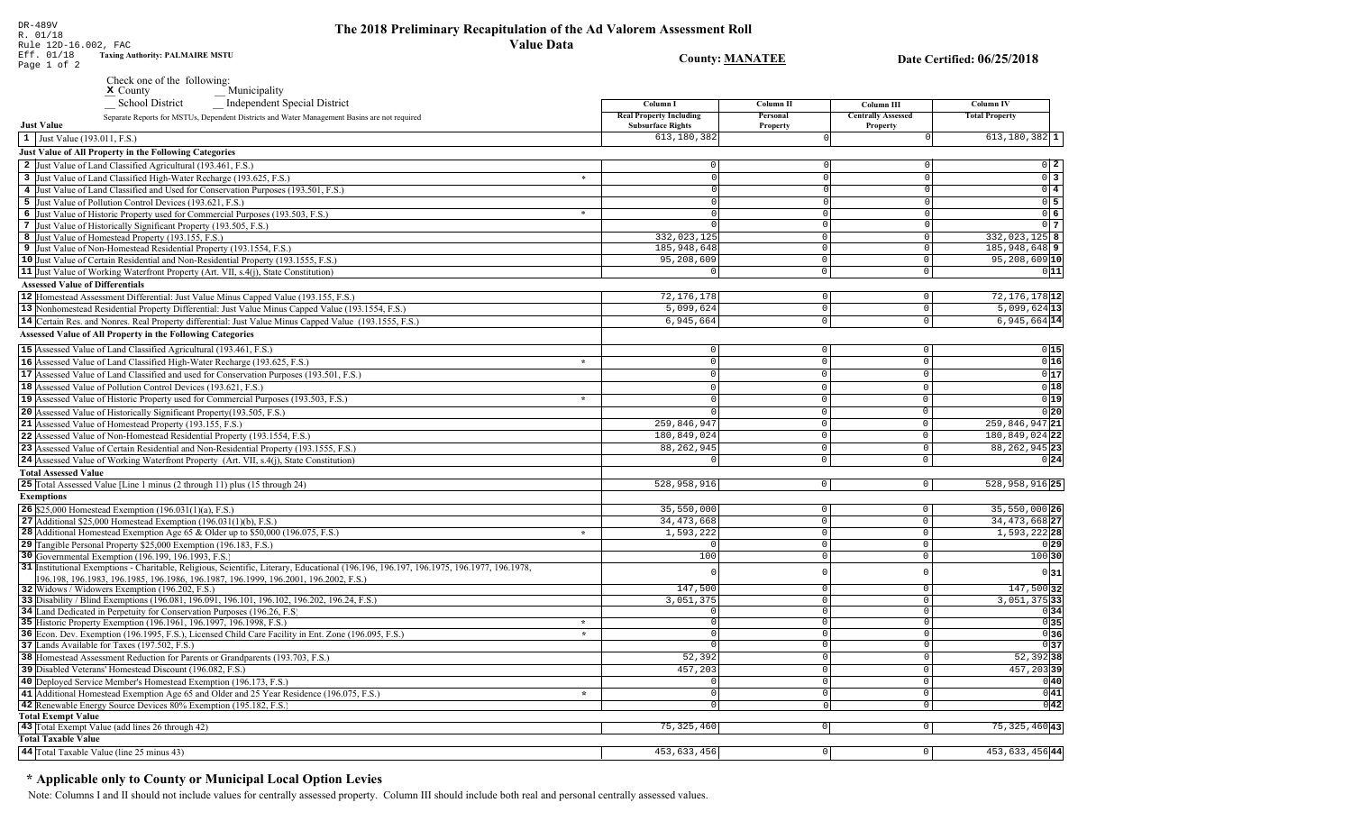DR-489V
R. 01/18
Rule 12D-16.002, FAC
Eff. 01/18 **Taxing Authority: PALMAIRE MSTU**

# The 2018 Preliminary Recapitulation of the Ad Valorem Assessment Roll

## Value Data

**County: MANATEE** **Date Certified: 06/25/2018**

Check one of the following:
**x** County __ Municipality
__ School District __ Independent Special District

Separate Reports for MSTUs, Dependent Districts and Water Management Basins are not required

| | | Column I Real Property Including Subsurface Rights | Column II Personal Property | Column III Centrally Assessed Property | Column IV Total Property | |
|---|---|---|---|---|---|---|
| **Just Value** | | | | | | |
| 1 | Just Value (193.011, F.S.) | 613,180,382 | 0 | 0 | 613,180,382 | 1 |
| **Just Value of All Property in the Following Categories** | | | | | | |
| 2 | Just Value of Land Classified Agricultural (193.461, F.S.) | 0 | 0 | 0 | 0 | 2 |
| 3 | Just Value of Land Classified High-Water Recharge (193.625, F.S.) * | 0 | 0 | 0 | 0 | 3 |
| 4 | Just Value of Land Classified and Used for Conservation Purposes (193.501, F.S.) | 0 | 0 | 0 | 0 | 4 |
| 5 | Just Value of Pollution Control Devices (193.621, F.S.) | 0 | 0 | 0 | 0 | 5 |
| 6 | Just Value of Historic Property used for Commercial Purposes (193.503, F.S.) * | 0 | 0 | 0 | 0 | 6 |
| 7 | Just Value of Historically Significant Property (193.505, F.S.) | 0 | 0 | 0 | 0 | 7 |
| 8 | Just Value of Homestead Property (193.155, F.S.) | 332,023,125 | 0 | 0 | 332,023,125 | 8 |
| 9 | Just Value of Non-Homestead Residential Property (193.1554, F.S.) | 185,948,648 | 0 | 0 | 185,948,648 | 9 |
| 10 | Just Value of Certain Residential and Non-Residential Property (193.1555, F.S.) | 95,208,609 | 0 | 0 | 95,208,609 | 10 |
| 11 | Just Value of Working Waterfront Property (Art. VII, s.4(j), State Constitution) | 0 | 0 | 0 | 0 | 11 |
| **Assessed Value of Differentials** | | | | | | |
| 12 | Homestead Assessment Differential: Just Value Minus Capped Value (193.155, F.S.) | 72,176,178 | 0 | 0 | 72,176,178 | 12 |
| 13 | Nonhomestead Residential Property Differential: Just Value Minus Capped Value (193.1554, F.S.) | 5,099,624 | 0 | 0 | 5,099,624 | 13 |
| 14 | Certain Res. and Nonres. Real Property differential: Just Value Minus Capped Value (193.1555, F.S.) | 6,945,664 | 0 | 0 | 6,945,664 | 14 |
| **Assessed Value of All Property in the Following Categories** | | | | | | |
| 15 | Assessed Value of Land Classified Agricultural (193.461, F.S.) | 0 | 0 | 0 | 0 | 15 |
| 16 | Assessed Value of Land Classified High-Water Recharge (193.625, F.S.) * | 0 | 0 | 0 | 0 | 16 |
| 17 | Assessed Value of Land Classified and used for Conservation Purposes (193.501, F.S.) | 0 | 0 | 0 | 0 | 17 |
| 18 | Assessed Value of Pollution Control Devices (193.621, F.S.) | 0 | 0 | 0 | 0 | 18 |
| 19 | Assessed Value of Historic Property used for Commercial Purposes (193.503, F.S.) * | 0 | 0 | 0 | 0 | 19 |
| 20 | Assessed Value of Historically Significant Property(193.505, F.S.) | 0 | 0 | 0 | 0 | 20 |
| 21 | Assessed Value of Homestead Property (193.155, F.S.) | 259,846,947 | 0 | 0 | 259,846,947 | 21 |
| 22 | Assessed Value of Non-Homestead Residential Property (193.1554, F.S.) | 180,849,024 | 0 | 0 | 180,849,024 | 22 |
| 23 | Assessed Value of Certain Residential and Non-Residential Property (193.1555, F.S.) | 88,262,945 | 0 | 0 | 88,262,945 | 23 |
| 24 | Assessed Value of Working Waterfront Property (Art. VII, s.4(j), State Constitution) | 0 | 0 | 0 | 0 | 24 |
| **Total Assessed Value** | | | | | | |
| 25 | Total Assessed Value [Line 1 minus (2 through 11) plus (15 through 24) | 528,958,916 | 0 | 0 | 528,958,916 | 25 |
| **Exemptions** | | | | | | |
| 26 | $25,000 Homestead Exemption (196.031(1)(a), F.S.) | 35,550,000 | 0 | 0 | 35,550,000 | 26 |
| 27 | Additional $25,000 Homestead Exemption (196.031(1)(b), F.S.) | 34,473,668 | 0 | 0 | 34,473,668 | 27 |
| 28 | Additional Homestead Exemption Age 65 & Older up to $50,000 (196.075, F.S.) * | 1,593,222 | 0 | 0 | 1,593,222 | 28 |
| 29 | Tangible Personal Property $25,000 Exemption (196.183, F.S.) | 0 | 0 | 0 | 0 | 29 |
| 30 | Governmental Exemption (196.199, 196.1993, F.S.) | 100 | 0 | 0 | 100 | 30 |
| 31 | Institutional Exemptions - Charitable, Religious, Scientific, Literary, Educational (196.196, 196.197, 196.1975, 196.1977, 196.1978, 196.198, 196.1983, 196.1985, 196.1986, 196.1987, 196.1999, 196.2001, 196.2002, F.S.) | 0 | 0 | 0 | 0 | 31 |
| 32 | Widows / Widowers Exemption (196.202, F.S.) | 147,500 | 0 | 0 | 147,500 | 32 |
| 33 | Disability / Blind Exemptions (196.081, 196.091, 196.101, 196.102, 196.202, 196.24, F.S.) | 3,051,375 | 0 | 0 | 3,051,375 | 33 |
| 34 | Land Dedicated in Perpetuity for Conservation Purposes (196.26, F.S) | 0 | 0 | 0 | 0 | 34 |
| 35 | Historic Property Exemption (196.1961, 196.1997, 196.1998, F.S.) * | 0 | 0 | 0 | 0 | 35 |
| 36 | Econ. Dev. Exemption (196.1995, F.S.), Licensed Child Care Facility in Ent. Zone (196.095, F.S.) * | 0 | 0 | 0 | 0 | 36 |
| 37 | Lands Available for Taxes (197.502, F.S.) | 0 | 0 | 0 | 0 | 37 |
| 38 | Homestead Assessment Reduction for Parents or Grandparents (193.703, F.S.) | 52,392 | 0 | 0 | 52,392 | 38 |
| 39 | Disabled Veterans' Homestead Discount (196.082, F.S.) | 457,203 | 0 | 0 | 457,203 | 39 |
| 40 | Deployed Service Member's Homestead Exemption (196.173, F.S.) | 0 | 0 | 0 | 0 | 40 |
| 41 | Additional Homestead Exemption Age 65 and Older and 25 Year Residence (196.075, F.S.) * | 0 | 0 | 0 | 0 | 41 |
| 42 | Renewable Energy Source Devices 80% Exemption (195.182, F.S.) | 0 | 0 | 0 | 0 | 42 |
| **Total Exempt Value** | | | | | | |
| 43 | Total Exempt Value (add lines 26 through 42) | 75,325,460 | 0 | 0 | 75,325,460 | 43 |
| **Total Taxable Value** | | | | | | |
| 44 | Total Taxable Value (line 25 minus 43) | 453,633,456 | 0 | 0 | 453,633,456 | 44 |

## * Applicable only to County or Municipal Local Option Levies

Note: Columns I and II should not include values for centrally assessed property. Column III should include both real and personal centrally assessed values.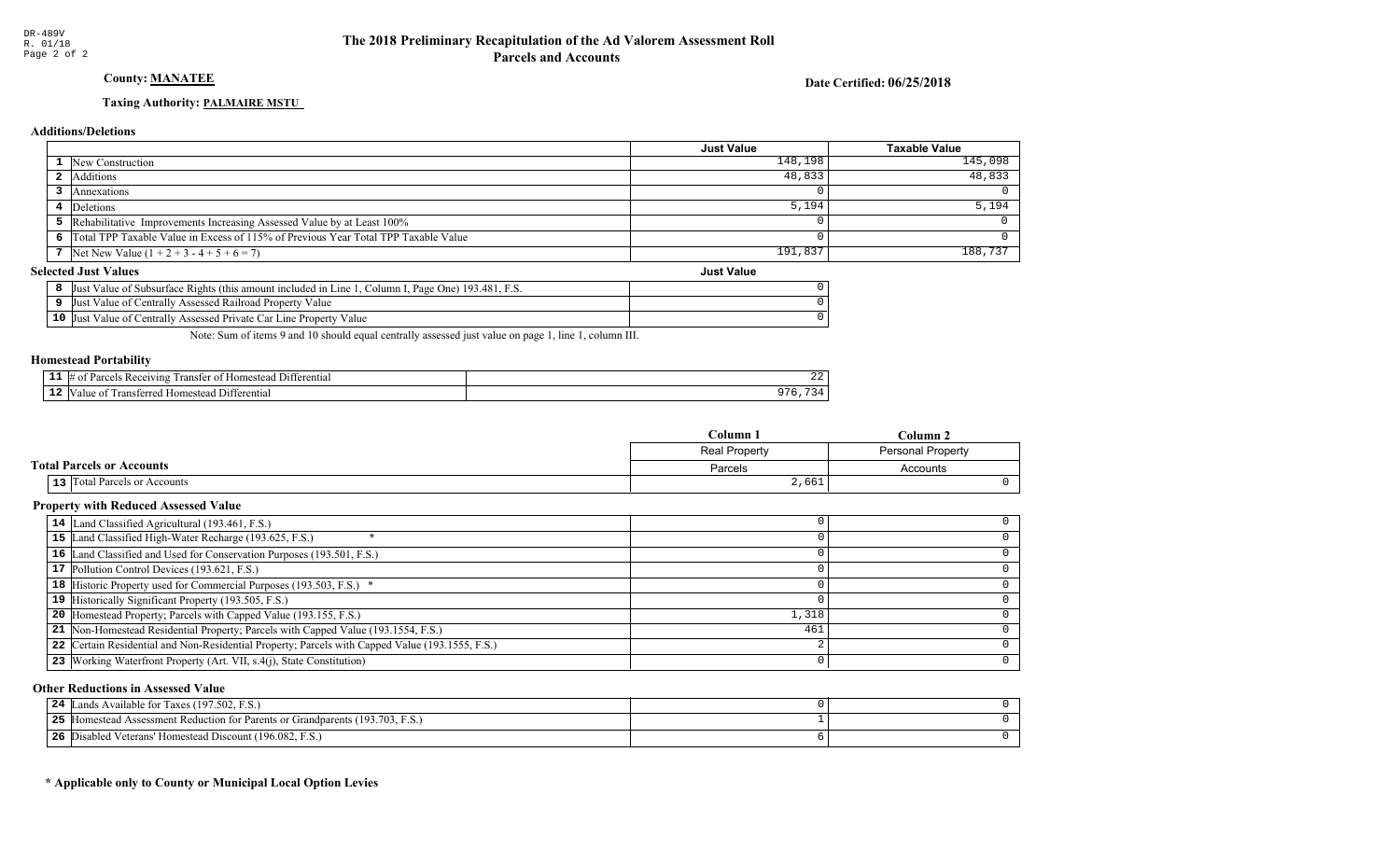DR-489V
R. 01/18
Page 2 of 2

# The 2018 Preliminary Recapitulation of the Ad Valorem Assessment Roll
## Parcels and Accounts

**County: MANATEE**

**Date Certified: 06/25/2018**

**Taxing Authority: PALMAIRE MSTU**

### Additions/Deletions

| | | Just Value | Taxable Value |
|---|---|---|---|
| 1 | New Construction | 148,198 | 145,098 |
| 2 | Additions | 48,833 | 48,833 |
| 3 | Annexations | 0 | 0 |
| 4 | Deletions | 5,194 | 5,194 |
| 5 | Rehabilitative Improvements Increasing Assessed Value by at Least 100% | 0 | 0 |
| 6 | Total TPP Taxable Value in Excess of 115% of Previous Year Total TPP Taxable Value | 0 | 0 |
| 7 | Net New Value (1 + 2 + 3 - 4 + 5 + 6 = 7) | 191,837 | 188,737 |

### Selected Just Values

| | | Just Value |
|---|---|---|
| 8 | Just Value of Subsurface Rights (this amount included in Line 1, Column I, Page One) 193.481, F.S. | 0 |
| 9 | Just Value of Centrally Assessed Railroad Property Value | 0 |
| 10 | Just Value of Centrally Assessed Private Car Line Property Value | 0 |

Note: Sum of items 9 and 10 should equal centrally assessed just value on page 1, line 1, column III.

### Homestead Portability

| | | |
|---|---|---|
| 11 | # of Parcels Receiving Transfer of Homestead Differential | 22 |
| 12 | Value of Transferred Homestead Differential | 976,734 |

### Total Parcels or Accounts

| | | Column 1 | Column 2 |
|---|---|---|---|
| | | Real Property | Personal Property |
| | | Parcels | Accounts |
| 13 | Total Parcels or Accounts | 2,661 | 0 |

### Property with Reduced Assessed Value

| | | Column 1 | Column 2 |
|---|---|---|---|
| 14 | Land Classified Agricultural (193.461, F.S.) | 0 | 0 |
| 15 | Land Classified High-Water Recharge (193.625, F.S.) * | 0 | 0 |
| 16 | Land Classified and Used for Conservation Purposes (193.501, F.S.) | 0 | 0 |
| 17 | Pollution Control Devices (193.621, F.S.) | 0 | 0 |
| 18 | Historic Property used for Commercial Purposes (193.503, F.S.) * | 0 | 0 |
| 19 | Historically Significant Property (193.505, F.S.) | 0 | 0 |
| 20 | Homestead Property; Parcels with Capped Value (193.155, F.S.) | 1,318 | 0 |
| 21 | Non-Homestead Residential Property; Parcels with Capped Value (193.1554, F.S.) | 461 | 0 |
| 22 | Certain Residential and Non-Residential Property; Parcels with Capped Value (193.1555, F.S.) | 2 | 0 |
| 23 | Working Waterfront Property (Art. VII, s.4(j), State Constitution) | 0 | 0 |

### Other Reductions in Assessed Value

| | | Column 1 | Column 2 |
|---|---|---|---|
| 24 | Lands Available for Taxes (197.502, F.S.) | 0 | 0 |
| 25 | Homestead Assessment Reduction for Parents or Grandparents (193.703, F.S.) | 1 | 0 |
| 26 | Disabled Veterans' Homestead Discount (196.082, F.S.) | 6 | 0 |

**\* Applicable only to County or Municipal Local Option Levies**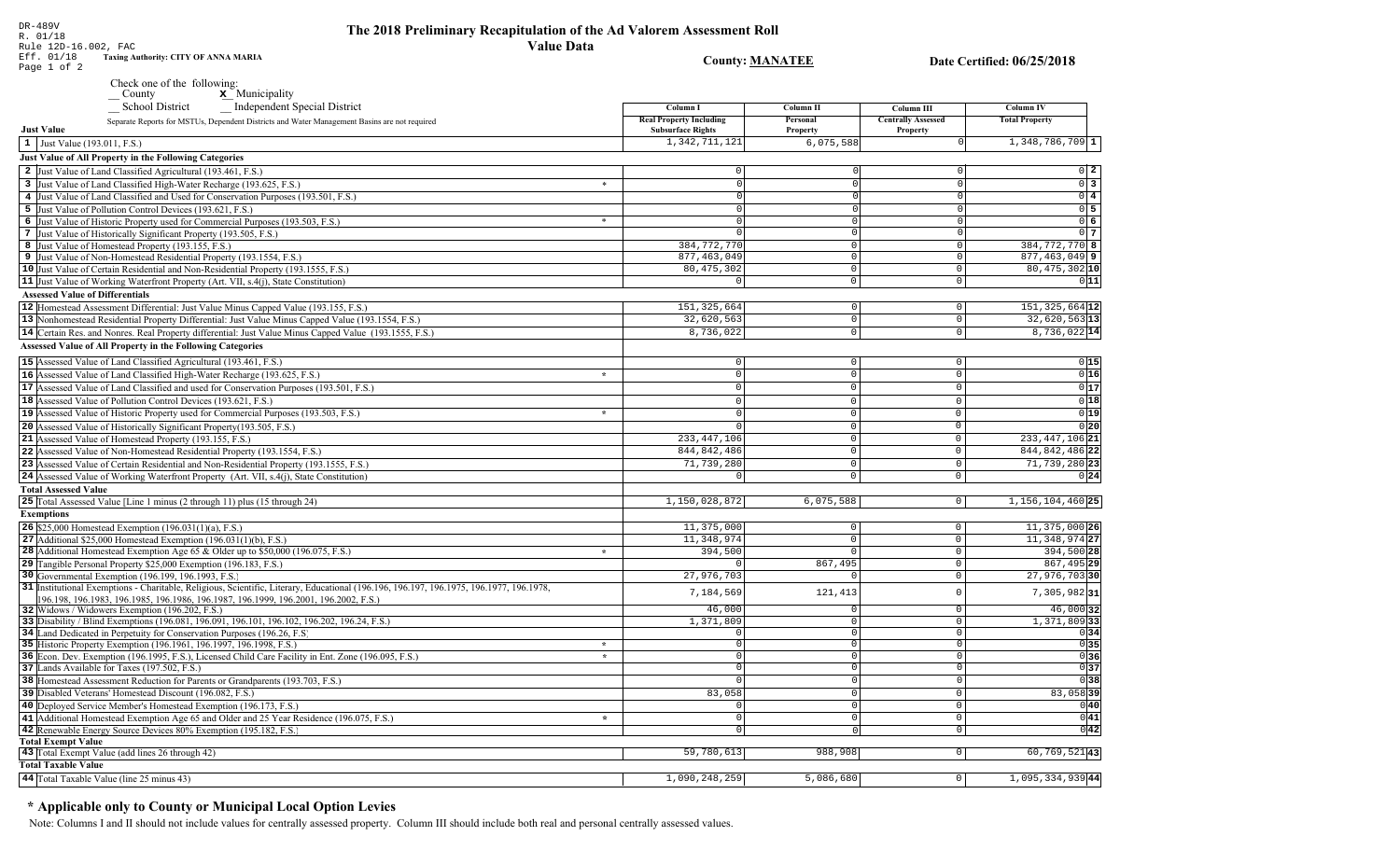DR-489V
R. 01/18
Rule 12D-16.002, FAC
Eff. 01/18

# The 2018 Preliminary Recapitulation of the Ad Valorem Assessment Roll

## Value Data

**Taxing Authority: CITY OF ANNA MARIA**

**County: MANATEE**

**Date Certified: 06/25/2018**

Check one of the following:
__ County  **x** Municipality
__ School District  __ Independent Special District

Separate Reports for MSTUs, Dependent Districts and Water Management Basins are not required

| | Column I Real Property Including Subsurface Rights | Column II Personal Property | Column III Centrally Assessed Property | Column IV Total Property | |
|---|---|---|---|---|---|
| **Just Value** | | | | | |
| 1 Just Value (193.011, F.S.) | 1,342,711,121 | 6,075,588 | 0 | 1,348,786,709 | 1 |
| **Just Value of All Property in the Following Categories** | | | | | |
| 2 Just Value of Land Classified Agricultural (193.461, F.S.) | 0 | 0 | 0 | 0 | 2 |
| 3 Just Value of Land Classified High-Water Recharge (193.625, F.S.) * | 0 | 0 | 0 | 0 | 3 |
| 4 Just Value of Land Classified and Used for Conservation Purposes (193.501, F.S.) | 0 | 0 | 0 | 0 | 4 |
| 5 Just Value of Pollution Control Devices (193.621, F.S.) | 0 | 0 | 0 | 0 | 5 |
| 6 Just Value of Historic Property used for Commercial Purposes (193.503, F.S.) * | 0 | 0 | 0 | 0 | 6 |
| 7 Just Value of Historically Significant Property (193.505, F.S.) | 0 | 0 | 0 | 0 | 7 |
| 8 Just Value of Homestead Property (193.155, F.S.) | 384,772,770 | 0 | 0 | 384,772,770 | 8 |
| 9 Just Value of Non-Homestead Residential Property (193.1554, F.S.) | 877,463,049 | 0 | 0 | 877,463,049 | 9 |
| 10 Just Value of Certain Residential and Non-Residential Property (193.1555, F.S.) | 80,475,302 | 0 | 0 | 80,475,302 | 10 |
| 11 Just Value of Working Waterfront Property (Art. VII, s.4(j), State Constitution) | 0 | 0 | 0 | 0 | 11 |
| **Assessed Value of Differentials** | | | | | |
| 12 Homestead Assessment Differential: Just Value Minus Capped Value (193.155, F.S.) | 151,325,664 | 0 | 0 | 151,325,664 | 12 |
| 13 Nonhomestead Residential Property Differential: Just Value Minus Capped Value (193.1554, F.S.) | 32,620,563 | 0 | 0 | 32,620,563 | 13 |
| 14 Certain Res. and Nonres. Real Property differential: Just Value Minus Capped Value (193.1555, F.S.) | 8,736,022 | 0 | 0 | 8,736,022 | 14 |
| **Assessed Value of All Property in the Following Categories** | | | | | |
| 15 Assessed Value of Land Classified Agricultural (193.461, F.S.) | 0 | 0 | 0 | 0 | 15 |
| 16 Assessed Value of Land Classified High-Water Recharge (193.625, F.S.) * | 0 | 0 | 0 | 0 | 16 |
| 17 Assessed Value of Land Classified and used for Conservation Purposes (193.501, F.S.) | 0 | 0 | 0 | 0 | 17 |
| 18 Assessed Value of Pollution Control Devices (193.621, F.S.) | 0 | 0 | 0 | 0 | 18 |
| 19 Assessed Value of Historic Property used for Commercial Purposes (193.503, F.S.) * | 0 | 0 | 0 | 0 | 19 |
| 20 Assessed Value of Historically Significant Property(193.505, F.S.) | 0 | 0 | 0 | 0 | 20 |
| 21 Assessed Value of Homestead Property (193.155, F.S.) | 233,447,106 | 0 | 0 | 233,447,106 | 21 |
| 22 Assessed Value of Non-Homestead Residential Property (193.1554, F.S.) | 844,842,486 | 0 | 0 | 844,842,486 | 22 |
| 23 Assessed Value of Certain Residential and Non-Residential Property (193.1555, F.S.) | 71,739,280 | 0 | 0 | 71,739,280 | 23 |
| 24 Assessed Value of Working Waterfront Property (Art. VII, s.4(j), State Constitution) | 0 | 0 | 0 | 0 | 24 |
| **Total Assessed Value** | | | | | |
| 25 Total Assessed Value [Line 1 minus (2 through 11) plus (15 through 24) | 1,150,028,872 | 6,075,588 | 0 | 1,156,104,460 | 25 |
| **Exemptions** | | | | | |
| 26 $25,000 Homestead Exemption (196.031(1)(a), F.S.) | 11,375,000 | 0 | 0 | 11,375,000 | 26 |
| 27 Additional $25,000 Homestead Exemption (196.031(1)(b), F.S.) | 11,348,974 | 0 | 0 | 11,348,974 | 27 |
| 28 Additional Homestead Exemption Age 65 & Older up to $50,000 (196.075, F.S.) * | 394,500 | 0 | 0 | 394,500 | 28 |
| 29 Tangible Personal Property $25,000 Exemption (196.183, F.S.) | 0 | 867,495 | 0 | 867,495 | 29 |
| 30 Governmental Exemption (196.199, 196.1993, F.S.) | 27,976,703 | 0 | 0 | 27,976,703 | 30 |
| 31 Institutional Exemptions - Charitable, Religious, Scientific, Literary, Educational (196.196, 196.197, 196.1975, 196.1977, 196.1978, 196.198, 196.1983, 196.1985, 196.1986, 196.1987, 196.1999, 196.2001, 196.2002, F.S.) | 7,184,569 | 121,413 | 0 | 7,305,982 | 31 |
| 32 Widows / Widowers Exemption (196.202, F.S.) | 46,000 | 0 | 0 | 46,000 | 32 |
| 33 Disability / Blind Exemptions (196.081, 196.091, 196.101, 196.102, 196.202, 196.24, F.S.) | 1,371,809 | 0 | 0 | 1,371,809 | 33 |
| 34 Land Dedicated in Perpetuity for Conservation Purposes (196.26, F.S) | 0 | 0 | 0 | 0 | 34 |
| 35 Historic Property Exemption (196.1961, 196.1997, 196.1998, F.S.) * | 0 | 0 | 0 | 0 | 35 |
| 36 Econ. Dev. Exemption (196.1995, F.S.), Licensed Child Care Facility in Ent. Zone (196.095, F.S.) * | 0 | 0 | 0 | 0 | 36 |
| 37 Lands Available for Taxes (197.502, F.S.) | 0 | 0 | 0 | 0 | 37 |
| 38 Homestead Assessment Reduction for Parents or Grandparents (193.703, F.S.) | 0 | 0 | 0 | 0 | 38 |
| 39 Disabled Veterans' Homestead Discount (196.082, F.S.) | 83,058 | 0 | 0 | 83,058 | 39 |
| 40 Deployed Service Member's Homestead Exemption (196.173, F.S.) | 0 | 0 | 0 | 0 | 40 |
| 41 Additional Homestead Exemption Age 65 and Older and 25 Year Residence (196.075, F.S.) * | 0 | 0 | 0 | 0 | 41 |
| 42 Renewable Energy Source Devices 80% Exemption (195.182, F.S.) | 0 | 0 | 0 | 0 | 42 |
| **Total Exempt Value** | | | | | |
| 43 Total Exempt Value (add lines 26 through 42) | 59,780,613 | 988,908 | 0 | 60,769,521 | 43 |
| **Total Taxable Value** | | | | | |
| 44 Total Taxable Value (line 25 minus 43) | 1,090,248,259 | 5,086,680 | 0 | 1,095,334,939 | 44 |

## * Applicable only to County or Municipal Local Option Levies

Note: Columns I and II should not include values for centrally assessed property. Column III should include both real and personal centrally assessed values.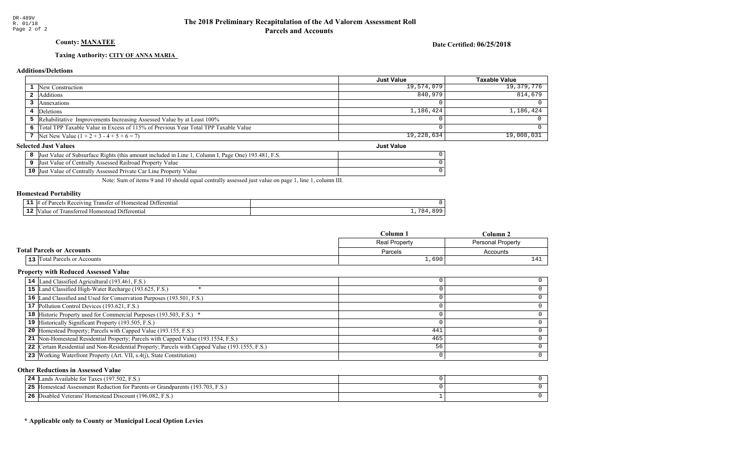DR-489V
R. 01/18
Page 2 of 2

# The 2018 Preliminary Recapitulation of the Ad Valorem Assessment Roll
## Parcels and Accounts

**County: MANATEE**

**Date Certified: 06/25/2018**

**Taxing Authority: CITY OF ANNA MARIA**

### Additions/Deletions

| | | Just Value | Taxable Value |
|---|---|---|---|
| 1 | New Construction | 19,574,079 | 19,379,776 |
| 2 | Additions | 840,979 | 814,679 |
| 3 | Annexations | 0 | 0 |
| 4 | Deletions | 1,186,424 | 1,186,424 |
| 5 | Rehabilitative Improvements Increasing Assessed Value by at Least 100% | 0 | 0 |
| 6 | Total TPP Taxable Value in Excess of 115% of Previous Year Total TPP Taxable Value | 0 | 0 |
| 7 | Net New Value (1 + 2 + 3 - 4 + 5 + 6 = 7) | 19,228,634 | 19,008,031 |

### Selected Just Values

| | | Just Value |
|---|---|---|
| 8 | Just Value of Subsurface Rights (this amount included in Line 1, Column I, Page One) 193.481, F.S. | 0 |
| 9 | Just Value of Centrally Assessed Railroad Property Value | 0 |
| 10 | Just Value of Centrally Assessed Private Car Line Property Value | 0 |

Note: Sum of items 9 and 10 should equal centrally assessed just value on page 1, line 1, column III.

### Homestead Portability

| | | |
|---|---|---|
| 11 | # of Parcels Receiving Transfer of Homestead Differential | 8 |
| 12 | Value of Transferred Homestead Differential | 1,784,899 |

### Total Parcels or Accounts

| | | Column 1 | Column 2 |
|---|---|---|---|
| | | Real Property | Personal Property |
| | | Parcels | Accounts |
| 13 | Total Parcels or Accounts | 1,690 | 141 |

### Property with Reduced Assessed Value

| | | Column 1 | Column 2 |
|---|---|---|---|
| 14 | Land Classified Agricultural (193.461, F.S.) | 0 | 0 |
| 15 | Land Classified High-Water Recharge (193.625, F.S.) * | 0 | 0 |
| 16 | Land Classified and Used for Conservation Purposes (193.501, F.S.) | 0 | 0 |
| 17 | Pollution Control Devices (193.621, F.S.) | 0 | 0 |
| 18 | Historic Property used for Commercial Purposes (193.503, F.S.) * | 0 | 0 |
| 19 | Historically Significant Property (193.505, F.S.) | 0 | 0 |
| 20 | Homestead Property; Parcels with Capped Value (193.155, F.S.) | 441 | 0 |
| 21 | Non-Homestead Residential Property; Parcels with Capped Value (193.1554, F.S.) | 465 | 0 |
| 22 | Certain Residential and Non-Residential Property; Parcels with Capped Value (193.1555, F.S.) | 56 | 0 |
| 23 | Working Waterfront Property (Art. VII, s.4(j), State Constitution) | 0 | 0 |

### Other Reductions in Assessed Value

| | | Column 1 | Column 2 |
|---|---|---|---|
| 24 | Lands Available for Taxes (197.502, F.S.) | 0 | 0 |
| 25 | Homestead Assessment Reduction for Parents or Grandparents (193.703, F.S.) | 0 | 0 |
| 26 | Disabled Veterans' Homestead Discount (196.082, F.S.) | 1 | 0 |

**\* Applicable only to County or Municipal Local Option Levies**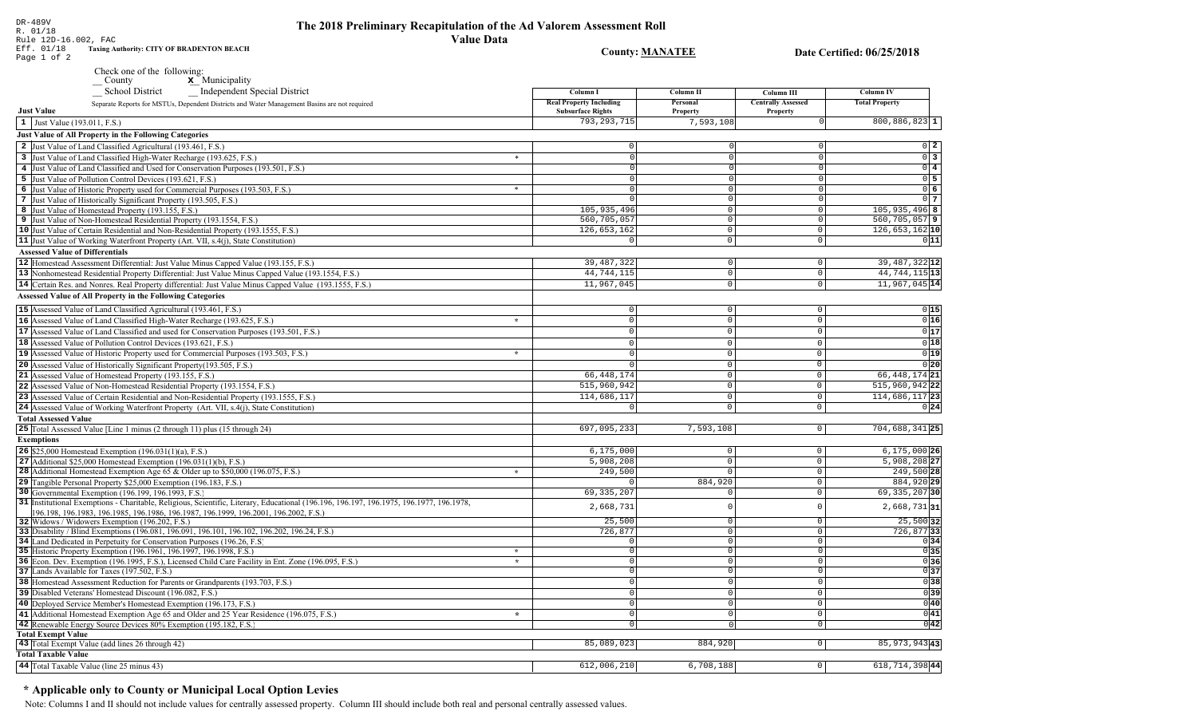DR-489V
R. 01/18
Rule 12D-16.002, FAC
Eff. 01/18
Page 1 of 2

# The 2018 Preliminary Recapitulation of the Ad Valorem Assessment Roll

## Value Data

**Taxing Authority: CITY OF BRADENTON BEACH**

**County: MANATEE**

**Date Certified: 06/25/2018**

Check one of the following:
__ County
**x** Municipality
__ School District
__ Independent Special District

Separate Reports for MSTUs, Dependent Districts and Water Management Basins are not required

| | Column I<br>Real Property Including Subsurface Rights | Column II<br>Personal Property | Column III<br>Centrally Assessed Property | Column IV<br>Total Property | |
|---|---|---|---|---|---|
| **Just Value** | | | | | |
| 1 Just Value (193.011, F.S.) | 793,293,715 | 7,593,108 | 0 | 800,886,823 | 1 |
| **Just Value of All Property in the Following Categories** | | | | | |
| 2 Just Value of Land Classified Agricultural (193.461, F.S.) | 0 | 0 | 0 | 0 | 2 |
| 3 Just Value of Land Classified High-Water Recharge (193.625, F.S.) * | 0 | 0 | 0 | 0 | 3 |
| 4 Just Value of Land Classified and Used for Conservation Purposes (193.501, F.S.) | 0 | 0 | 0 | 0 | 4 |
| 5 Just Value of Pollution Control Devices (193.621, F.S.) | 0 | 0 | 0 | 0 | 5 |
| 6 Just Value of Historic Property used for Commercial Purposes (193.503, F.S.) * | 0 | 0 | 0 | 0 | 6 |
| 7 Just Value of Historically Significant Property (193.505, F.S.) | 0 | 0 | 0 | 0 | 7 |
| 8 Just Value of Homestead Property (193.155, F.S.) | 105,935,496 | 0 | 0 | 105,935,496 | 8 |
| 9 Just Value of Non-Homestead Residential Property (193.1554, F.S.) | 560,705,057 | 0 | 0 | 560,705,057 | 9 |
| 10 Just Value of Certain Residential and Non-Residential Property (193.1555, F.S.) | 126,653,162 | 0 | 0 | 126,653,162 | 10 |
| 11 Just Value of Working Waterfront Property (Art. VII, s.4(j), State Constitution) | 0 | 0 | 0 | 0 | 11 |
| **Assessed Value of Differentials** | | | | | |
| 12 Homestead Assessment Differential: Just Value Minus Capped Value (193.155, F.S.) | 39,487,322 | 0 | 0 | 39,487,322 | 12 |
| 13 Nonhomestead Residential Property Differential: Just Value Minus Capped Value (193.1554, F.S.) | 44,744,115 | 0 | 0 | 44,744,115 | 13 |
| 14 Certain Res. and Nonres. Real Property differential: Just Value Minus Capped Value (193.1555, F.S.) | 11,967,045 | 0 | 0 | 11,967,045 | 14 |
| **Assessed Value of All Property in the Following Categories** | | | | | |
| 15 Assessed Value of Land Classified Agricultural (193.461, F.S.) | 0 | 0 | 0 | 0 | 15 |
| 16 Assessed Value of Land Classified High-Water Recharge (193.625, F.S.) * | 0 | 0 | 0 | 0 | 16 |
| 17 Assessed Value of Land Classified and used for Conservation Purposes (193.501, F.S.) | 0 | 0 | 0 | 0 | 17 |
| 18 Assessed Value of Pollution Control Devices (193.621, F.S.) | 0 | 0 | 0 | 0 | 18 |
| 19 Assessed Value of Historic Property used for Commercial Purposes (193.503, F.S.) * | 0 | 0 | 0 | 0 | 19 |
| 20 Assessed Value of Historically Significant Property(193.505, F.S.) | 0 | 0 | 0 | 0 | 20 |
| 21 Assessed Value of Homestead Property (193.155, F.S.) | 66,448,174 | 0 | 0 | 66,448,174 | 21 |
| 22 Assessed Value of Non-Homestead Residential Property (193.1554, F.S.) | 515,960,942 | 0 | 0 | 515,960,942 | 22 |
| 23 Assessed Value of Certain Residential and Non-Residential Property (193.1555, F.S.) | 114,686,117 | 0 | 0 | 114,686,117 | 23 |
| 24 Assessed Value of Working Waterfront Property (Art. VII, s.4(j), State Constitution) | 0 | 0 | 0 | 0 | 24 |
| **Total Assessed Value** | | | | | |
| 25 Total Assessed Value [Line 1 minus (2 through 11) plus (15 through 24) | 697,095,233 | 7,593,108 | 0 | 704,688,341 | 25 |
| **Exemptions** | | | | | |
| 26 $25,000 Homestead Exemption (196.031(1)(a), F.S.) | 6,175,000 | 0 | 0 | 6,175,000 | 26 |
| 27 Additional $25,000 Homestead Exemption (196.031(1)(b), F.S.) | 5,908,208 | 0 | 0 | 5,908,208 | 27 |
| 28 Additional Homestead Exemption Age 65 & Older up to $50,000 (196.075, F.S.) * | 249,500 | 0 | 0 | 249,500 | 28 |
| 29 Tangible Personal Property $25,000 Exemption (196.183, F.S.) | 0 | 884,920 | 0 | 884,920 | 29 |
| 30 Governmental Exemption (196.199, 196.1993, F.S.) | 69,335,207 | 0 | 0 | 69,335,207 | 30 |
| 31 Institutional Exemptions - Charitable, Religious, Scientific, Literary, Educational (196.196, 196.197, 196.1975, 196.1977, 196.1978, 196.198, 196.1983, 196.1985, 196.1986, 196.1987, 196.1999, 196.2001, 196.2002, F.S.) | 2,668,731 | 0 | 0 | 2,668,731 | 31 |
| 32 Widows / Widowers Exemption (196.202, F.S.) | 25,500 | 0 | 0 | 25,500 | 32 |
| 33 Disability / Blind Exemptions (196.081, 196.091, 196.101, 196.102, 196.202, 196.24, F.S.) | 726,877 | 0 | 0 | 726,877 | 33 |
| 34 Land Dedicated in Perpetuity for Conservation Purposes (196.26, F.S) | 0 | 0 | 0 | 0 | 34 |
| 35 Historic Property Exemption (196.1961, 196.1997, 196.1998, F.S.) * | 0 | 0 | 0 | 0 | 35 |
| 36 Econ. Dev. Exemption (196.1995, F.S.), Licensed Child Care Facility in Ent. Zone (196.095, F.S.) * | 0 | 0 | 0 | 0 | 36 |
| 37 Lands Available for Taxes (197.502, F.S.) | 0 | 0 | 0 | 0 | 37 |
| 38 Homestead Assessment Reduction for Parents or Grandparents (193.703, F.S.) | 0 | 0 | 0 | 0 | 38 |
| 39 Disabled Veterans' Homestead Discount (196.082, F.S.) | 0 | 0 | 0 | 0 | 39 |
| 40 Deployed Service Member's Homestead Exemption (196.173, F.S.) | 0 | 0 | 0 | 0 | 40 |
| 41 Additional Homestead Exemption Age 65 and Older and 25 Year Residence (196.075, F.S.) * | 0 | 0 | 0 | 0 | 41 |
| 42 Renewable Energy Source Devices 80% Exemption (195.182, F.S.) | 0 | 0 | 0 | 0 | 42 |
| **Total Exempt Value** | | | | | |
| 43 Total Exempt Value (add lines 26 through 42) | 85,089,023 | 884,920 | 0 | 85,973,943 | 43 |
| **Total Taxable Value** | | | | | |
| 44 Total Taxable Value (line 25 minus 43) | 612,006,210 | 6,708,188 | 0 | 618,714,398 | 44 |

**\* Applicable only to County or Municipal Local Option Levies**

Note: Columns I and II should not include values for centrally assessed property. Column III should include both real and personal centrally assessed values.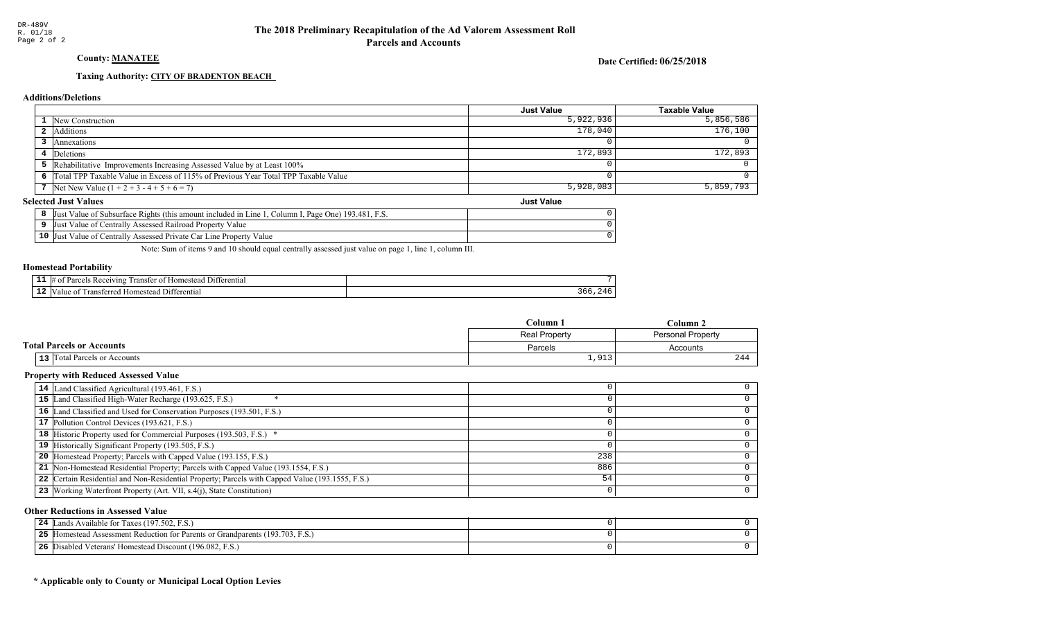DR-489V
R. 01/18

# The 2018 Preliminary Recapitulation of the Ad Valorem Assessment Roll
## Parcels and Accounts

**County: MANATEE**

**Date Certified: 06/25/2018**

**Taxing Authority: CITY OF BRADENTON BEACH**

### Additions/Deletions

| | | Just Value | Taxable Value |
|---|---|---|---|
| 1 | New Construction | 5,922,936 | 5,856,586 |
| 2 | Additions | 178,040 | 176,100 |
| 3 | Annexations | 0 | 0 |
| 4 | Deletions | 172,893 | 172,893 |
| 5 | Rehabilitative Improvements Increasing Assessed Value by at Least 100% | 0 | 0 |
| 6 | Total TPP Taxable Value in Excess of 115% of Previous Year Total TPP Taxable Value | 0 | 0 |
| 7 | Net New Value (1 + 2 + 3 - 4 + 5 + 6 = 7) | 5,928,083 | 5,859,793 |

### Selected Just Values

| | | Just Value |
|---|---|---|
| 8 | Just Value of Subsurface Rights (this amount included in Line 1, Column I, Page One) 193.481, F.S. | 0 |
| 9 | Just Value of Centrally Assessed Railroad Property Value | 0 |
| 10 | Just Value of Centrally Assessed Private Car Line Property Value | 0 |

Note: Sum of items 9 and 10 should equal centrally assessed just value on page 1, line 1, column III.

### Homestead Portability

| | | |
|---|---|---|
| 11 | # of Parcels Receiving Transfer of Homestead Differential | 7 |
| 12 | Value of Transferred Homestead Differential | 366,246 |

### Total Parcels or Accounts

| | | Column 1 | Column 2 |
|---|---|---|---|
| | | Real Property | Personal Property |
| | | Parcels | Accounts |
| 13 | Total Parcels or Accounts | 1,913 | 244 |

### Property with Reduced Assessed Value

| | | Column 1 | Column 2 |
|---|---|---|---|
| 14 | Land Classified Agricultural (193.461, F.S.) | 0 | 0 |
| 15 | Land Classified High-Water Recharge (193.625, F.S.) * | 0 | 0 |
| 16 | Land Classified and Used for Conservation Purposes (193.501, F.S.) | 0 | 0 |
| 17 | Pollution Control Devices (193.621, F.S.) | 0 | 0 |
| 18 | Historic Property used for Commercial Purposes (193.503, F.S.) * | 0 | 0 |
| 19 | Historically Significant Property (193.505, F.S.) | 0 | 0 |
| 20 | Homestead Property; Parcels with Capped Value (193.155, F.S.) | 238 | 0 |
| 21 | Non-Homestead Residential Property; Parcels with Capped Value (193.1554, F.S.) | 886 | 0 |
| 22 | Certain Residential and Non-Residential Property; Parcels with Capped Value (193.1555, F.S.) | 54 | 0 |
| 23 | Working Waterfront Property (Art. VII, s.4(j), State Constitution) | 0 | 0 |

### Other Reductions in Assessed Value

| | | Column 1 | Column 2 |
|---|---|---|---|
| 24 | Lands Available for Taxes (197.502, F.S.) | 0 | 0 |
| 25 | Homestead Assessment Reduction for Parents or Grandparents (193.703, F.S.) | 0 | 0 |
| 26 | Disabled Veterans' Homestead Discount (196.082, F.S.) | 0 | 0 |

**\* Applicable only to County or Municipal Local Option Levies**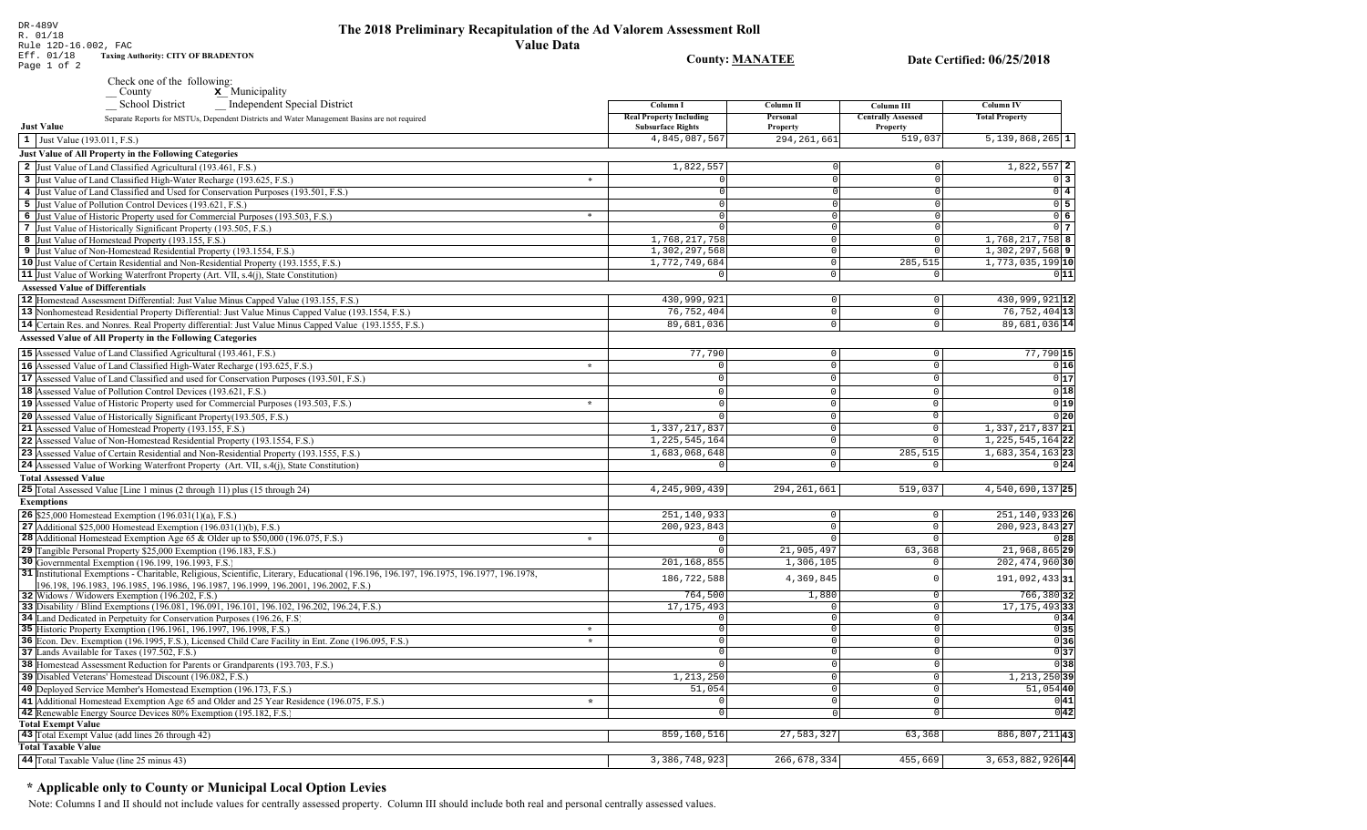DR-489V
R. 01/18
Rule 12D-16.002, FAC
Eff. 01/18

# The 2018 Preliminary Recapitulation of the Ad Valorem Assessment Roll

## Value Data

**Taxing Authority: CITY OF BRADENTON**

**County: MANATEE**

**Date Certified: 06/25/2018**

Check one of the following:
__ County
**x** Municipality
__ School District
__ Independent Special District

Separate Reports for MSTUs, Dependent Districts and Water Management Basins are not required

| | Column I Real Property Including Subsurface Rights | Column II Personal Property | Column III Centrally Assessed Property | Column IV Total Property | |
|---|---|---|---|---|---|
| **Just Value** | | | | | |
| 1 Just Value (193.011, F.S.) | 4,845,087,567 | 294,261,661 | 519,037 | 5,139,868,265 | 1 |
| **Just Value of All Property in the Following Categories** | | | | | |
| 2 Just Value of Land Classified Agricultural (193.461, F.S.) | 1,822,557 | 0 | 0 | 1,822,557 | 2 |
| 3 Just Value of Land Classified High-Water Recharge (193.625, F.S.) * | 0 | 0 | 0 | 0 | 3 |
| 4 Just Value of Land Classified and Used for Conservation Purposes (193.501, F.S.) | 0 | 0 | 0 | 0 | 4 |
| 5 Just Value of Pollution Control Devices (193.621, F.S.) | 0 | 0 | 0 | 0 | 5 |
| 6 Just Value of Historic Property used for Commercial Purposes (193.503, F.S.) * | 0 | 0 | 0 | 0 | 6 |
| 7 Just Value of Historically Significant Property (193.505, F.S.) | 0 | 0 | 0 | 0 | 7 |
| 8 Just Value of Homestead Property (193.155, F.S.) | 1,768,217,758 | 0 | 0 | 1,768,217,758 | 8 |
| 9 Just Value of Non-Homestead Residential Property (193.1554, F.S.) | 1,302,297,568 | 0 | 0 | 1,302,297,568 | 9 |
| 10 Just Value of Certain Residential and Non-Residential Property (193.1555, F.S.) | 1,772,749,684 | 0 | 285,515 | 1,773,035,199 | 10 |
| 11 Just Value of Working Waterfront Property (Art. VII, s.4(j), State Constitution) | 0 | 0 | 0 | 0 | 11 |
| **Assessed Value of Differentials** | | | | | |
| 12 Homestead Assessment Differential: Just Value Minus Capped Value (193.155, F.S.) | 430,999,921 | 0 | 0 | 430,999,921 | 12 |
| 13 Nonhomestead Residential Property Differential: Just Value Minus Capped Value (193.1554, F.S.) | 76,752,404 | 0 | 0 | 76,752,404 | 13 |
| 14 Certain Res. and Nonres. Real Property differential: Just Value Minus Capped Value (193.1555, F.S.) | 89,681,036 | 0 | 0 | 89,681,036 | 14 |
| **Assessed Value of All Property in the Following Categories** | | | | | |
| 15 Assessed Value of Land Classified Agricultural (193.461, F.S.) | 77,790 | 0 | 0 | 77,790 | 15 |
| 16 Assessed Value of Land Classified High-Water Recharge (193.625, F.S.) * | 0 | 0 | 0 | 0 | 16 |
| 17 Assessed Value of Land Classified and used for Conservation Purposes (193.501, F.S.) | 0 | 0 | 0 | 0 | 17 |
| 18 Assessed Value of Pollution Control Devices (193.621, F.S.) | 0 | 0 | 0 | 0 | 18 |
| 19 Assessed Value of Historic Property used for Commercial Purposes (193.503, F.S.) * | 0 | 0 | 0 | 0 | 19 |
| 20 Assessed Value of Historically Significant Property(193.505, F.S.) | 0 | 0 | 0 | 0 | 20 |
| 21 Assessed Value of Homestead Property (193.155, F.S.) | 1,337,217,837 | 0 | 0 | 1,337,217,837 | 21 |
| 22 Assessed Value of Non-Homestead Residential Property (193.1554, F.S.) | 1,225,545,164 | 0 | 0 | 1,225,545,164 | 22 |
| 23 Assessed Value of Certain Residential and Non-Residential Property (193.1555, F.S.) | 1,683,068,648 | 0 | 285,515 | 1,683,354,163 | 23 |
| 24 Assessed Value of Working Waterfront Property (Art. VII, s.4(j), State Constitution) | 0 | 0 | 0 | 0 | 24 |
| **Total Assessed Value** | | | | | |
| 25 Total Assessed Value [Line 1 minus (2 through 11) plus (15 through 24) | 4,245,909,439 | 294,261,661 | 519,037 | 4,540,690,137 | 25 |
| **Exemptions** | | | | | |
| 26 $25,000 Homestead Exemption (196.031(1)(a), F.S.) | 251,140,933 | 0 | 0 | 251,140,933 | 26 |
| 27 Additional $25,000 Homestead Exemption (196.031(1)(b), F.S.) | 200,923,843 | 0 | 0 | 200,923,843 | 27 |
| 28 Additional Homestead Exemption Age 65 & Older up to $50,000 (196.075, F.S.) * | 0 | 0 | 0 | 0 | 28 |
| 29 Tangible Personal Property $25,000 Exemption (196.183, F.S.) | 0 | 21,905,497 | 63,368 | 21,968,865 | 29 |
| 30 Governmental Exemption (196.199, 196.1993, F.S.) | 201,168,855 | 1,306,105 | 0 | 202,474,960 | 30 |
| 31 Institutional Exemptions - Charitable, Religious, Scientific, Literary, Educational (196.196, 196.197, 196.1975, 196.1977, 196.1978, 196.198, 196.1983, 196.1985, 196.1986, 196.1987, 196.1999, 196.2001, 196.2002, F.S.) | 186,722,588 | 4,369,845 | 0 | 191,092,433 | 31 |
| 32 Widows / Widowers Exemption (196.202, F.S.) | 764,500 | 1,880 | 0 | 766,380 | 32 |
| 33 Disability / Blind Exemptions (196.081, 196.091, 196.101, 196.102, 196.202, 196.24, F.S.) | 17,175,493 | 0 | 0 | 17,175,493 | 33 |
| 34 Land Dedicated in Perpetuity for Conservation Purposes (196.26, F.S) | 0 | 0 | 0 | 0 | 34 |
| 35 Historic Property Exemption (196.1961, 196.1997, 196.1998, F.S.) * | 0 | 0 | 0 | 0 | 35 |
| 36 Econ. Dev. Exemption (196.1995, F.S.), Licensed Child Care Facility in Ent. Zone (196.095, F.S.) * | 0 | 0 | 0 | 0 | 36 |
| 37 Lands Available for Taxes (197.502, F.S.) | 0 | 0 | 0 | 0 | 37 |
| 38 Homestead Assessment Reduction for Parents or Grandparents (193.703, F.S.) | 0 | 0 | 0 | 0 | 38 |
| 39 Disabled Veterans' Homestead Discount (196.082, F.S.) | 1,213,250 | 0 | 0 | 1,213,250 | 39 |
| 40 Deployed Service Member's Homestead Exemption (196.173, F.S.) | 51,054 | 0 | 0 | 51,054 | 40 |
| 41 Additional Homestead Exemption Age 65 and Older and 25 Year Residence (196.075, F.S.) * | 0 | 0 | 0 | 0 | 41 |
| 42 Renewable Energy Source Devices 80% Exemption (195.182, F.S.) | 0 | 0 | 0 | 0 | 42 |
| **Total Exempt Value** | | | | | |
| 43 Total Exempt Value (add lines 26 through 42) | 859,160,516 | 27,583,327 | 63,368 | 886,807,211 | 43 |
| **Total Taxable Value** | | | | | |
| 44 Total Taxable Value (line 25 minus 43) | 3,386,748,923 | 266,678,334 | 455,669 | 3,653,882,926 | 44 |

## * Applicable only to County or Municipal Local Option Levies

Note: Columns I and II should not include values for centrally assessed property. Column III should include both real and personal centrally assessed values.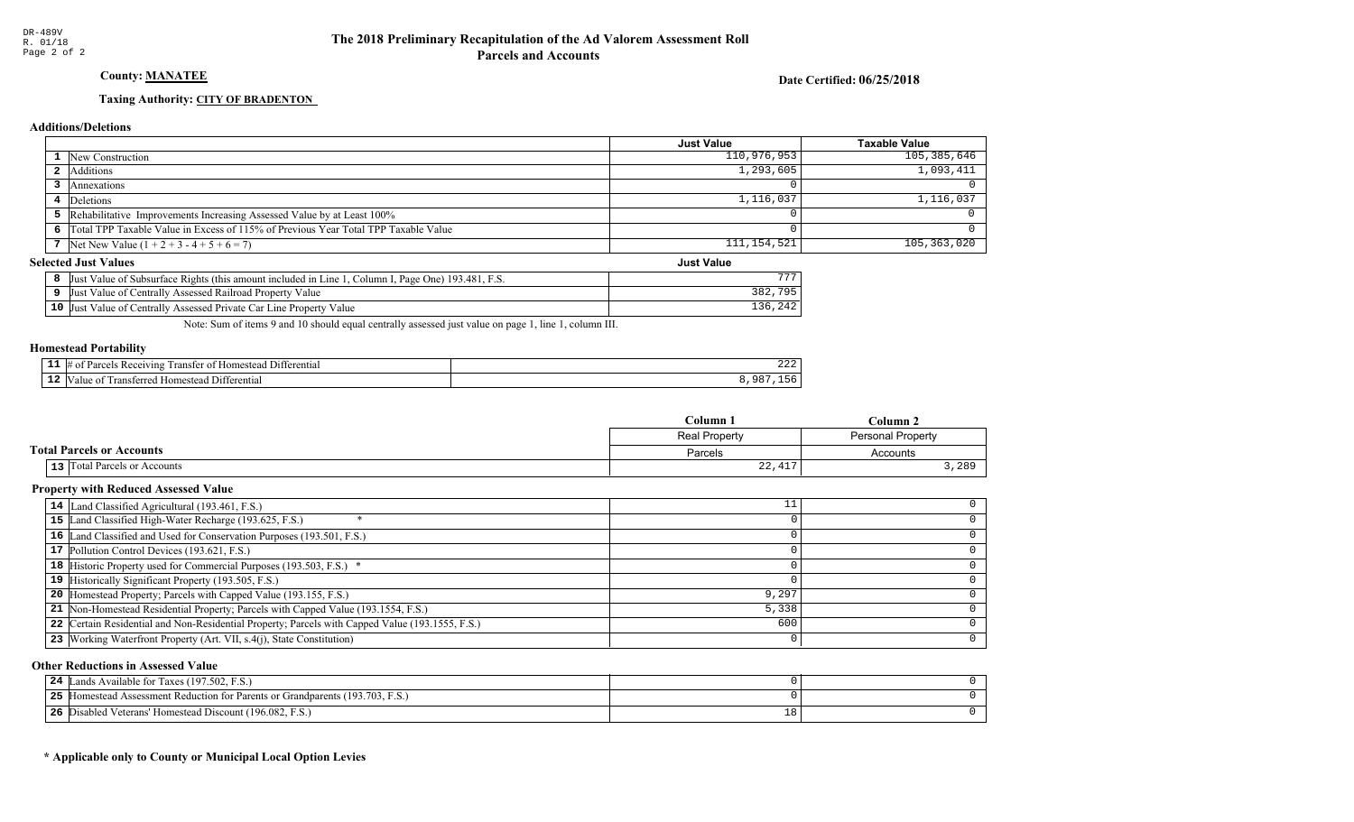DR-489V
R. 01/18

# The 2018 Preliminary Recapitulation of the Ad Valorem Assessment Roll
## Parcels and Accounts

**County: MANATEE**

**Date Certified: 06/25/2018**

**Taxing Authority: CITY OF BRADENTON**

### Additions/Deletions

| | | Just Value | Taxable Value |
|---|---|---|---|
| 1 | New Construction | 110,976,953 | 105,385,646 |
| 2 | Additions | 1,293,605 | 1,093,411 |
| 3 | Annexations | 0 | 0 |
| 4 | Deletions | 1,116,037 | 1,116,037 |
| 5 | Rehabilitative Improvements Increasing Assessed Value by at Least 100% | 0 | 0 |
| 6 | Total TPP Taxable Value in Excess of 115% of Previous Year Total TPP Taxable Value | 0 | 0 |
| 7 | Net New Value (1 + 2 + 3 - 4 + 5 + 6 = 7) | 111,154,521 | 105,363,020 |

### Selected Just Values

| | | Just Value |
|---|---|---|
| 8 | Just Value of Subsurface Rights (this amount included in Line 1, Column I, Page One) 193.481, F.S. | 777 |
| 9 | Just Value of Centrally Assessed Railroad Property Value | 382,795 |
| 10 | Just Value of Centrally Assessed Private Car Line Property Value | 136,242 |

Note: Sum of items 9 and 10 should equal centrally assessed just value on page 1, line 1, column III.

### Homestead Portability

| | | |
|---|---|---|
| 11 | # of Parcels Receiving Transfer of Homestead Differential | 222 |
| 12 | Value of Transferred Homestead Differential | 8,987,156 |

### Total Parcels or Accounts

| | | Column 1 | Column 2 |
|---|---|---|---|
| | | Real Property | Personal Property |
| | | Parcels | Accounts |
| 13 | Total Parcels or Accounts | 22,417 | 3,289 |

### Property with Reduced Assessed Value

| | | Column 1 | Column 2 |
|---|---|---|---|
| 14 | Land Classified Agricultural (193.461, F.S.) | 11 | 0 |
| 15 | Land Classified High-Water Recharge (193.625, F.S.) * | 0 | 0 |
| 16 | Land Classified and Used for Conservation Purposes (193.501, F.S.) | 0 | 0 |
| 17 | Pollution Control Devices (193.621, F.S.) | 0 | 0 |
| 18 | Historic Property used for Commercial Purposes (193.503, F.S.) * | 0 | 0 |
| 19 | Historically Significant Property (193.505, F.S.) | 0 | 0 |
| 20 | Homestead Property; Parcels with Capped Value (193.155, F.S.) | 9,297 | 0 |
| 21 | Non-Homestead Residential Property; Parcels with Capped Value (193.1554, F.S.) | 5,338 | 0 |
| 22 | Certain Residential and Non-Residential Property; Parcels with Capped Value (193.1555, F.S.) | 600 | 0 |
| 23 | Working Waterfront Property (Art. VII, s.4(j), State Constitution) | 0 | 0 |

### Other Reductions in Assessed Value

| | | Column 1 | Column 2 |
|---|---|---|---|
| 24 | Lands Available for Taxes (197.502, F.S.) | 0 | 0 |
| 25 | Homestead Assessment Reduction for Parents or Grandparents (193.703, F.S.) | 0 | 0 |
| 26 | Disabled Veterans' Homestead Discount (196.082, F.S.) | 18 | 0 |

**\* Applicable only to County or Municipal Local Option Levies**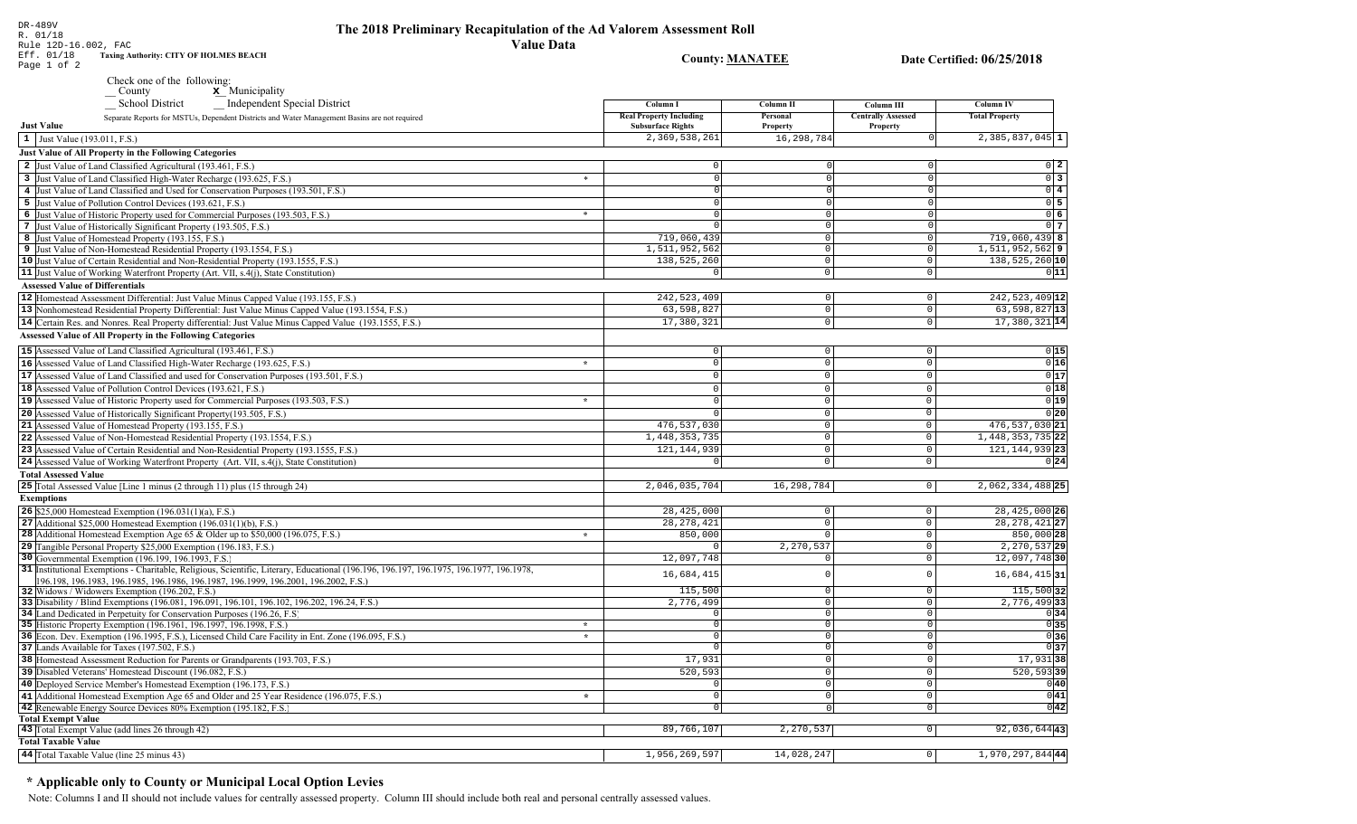DR-489V
R. 01/18
Rule 12D-16.002, FAC
Eff. 01/18 **Taxing Authority: CITY OF HOLMES BEACH**
Page 1 of 2

# The 2018 Preliminary Recapitulation of the Ad Valorem Assessment Roll

## Value Data

**County: MANATEE** **Date Certified: 06/25/2018**

Check one of the following:
__ County **x** Municipality
__ School District __ Independent Special District

Separate Reports for MSTUs, Dependent Districts and Water Management Basins are not required

| Just Value | Column I Real Property Including Subsurface Rights | Column II Personal Property | Column III Centrally Assessed Property | Column IV Total Property | |
|---|---|---|---|---|---|
| 1 Just Value (193.011, F.S.) | 2,369,538,261 | 16,298,784 | 0 | 2,385,837,045 | 1 |
| **Just Value of All Property in the Following Categories** | | | | | |
| 2 Just Value of Land Classified Agricultural (193.461, F.S.) | 0 | 0 | 0 | 0 | 2 |
| 3 Just Value of Land Classified High-Water Recharge (193.625, F.S.) * | 0 | 0 | 0 | 0 | 3 |
| 4 Just Value of Land Classified and Used for Conservation Purposes (193.501, F.S.) | 0 | 0 | 0 | 0 | 4 |
| 5 Just Value of Pollution Control Devices (193.621, F.S.) | 0 | 0 | 0 | 0 | 5 |
| 6 Just Value of Historic Property used for Commercial Purposes (193.503, F.S.) * | 0 | 0 | 0 | 0 | 6 |
| 7 Just Value of Historically Significant Property (193.505, F.S.) | 0 | 0 | 0 | 0 | 7 |
| 8 Just Value of Homestead Property (193.155, F.S.) | 719,060,439 | 0 | 0 | 719,060,439 | 8 |
| 9 Just Value of Non-Homestead Residential Property (193.1554, F.S.) | 1,511,952,562 | 0 | 0 | 1,511,952,562 | 9 |
| 10 Just Value of Certain Residential and Non-Residential Property (193.1555, F.S.) | 138,525,260 | 0 | 0 | 138,525,260 | 10 |
| 11 Just Value of Working Waterfront Property (Art. VII, s.4(j), State Constitution) | 0 | 0 | 0 | 0 | 11 |
| **Assessed Value of Differentials** | | | | | |
| 12 Homestead Assessment Differential: Just Value Minus Capped Value (193.155, F.S.) | 242,523,409 | 0 | 0 | 242,523,409 | 12 |
| 13 Nonhomestead Residential Property Differential: Just Value Minus Capped Value (193.1554, F.S.) | 63,598,827 | 0 | 0 | 63,598,827 | 13 |
| 14 Certain Res. and Nonres. Real Property differential: Just Value Minus Capped Value (193.1555, F.S.) | 17,380,321 | 0 | 0 | 17,380,321 | 14 |
| **Assessed Value of All Property in the Following Categories** | | | | | |
| 15 Assessed Value of Land Classified Agricultural (193.461, F.S.) | 0 | 0 | 0 | 0 | 15 |
| 16 Assessed Value of Land Classified High-Water Recharge (193.625, F.S.) * | 0 | 0 | 0 | 0 | 16 |
| 17 Assessed Value of Land Classified and used for Conservation Purposes (193.501, F.S.) | 0 | 0 | 0 | 0 | 17 |
| 18 Assessed Value of Pollution Control Devices (193.621, F.S.) | 0 | 0 | 0 | 0 | 18 |
| 19 Assessed Value of Historic Property used for Commercial Purposes (193.503, F.S.) * | 0 | 0 | 0 | 0 | 19 |
| 20 Assessed Value of Historically Significant Property(193.505, F.S.) | 0 | 0 | 0 | 0 | 20 |
| 21 Assessed Value of Homestead Property (193.155, F.S.) | 476,537,030 | 0 | 0 | 476,537,030 | 21 |
| 22 Assessed Value of Non-Homestead Residential Property (193.1554, F.S.) | 1,448,353,735 | 0 | 0 | 1,448,353,735 | 22 |
| 23 Assessed Value of Certain Residential and Non-Residential Property (193.1555, F.S.) | 121,144,939 | 0 | 0 | 121,144,939 | 23 |
| 24 Assessed Value of Working Waterfront Property (Art. VII, s.4(j), State Constitution) | 0 | 0 | 0 | 0 | 24 |
| **Total Assessed Value** | | | | | |
| 25 Total Assessed Value [Line 1 minus (2 through 11) plus (15 through 24) | 2,046,035,704 | 16,298,784 | 0 | 2,062,334,488 | 25 |
| **Exemptions** | | | | | |
| 26 $25,000 Homestead Exemption (196.031(1)(a), F.S.) | 28,425,000 | 0 | 0 | 28,425,000 | 26 |
| 27 Additional $25,000 Homestead Exemption (196.031(1)(b), F.S.) | 28,278,421 | 0 | 0 | 28,278,421 | 27 |
| 28 Additional Homestead Exemption Age 65 & Older up to $50,000 (196.075, F.S.) * | 850,000 | 0 | 0 | 850,000 | 28 |
| 29 Tangible Personal Property $25,000 Exemption (196.183, F.S.) | 0 | 2,270,537 | 0 | 2,270,537 | 29 |
| 30 Governmental Exemption (196.199, 196.1993, F.S.) | 12,097,748 | 0 | 0 | 12,097,748 | 30 |
| 31 Institutional Exemptions - Charitable, Religious, Scientific, Literary, Educational (196.196, 196.197, 196.1975, 196.1977, 196.1978, 196.198, 196.1983, 196.1985, 196.1986, 196.1987, 196.1999, 196.2001, 196.2002, F.S.) | 16,684,415 | 0 | 0 | 16,684,415 | 31 |
| 32 Widows / Widowers Exemption (196.202, F.S.) | 115,500 | 0 | 0 | 115,500 | 32 |
| 33 Disability / Blind Exemptions (196.081, 196.091, 196.101, 196.102, 196.202, 196.24, F.S.) | 2,776,499 | 0 | 0 | 2,776,499 | 33 |
| 34 Land Dedicated in Perpetuity for Conservation Purposes (196.26, F.S) | 0 | 0 | 0 | 0 | 34 |
| 35 Historic Property Exemption (196.1961, 196.1997, 196.1998, F.S.) * | 0 | 0 | 0 | 0 | 35 |
| 36 Econ. Dev. Exemption (196.1995, F.S.), Licensed Child Care Facility in Ent. Zone (196.095, F.S.) * | 0 | 0 | 0 | 0 | 36 |
| 37 Lands Available for Taxes (197.502, F.S.) | 0 | 0 | 0 | 0 | 37 |
| 38 Homestead Assessment Reduction for Parents or Grandparents (193.703, F.S.) | 17,931 | 0 | 0 | 17,931 | 38 |
| 39 Disabled Veterans' Homestead Discount (196.082, F.S.) | 520,593 | 0 | 0 | 520,593 | 39 |
| 40 Deployed Service Member's Homestead Exemption (196.173, F.S.) | 0 | 0 | 0 | 0 | 40 |
| 41 Additional Homestead Exemption Age 65 and Older and 25 Year Residence (196.075, F.S.) * | 0 | 0 | 0 | 0 | 41 |
| 42 Renewable Energy Source Devices 80% Exemption (195.182, F.S.) | 0 | 0 | 0 | 0 | 42 |
| **Total Exempt Value** | | | | | |
| 43 Total Exempt Value (add lines 26 through 42) | 89,766,107 | 2,270,537 | 0 | 92,036,644 | 43 |
| **Total Taxable Value** | | | | | |
| 44 Total Taxable Value (line 25 minus 43) | 1,956,269,597 | 14,028,247 | 0 | 1,970,297,844 | 44 |

## * Applicable only to County or Municipal Local Option Levies

Note: Columns I and II should not include values for centrally assessed property. Column III should include both real and personal centrally assessed values.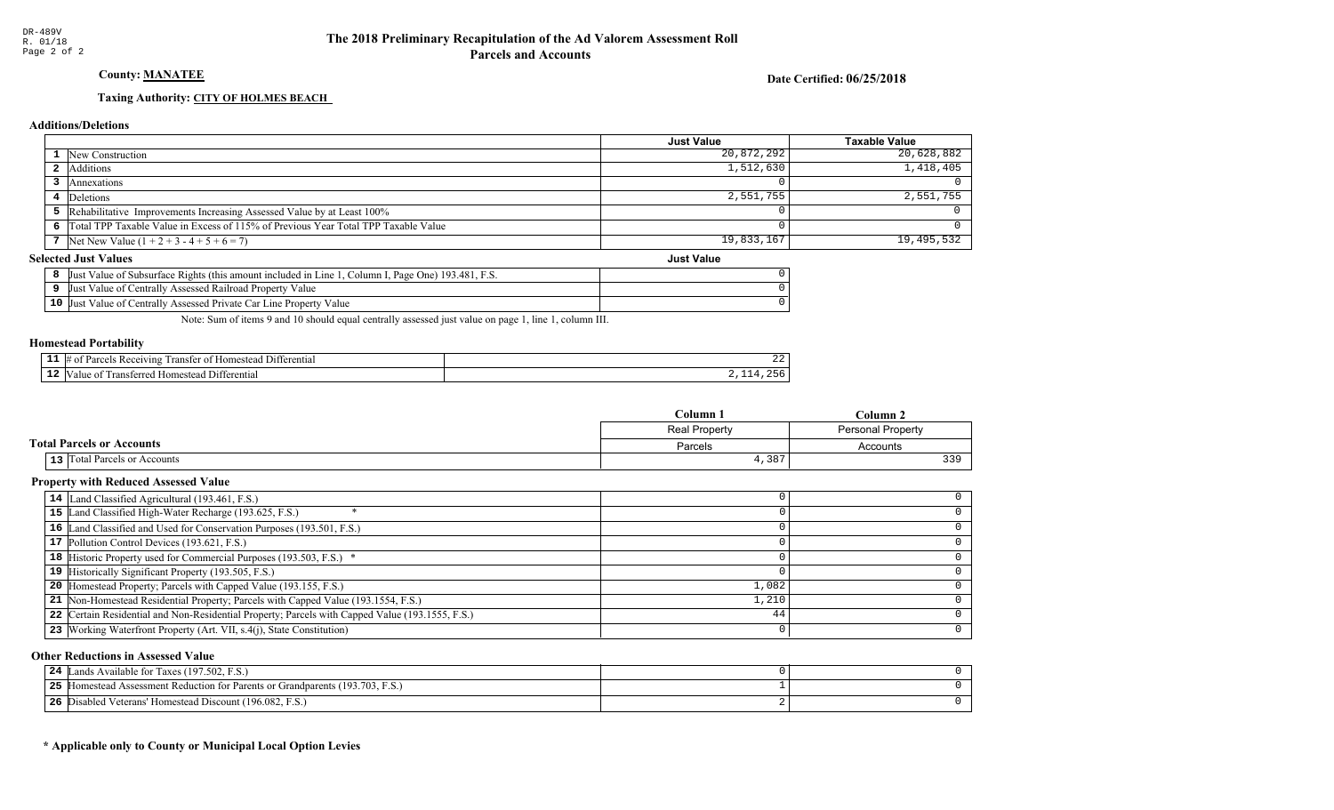DR-489V
R. 01/18
Page 2 of 2

# The 2018 Preliminary Recapitulation of the Ad Valorem Assessment Roll
## Parcels and Accounts

**County: MANATEE**

**Date Certified: 06/25/2018**

**Taxing Authority: CITY OF HOLMES BEACH**

### Additions/Deletions

| | | Just Value | Taxable Value |
|---|---|---|---|
| 1 | New Construction | 20,872,292 | 20,628,882 |
| 2 | Additions | 1,512,630 | 1,418,405 |
| 3 | Annexations | 0 | 0 |
| 4 | Deletions | 2,551,755 | 2,551,755 |
| 5 | Rehabilitative Improvements Increasing Assessed Value by at Least 100% | 0 | 0 |
| 6 | Total TPP Taxable Value in Excess of 115% of Previous Year Total TPP Taxable Value | 0 | 0 |
| 7 | Net New Value (1 + 2 + 3 - 4 + 5 + 6 = 7) | 19,833,167 | 19,495,532 |

### Selected Just Values

| | | Just Value |
|---|---|---|
| 8 | Just Value of Subsurface Rights (this amount included in Line 1, Column I, Page One) 193.481, F.S. | 0 |
| 9 | Just Value of Centrally Assessed Railroad Property Value | 0 |
| 10 | Just Value of Centrally Assessed Private Car Line Property Value | 0 |

Note: Sum of items 9 and 10 should equal centrally assessed just value on page 1, line 1, column III.

### Homestead Portability

| | | |
|---|---|---|
| 11 | # of Parcels Receiving Transfer of Homestead Differential | 22 |
| 12 | Value of Transferred Homestead Differential | 2,114,256 |

### Total Parcels or Accounts

| | | Column 1<br>Real Property<br>Parcels | Column 2<br>Personal Property<br>Accounts |
|---|---|---|---|
| 13 | Total Parcels or Accounts | 4,387 | 339 |

### Property with Reduced Assessed Value

| | | Column 1 | Column 2 |
|---|---|---|---|
| 14 | Land Classified Agricultural (193.461, F.S.) | 0 | 0 |
| 15 | Land Classified High-Water Recharge (193.625, F.S.) * | 0 | 0 |
| 16 | Land Classified and Used for Conservation Purposes (193.501, F.S.) | 0 | 0 |
| 17 | Pollution Control Devices (193.621, F.S.) | 0 | 0 |
| 18 | Historic Property used for Commercial Purposes (193.503, F.S.) * | 0 | 0 |
| 19 | Historically Significant Property (193.505, F.S.) | 0 | 0 |
| 20 | Homestead Property; Parcels with Capped Value (193.155, F.S.) | 1,082 | 0 |
| 21 | Non-Homestead Residential Property; Parcels with Capped Value (193.1554, F.S.) | 1,210 | 0 |
| 22 | Certain Residential and Non-Residential Property; Parcels with Capped Value (193.1555, F.S.) | 44 | 0 |
| 23 | Working Waterfront Property (Art. VII, s.4(j), State Constitution) | 0 | 0 |

### Other Reductions in Assessed Value

| | | Column 1 | Column 2 |
|---|---|---|---|
| 24 | Lands Available for Taxes (197.502, F.S.) | 0 | 0 |
| 25 | Homestead Assessment Reduction for Parents or Grandparents (193.703, F.S.) | 1 | 0 |
| 26 | Disabled Veterans' Homestead Discount (196.082, F.S.) | 2 | 0 |

**\* Applicable only to County or Municipal Local Option Levies**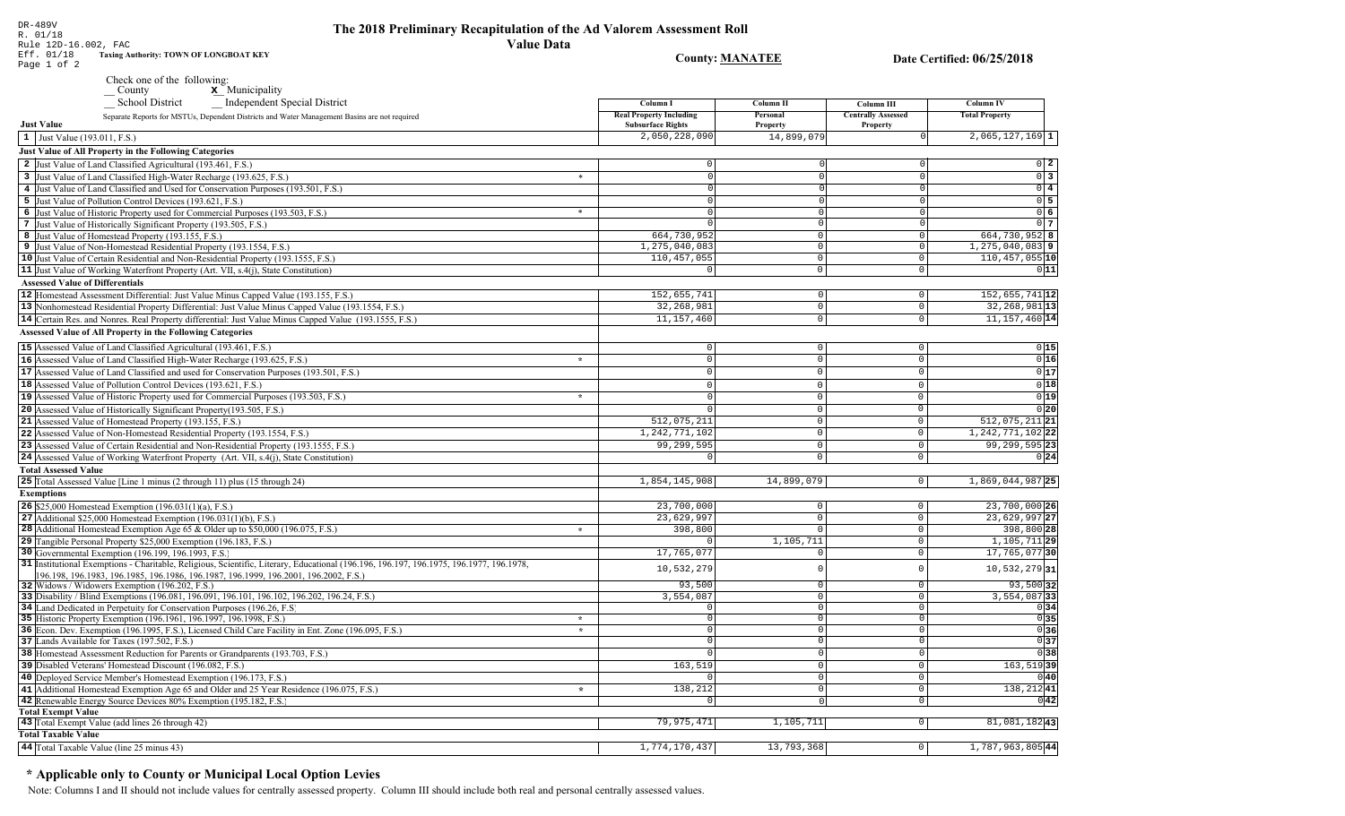DR-489V
R. 01/18
Rule 12D-16.002, FAC
Eff. 01/18

# The 2018 Preliminary Recapitulation of the Ad Valorem Assessment Roll
## Value Data

**Taxing Authority: TOWN OF LONGBOAT KEY**

**County: MANATEE**

**Date Certified: 06/25/2018**

Check one of the following:
__ County  **x** Municipality
__ School District  __ Independent Special District

Separate Reports for MSTUs, Dependent Districts and Water Management Basins are not required

| | | Column I Real Property Including Subsurface Rights | Column II Personal Property | Column III Centrally Assessed Property | Column IV Total Property | |
|---|---|---|---|---|---|---|
| **Just Value** | | | | | | |
| 1 | Just Value (193.011, F.S.) | 2,050,228,090 | 14,899,079 | 0 | 2,065,127,169 | 1 |
| **Just Value of All Property in the Following Categories** | | | | | | |
| 2 | Just Value of Land Classified Agricultural (193.461, F.S.) | 0 | 0 | 0 | 0 | 2 |
| 3 | Just Value of Land Classified High-Water Recharge (193.625, F.S.) * | 0 | 0 | 0 | 0 | 3 |
| 4 | Just Value of Land Classified and Used for Conservation Purposes (193.501, F.S.) | 0 | 0 | 0 | 0 | 4 |
| 5 | Just Value of Pollution Control Devices (193.621, F.S.) | 0 | 0 | 0 | 0 | 5 |
| 6 | Just Value of Historic Property used for Commercial Purposes (193.503, F.S.) * | 0 | 0 | 0 | 0 | 6 |
| 7 | Just Value of Historically Significant Property (193.505, F.S.) | 0 | 0 | 0 | 0 | 7 |
| 8 | Just Value of Homestead Property (193.155, F.S.) | 664,730,952 | 0 | 0 | 664,730,952 | 8 |
| 9 | Just Value of Non-Homestead Residential Property (193.1554, F.S.) | 1,275,040,083 | 0 | 0 | 1,275,040,083 | 9 |
| 10 | Just Value of Certain Residential and Non-Residential Property (193.1555, F.S.) | 110,457,055 | 0 | 0 | 110,457,055 | 10 |
| 11 | Just Value of Working Waterfront Property (Art. VII, s.4(j), State Constitution) | 0 | 0 | 0 | 0 | 11 |
| **Assessed Value of Differentials** | | | | | | |
| 12 | Homestead Assessment Differential: Just Value Minus Capped Value (193.155, F.S.) | 152,655,741 | 0 | 0 | 152,655,741 | 12 |
| 13 | Nonhomestead Residential Property Differential: Just Value Minus Capped Value (193.1554, F.S.) | 32,268,981 | 0 | 0 | 32,268,981 | 13 |
| 14 | Certain Res. and Nonres. Real Property differential: Just Value Minus Capped Value (193.1555, F.S.) | 11,157,460 | 0 | 0 | 11,157,460 | 14 |
| **Assessed Value of All Property in the Following Categories** | | | | | | |
| 15 | Assessed Value of Land Classified Agricultural (193.461, F.S.) | 0 | 0 | 0 | 0 | 15 |
| 16 | Assessed Value of Land Classified High-Water Recharge (193.625, F.S.) * | 0 | 0 | 0 | 0 | 16 |
| 17 | Assessed Value of Land Classified and used for Conservation Purposes (193.501, F.S.) | 0 | 0 | 0 | 0 | 17 |
| 18 | Assessed Value of Pollution Control Devices (193.621, F.S.) | 0 | 0 | 0 | 0 | 18 |
| 19 | Assessed Value of Historic Property used for Commercial Purposes (193.503, F.S.) * | 0 | 0 | 0 | 0 | 19 |
| 20 | Assessed Value of Historically Significant Property(193.505, F.S.) | 0 | 0 | 0 | 0 | 20 |
| 21 | Assessed Value of Homestead Property (193.155, F.S.) | 512,075,211 | 0 | 0 | 512,075,211 | 21 |
| 22 | Assessed Value of Non-Homestead Residential Property (193.1554, F.S.) | 1,242,771,102 | 0 | 0 | 1,242,771,102 | 22 |
| 23 | Assessed Value of Certain Residential and Non-Residential Property (193.1555, F.S.) | 99,299,595 | 0 | 0 | 99,299,595 | 23 |
| 24 | Assessed Value of Working Waterfront Property (Art. VII, s.4(j), State Constitution) | 0 | 0 | 0 | 0 | 24 |
| **Total Assessed Value** | | | | | | |
| 25 | Total Assessed Value [Line 1 minus (2 through 11) plus (15 through 24) | 1,854,145,908 | 14,899,079 | 0 | 1,869,044,987 | 25 |
| **Exemptions** | | | | | | |
| 26 | $25,000 Homestead Exemption (196.031(1)(a), F.S.) | 23,700,000 | 0 | 0 | 23,700,000 | 26 |
| 27 | Additional $25,000 Homestead Exemption (196.031(1)(b), F.S.) | 23,629,997 | 0 | 0 | 23,629,997 | 27 |
| 28 | Additional Homestead Exemption Age 65 & Older up to $50,000 (196.075, F.S.) * | 398,800 | 0 | 0 | 398,800 | 28 |
| 29 | Tangible Personal Property $25,000 Exemption (196.183, F.S.) | 0 | 1,105,711 | 0 | 1,105,711 | 29 |
| 30 | Governmental Exemption (196.199, 196.1993, F.S.) | 17,765,077 | 0 | 0 | 17,765,077 | 30 |
| 31 | Institutional Exemptions - Charitable, Religious, Scientific, Literary, Educational (196.196, 196.197, 196.1975, 196.1977, 196.1978, 196.198, 196.1983, 196.1985, 196.1986, 196.1987, 196.1999, 196.2001, 196.2002, F.S.) | 10,532,279 | 0 | 0 | 10,532,279 | 31 |
| 32 | Widows / Widowers Exemption (196.202, F.S.) | 93,500 | 0 | 0 | 93,500 | 32 |
| 33 | Disability / Blind Exemptions (196.081, 196.091, 196.101, 196.102, 196.202, 196.24, F.S.) | 3,554,087 | 0 | 0 | 3,554,087 | 33 |
| 34 | Land Dedicated in Perpetuity for Conservation Purposes (196.26, F.S) | 0 | 0 | 0 | 0 | 34 |
| 35 | Historic Property Exemption (196.1961, 196.1997, 196.1998, F.S.) * | 0 | 0 | 0 | 0 | 35 |
| 36 | Econ. Dev. Exemption (196.1995, F.S.), Licensed Child Care Facility in Ent. Zone (196.095, F.S.) * | 0 | 0 | 0 | 0 | 36 |
| 37 | Lands Available for Taxes (197.502, F.S.) | 0 | 0 | 0 | 0 | 37 |
| 38 | Homestead Assessment Reduction for Parents or Grandparents (193.703, F.S.) | 0 | 0 | 0 | 0 | 38 |
| 39 | Disabled Veterans' Homestead Discount (196.082, F.S.) | 163,519 | 0 | 0 | 163,519 | 39 |
| 40 | Deployed Service Member's Homestead Exemption (196.173, F.S.) | 0 | 0 | 0 | 0 | 40 |
| 41 | Additional Homestead Exemption Age 65 and Older and 25 Year Residence (196.075, F.S.) * | 138,212 | 0 | 0 | 138,212 | 41 |
| 42 | Renewable Energy Source Devices 80% Exemption (195.182, F.S.) | 0 | 0 | 0 | 0 | 42 |
| **Total Exempt Value** | | | | | | |
| 43 | Total Exempt Value (add lines 26 through 42) | 79,975,471 | 1,105,711 | 0 | 81,081,182 | 43 |
| **Total Taxable Value** | | | | | | |
| 44 | Total Taxable Value (line 25 minus 43) | 1,774,170,437 | 13,793,368 | 0 | 1,787,963,805 | 44 |

## * Applicable only to County or Municipal Local Option Levies

Note: Columns I and II should not include values for centrally assessed property. Column III should include both real and personal centrally assessed values.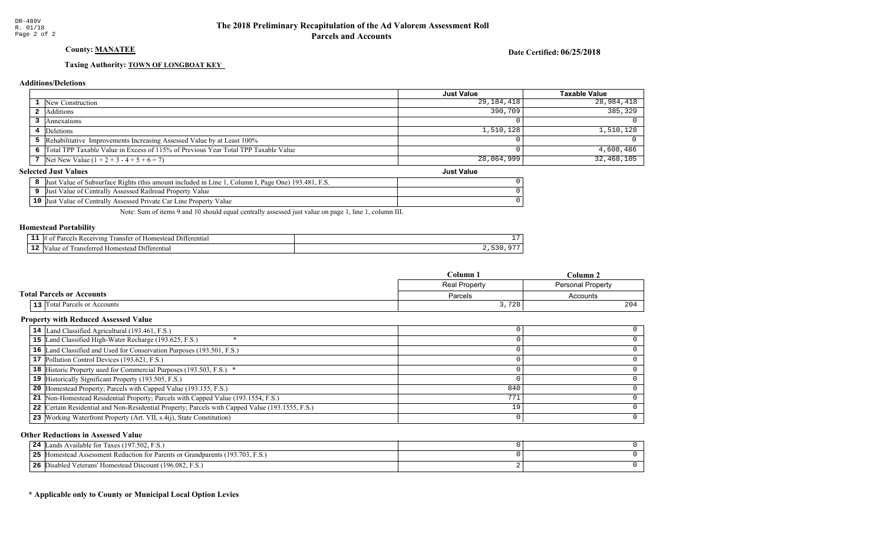DR-489V
R. 01/18
Page 2 of 2

# The 2018 Preliminary Recapitulation of the Ad Valorem Assessment Roll
## Parcels and Accounts

**County:** **MANATEE**

**Date Certified: 06/25/2018**

**Taxing Authority:** **TOWN OF LONGBOAT KEY**

### Additions/Deletions

| | | Just Value | Taxable Value |
|---|---|---|---|
| 1 | New Construction | 29,184,418 | 28,984,418 |
| 2 | Additions | 390,709 | 385,329 |
| 3 | Annexations | 0 | 0 |
| 4 | Deletions | 1,510,128 | 1,510,128 |
| 5 | Rehabilitative Improvements Increasing Assessed Value by at Least 100% | 0 | 0 |
| 6 | Total TPP Taxable Value in Excess of 115% of Previous Year Total TPP Taxable Value | 0 | 4,608,486 |
| 7 | Net New Value (1 + 2 + 3 - 4 + 5 + 6 = 7) | 28,064,999 | 32,468,105 |

### Selected Just Values

| | | Just Value |
|---|---|---|
| 8 | Just Value of Subsurface Rights (this amount included in Line 1, Column I, Page One) 193.481, F.S. | 0 |
| 9 | Just Value of Centrally Assessed Railroad Property Value | 0 |
| 10 | Just Value of Centrally Assessed Private Car Line Property Value | 0 |

Note: Sum of items 9 and 10 should equal centrally assessed just value on page 1, line 1, column III.

### Homestead Portability

| | | |
|---|---|---|
| 11 | # of Parcels Receiving Transfer of Homestead Differential | 17 |
| 12 | Value of Transferred Homestead Differential | 2,530,977 |

### Total Parcels or Accounts

| | | Column 1 | Column 2 |
|---|---|---|---|
| | | Real Property | Personal Property |
| | | Parcels | Accounts |
| 13 | Total Parcels or Accounts | 3,728 | 204 |

### Property with Reduced Assessed Value

| | | Column 1 | Column 2 |
|---|---|---|---|
| 14 | Land Classified Agricultural (193.461, F.S.) | 0 | 0 |
| 15 | Land Classified High-Water Recharge (193.625, F.S.) * | 0 | 0 |
| 16 | Land Classified and Used for Conservation Purposes (193.501, F.S.) | 0 | 0 |
| 17 | Pollution Control Devices (193.621, F.S.) | 0 | 0 |
| 18 | Historic Property used for Commercial Purposes (193.503, F.S.) * | 0 | 0 |
| 19 | Historically Significant Property (193.505, F.S.) | 0 | 0 |
| 20 | Homestead Property; Parcels with Capped Value (193.155, F.S.) | 840 | 0 |
| 21 | Non-Homestead Residential Property; Parcels with Capped Value (193.1554, F.S.) | 771 | 0 |
| 22 | Certain Residential and Non-Residential Property; Parcels with Capped Value (193.1555, F.S.) | 19 | 0 |
| 23 | Working Waterfront Property (Art. VII, s.4(j), State Constitution) | 0 | 0 |

### Other Reductions in Assessed Value

| | | Column 1 | Column 2 |
|---|---|---|---|
| 24 | Lands Available for Taxes (197.502, F.S.) | 0 | 0 |
| 25 | Homestead Assessment Reduction for Parents or Grandparents (193.703, F.S.) | 0 | 0 |
| 26 | Disabled Veterans' Homestead Discount (196.082, F.S.) | 2 | 0 |

**\* Applicable only to County or Municipal Local Option Levies**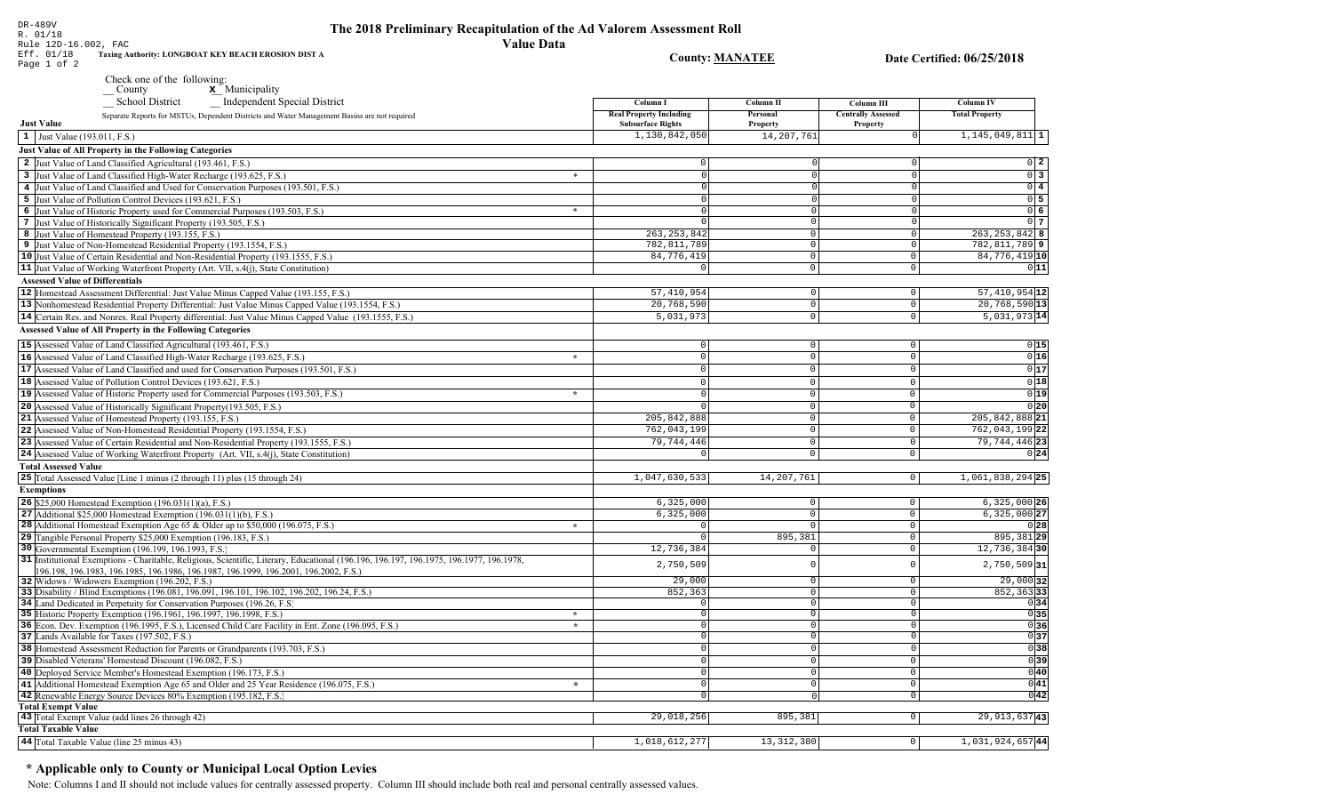DR-489V
R. 01/18
Rule 12D-16.002, FAC
Eff. 01/18
Page 1 of 2

# The 2018 Preliminary Recapitulation of the Ad Valorem Assessment Roll

## Value Data

Taxing Authority: LONGBOAT KEY BEACH EROSION DIST A

County: MANATEE

Date Certified: 06/25/2018

Check one of the following:
__ County
**x** Municipality
__ School District
__ Independent Special District

Separate Reports for MSTUs, Dependent Districts and Water Management Basins are not required

| | Column I Real Property Including Subsurface Rights | Column II Personal Property | Column III Centrally Assessed Property | Column IV Total Property | |
|---|---|---|---|---|---|
| **Just Value** | | | | | |
| 1 Just Value (193.011, F.S.) | 1,130,842,050 | 14,207,761 | 0 | 1,145,049,811 | 1 |
| **Just Value of All Property in the Following Categories** | | | | | |
| 2 Just Value of Land Classified Agricultural (193.461, F.S.) | 0 | 0 | 0 | 0 | 2 |
| 3 Just Value of Land Classified High-Water Recharge (193.625, F.S.) * | 0 | 0 | 0 | 0 | 3 |
| 4 Just Value of Land Classified and Used for Conservation Purposes (193.501, F.S.) | 0 | 0 | 0 | 0 | 4 |
| 5 Just Value of Pollution Control Devices (193.621, F.S.) | 0 | 0 | 0 | 0 | 5 |
| 6 Just Value of Historic Property used for Commercial Purposes (193.503, F.S.) * | 0 | 0 | 0 | 0 | 6 |
| 7 Just Value of Historically Significant Property (193.505, F.S.) | 0 | 0 | 0 | 0 | 7 |
| 8 Just Value of Homestead Property (193.155, F.S.) | 263,253,842 | 0 | 0 | 263,253,842 | 8 |
| 9 Just Value of Non-Homestead Residential Property (193.1554, F.S.) | 782,811,789 | 0 | 0 | 782,811,789 | 9 |
| 10 Just Value of Certain Residential and Non-Residential Property (193.1555, F.S.) | 84,776,419 | 0 | 0 | 84,776,419 | 10 |
| 11 Just Value of Working Waterfront Property (Art. VII, s.4(j), State Constitution) | 0 | 0 | 0 | 0 | 11 |
| **Assessed Value of Differentials** | | | | | |
| 12 Homestead Assessment Differential: Just Value Minus Capped Value (193.155, F.S.) | 57,410,954 | 0 | 0 | 57,410,954 | 12 |
| 13 Nonhomestead Residential Property Differential: Just Value Minus Capped Value (193.1554, F.S.) | 20,768,590 | 0 | 0 | 20,768,590 | 13 |
| 14 Certain Res. and Nonres. Real Property differential: Just Value Minus Capped Value (193.1555, F.S.) | 5,031,973 | 0 | 0 | 5,031,973 | 14 |
| **Assessed Value of All Property in the Following Categories** | | | | | |
| 15 Assessed Value of Land Classified Agricultural (193.461, F.S.) | 0 | 0 | 0 | 0 | 15 |
| 16 Assessed Value of Land Classified High-Water Recharge (193.625, F.S.) * | 0 | 0 | 0 | 0 | 16 |
| 17 Assessed Value of Land Classified and used for Conservation Purposes (193.501, F.S.) | 0 | 0 | 0 | 0 | 17 |
| 18 Assessed Value of Pollution Control Devices (193.621, F.S.) | 0 | 0 | 0 | 0 | 18 |
| 19 Assessed Value of Historic Property used for Commercial Purposes (193.503, F.S.) * | 0 | 0 | 0 | 0 | 19 |
| 20 Assessed Value of Historically Significant Property(193.505, F.S.) | 0 | 0 | 0 | 0 | 20 |
| 21 Assessed Value of Homestead Property (193.155, F.S.) | 205,842,888 | 0 | 0 | 205,842,888 | 21 |
| 22 Assessed Value of Non-Homestead Residential Property (193.1554, F.S.) | 762,043,199 | 0 | 0 | 762,043,199 | 22 |
| 23 Assessed Value of Certain Residential and Non-Residential Property (193.1555, F.S.) | 79,744,446 | 0 | 0 | 79,744,446 | 23 |
| 24 Assessed Value of Working Waterfront Property (Art. VII, s.4(j), State Constitution) | 0 | 0 | 0 | 0 | 24 |
| **Total Assessed Value** | | | | | |
| 25 Total Assessed Value [Line 1 minus (2 through 11) plus (15 through 24) | 1,047,630,533 | 14,207,761 | 0 | 1,061,838,294 | 25 |
| **Exemptions** | | | | | |
| 26 $25,000 Homestead Exemption (196.031(1)(a), F.S.) | 6,325,000 | 0 | 0 | 6,325,000 | 26 |
| 27 Additional $25,000 Homestead Exemption (196.031(1)(b), F.S.) | 6,325,000 | 0 | 0 | 6,325,000 | 27 |
| 28 Additional Homestead Exemption Age 65 & Older up to $50,000 (196.075, F.S.) * | 0 | 0 | 0 | 0 | 28 |
| 29 Tangible Personal Property $25,000 Exemption (196.183, F.S.) | 0 | 895,381 | 0 | 895,381 | 29 |
| 30 Governmental Exemption (196.199, 196.1993, F.S.) | 12,736,384 | 0 | 0 | 12,736,384 | 30 |
| 31 Institutional Exemptions - Charitable, Religious, Scientific, Literary, Educational (196.196, 196.197, 196.1975, 196.1977, 196.1978, 196.198, 196.1983, 196.1985, 196.1986, 196.1987, 196.1999, 196.2001, 196.2002, F.S.) | 2,750,509 | 0 | 0 | 2,750,509 | 31 |
| 32 Widows / Widowers Exemption (196.202, F.S.) | 29,000 | 0 | 0 | 29,000 | 32 |
| 33 Disability / Blind Exemptions (196.081, 196.091, 196.101, 196.102, 196.202, 196.24, F.S.) | 852,363 | 0 | 0 | 852,363 | 33 |
| 34 Land Dedicated in Perpetuity for Conservation Purposes (196.26, F.S) | 0 | 0 | 0 | 0 | 34 |
| 35 Historic Property Exemption (196.1961, 196.1997, 196.1998, F.S.) * | 0 | 0 | 0 | 0 | 35 |
| 36 Econ. Dev. Exemption (196.1995, F.S.), Licensed Child Care Facility in Ent. Zone (196.095, F.S.) * | 0 | 0 | 0 | 0 | 36 |
| 37 Lands Available for Taxes (197.502, F.S.) | 0 | 0 | 0 | 0 | 37 |
| 38 Homestead Assessment Reduction for Parents or Grandparents (193.703, F.S.) | 0 | 0 | 0 | 0 | 38 |
| 39 Disabled Veterans' Homestead Discount (196.082, F.S.) | 0 | 0 | 0 | 0 | 39 |
| 40 Deployed Service Member's Homestead Exemption (196.173, F.S.) | 0 | 0 | 0 | 0 | 40 |
| 41 Additional Homestead Exemption Age 65 and Older and 25 Year Residence (196.075, F.S.) * | 0 | 0 | 0 | 0 | 41 |
| 42 Renewable Energy Source Devices 80% Exemption (195.182, F.S.) | 0 | 0 | 0 | 0 | 42 |
| **Total Exempt Value** | | | | | |
| 43 Total Exempt Value (add lines 26 through 42) | 29,018,256 | 895,381 | 0 | 29,913,637 | 43 |
| **Total Taxable Value** | | | | | |
| 44 Total Taxable Value (line 25 minus 43) | 1,018,612,277 | 13,312,380 | 0 | 1,031,924,657 | 44 |

## * Applicable only to County or Municipal Local Option Levies

Note: Columns I and II should not include values for centrally assessed property. Column III should include both real and personal centrally assessed values.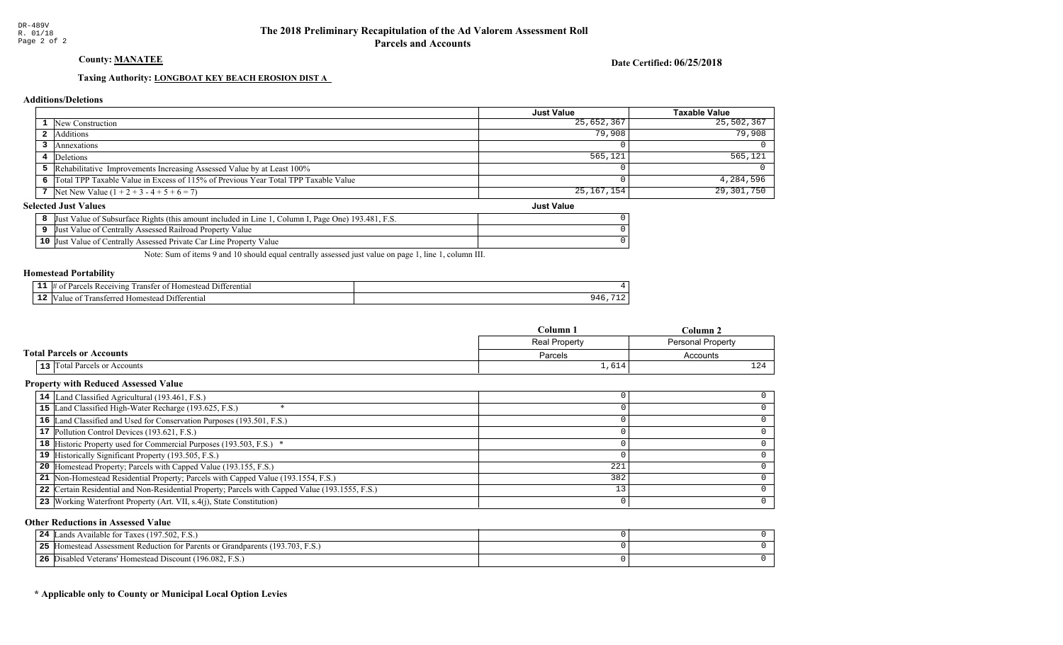DR-489V
R. 01/18

# The 2018 Preliminary Recapitulation of the Ad Valorem Assessment Roll
## Parcels and Accounts

**County: MANATEE**

**Date Certified: 06/25/2018**

**Taxing Authority: LONGBOAT KEY BEACH EROSION DIST A**

### Additions/Deletions

| | | Just Value | Taxable Value |
|---|---|---|---|
| 1 | New Construction | 25,652,367 | 25,502,367 |
| 2 | Additions | 79,908 | 79,908 |
| 3 | Annexations | 0 | 0 |
| 4 | Deletions | 565,121 | 565,121 |
| 5 | Rehabilitative Improvements Increasing Assessed Value by at Least 100% | 0 | 0 |
| 6 | Total TPP Taxable Value in Excess of 115% of Previous Year Total TPP Taxable Value | 0 | 4,284,596 |
| 7 | Net New Value (1 + 2 + 3 - 4 + 5 + 6 = 7) | 25,167,154 | 29,301,750 |

### Selected Just Values

| | | Just Value |
|---|---|---|
| 8 | Just Value of Subsurface Rights (this amount included in Line 1, Column I, Page One) 193.481, F.S. | 0 |
| 9 | Just Value of Centrally Assessed Railroad Property Value | 0 |
| 10 | Just Value of Centrally Assessed Private Car Line Property Value | 0 |

Note: Sum of items 9 and 10 should equal centrally assessed just value on page 1, line 1, column III.

### Homestead Portability

| | | |
|---|---|---|
| 11 | # of Parcels Receiving Transfer of Homestead Differential | 4 |
| 12 | Value of Transferred Homestead Differential | 946,712 |

### Total Parcels or Accounts

| | | Column 1<br>Real Property<br>Parcels | Column 2<br>Personal Property<br>Accounts |
|---|---|---|---|
| 13 | Total Parcels or Accounts | 1,614 | 124 |

### Property with Reduced Assessed Value

| | | Column 1 | Column 2 |
|---|---|---|---|
| 14 | Land Classified Agricultural (193.461, F.S.) | 0 | 0 |
| 15 | Land Classified High-Water Recharge (193.625, F.S.) * | 0 | 0 |
| 16 | Land Classified and Used for Conservation Purposes (193.501, F.S.) | 0 | 0 |
| 17 | Pollution Control Devices (193.621, F.S.) | 0 | 0 |
| 18 | Historic Property used for Commercial Purposes (193.503, F.S.) * | 0 | 0 |
| 19 | Historically Significant Property (193.505, F.S.) | 0 | 0 |
| 20 | Homestead Property; Parcels with Capped Value (193.155, F.S.) | 221 | 0 |
| 21 | Non-Homestead Residential Property; Parcels with Capped Value (193.1554, F.S.) | 382 | 0 |
| 22 | Certain Residential and Non-Residential Property; Parcels with Capped Value (193.1555, F.S.) | 13 | 0 |
| 23 | Working Waterfront Property (Art. VII, s.4(j), State Constitution) | 0 | 0 |

### Other Reductions in Assessed Value

| | | Column 1 | Column 2 |
|---|---|---|---|
| 24 | Lands Available for Taxes (197.502, F.S.) | 0 | 0 |
| 25 | Homestead Assessment Reduction for Parents or Grandparents (193.703, F.S.) | 0 | 0 |
| 26 | Disabled Veterans' Homestead Discount (196.082, F.S.) | 0 | 0 |

**\* Applicable only to County or Municipal Local Option Levies**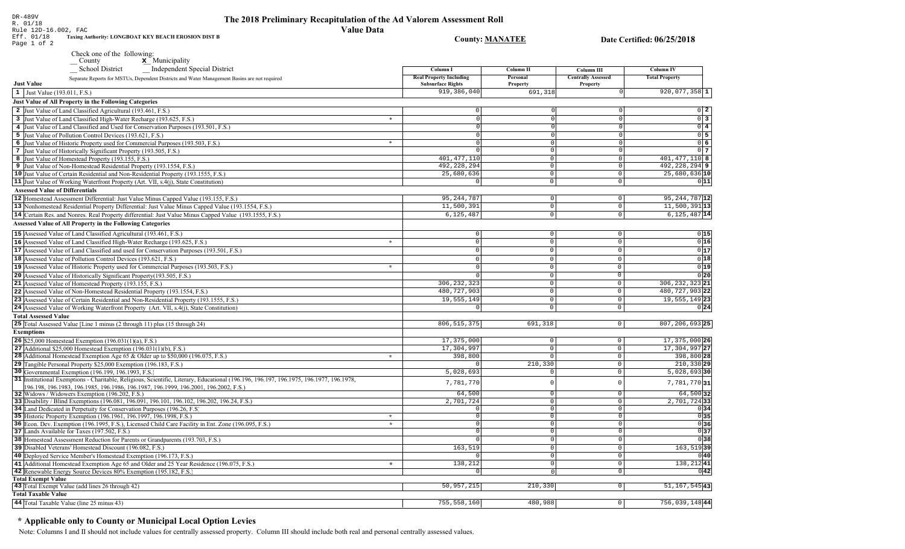DR-489V
R. 01/18
Rule 12D-16.002, FAC
Eff. 01/18

# The 2018 Preliminary Recapitulation of the Ad Valorem Assessment Roll

## Value Data

**Taxing Authority: LONGBOAT KEY BEACH EROSION DIST B**

**County: MANATEE**

**Date Certified: 06/25/2018**

Check one of the following:
__ County
**x** Municipality
__ School District
__ Independent Special District

Separate Reports for MSTUs, Dependent Districts and Water Management Basins are not required

| | | Column I Real Property Including Subsurface Rights | Column II Personal Property | Column III Centrally Assessed Property | Column IV Total Property | |
|---|---|---|---|---|---|---|
| **Just Value** | | | | | | |
| 1 | Just Value (193.011, F.S.) | 919,386,040 | 691,318 | 0 | 920,077,358 | 1 |
| **Just Value of All Property in the Following Categories** | | | | | | |
| 2 | Just Value of Land Classified Agricultural (193.461, F.S.) | 0 | 0 | 0 | 0 | 2 |
| 3 | Just Value of Land Classified High-Water Recharge (193.625, F.S.) * | 0 | 0 | 0 | 0 | 3 |
| 4 | Just Value of Land Classified and Used for Conservation Purposes (193.501, F.S.) | 0 | 0 | 0 | 0 | 4 |
| 5 | Just Value of Pollution Control Devices (193.621, F.S.) | 0 | 0 | 0 | 0 | 5 |
| 6 | Just Value of Historic Property used for Commercial Purposes (193.503, F.S.) * | 0 | 0 | 0 | 0 | 6 |
| 7 | Just Value of Historically Significant Property (193.505, F.S.) | 0 | 0 | 0 | 0 | 7 |
| 8 | Just Value of Homestead Property (193.155, F.S.) | 401,477,110 | 0 | 0 | 401,477,110 | 8 |
| 9 | Just Value of Non-Homestead Residential Property (193.1554, F.S.) | 492,228,294 | 0 | 0 | 492,228,294 | 9 |
| 10 | Just Value of Certain Residential and Non-Residential Property (193.1555, F.S.) | 25,680,636 | 0 | 0 | 25,680,636 | 10 |
| 11 | Just Value of Working Waterfront Property (Art. VII, s.4(j), State Constitution) | 0 | 0 | 0 | 0 | 11 |
| **Assessed Value of Differentials** | | | | | | |
| 12 | Homestead Assessment Differential: Just Value Minus Capped Value (193.155, F.S.) | 95,244,787 | 0 | 0 | 95,244,787 | 12 |
| 13 | Nonhomestead Residential Property Differential: Just Value Minus Capped Value (193.1554, F.S.) | 11,500,391 | 0 | 0 | 11,500,391 | 13 |
| 14 | Certain Res. and Nonres. Real Property differential: Just Value Minus Capped Value (193.1555, F.S.) | 6,125,487 | 0 | 0 | 6,125,487 | 14 |
| **Assessed Value of All Property in the Following Categories** | | | | | | |
| 15 | Assessed Value of Land Classified Agricultural (193.461, F.S.) | 0 | 0 | 0 | 0 | 15 |
| 16 | Assessed Value of Land Classified High-Water Recharge (193.625, F.S.) * | 0 | 0 | 0 | 0 | 16 |
| 17 | Assessed Value of Land Classified and used for Conservation Purposes (193.501, F.S.) | 0 | 0 | 0 | 0 | 17 |
| 18 | Assessed Value of Pollution Control Devices (193.621, F.S.) | 0 | 0 | 0 | 0 | 18 |
| 19 | Assessed Value of Historic Property used for Commercial Purposes (193.503, F.S.) * | 0 | 0 | 0 | 0 | 19 |
| 20 | Assessed Value of Historically Significant Property(193.505, F.S.) | 0 | 0 | 0 | 0 | 20 |
| 21 | Assessed Value of Homestead Property (193.155, F.S.) | 306,232,323 | 0 | 0 | 306,232,323 | 21 |
| 22 | Assessed Value of Non-Homestead Residential Property (193.1554, F.S.) | 480,727,903 | 0 | 0 | 480,727,903 | 22 |
| 23 | Assessed Value of Certain Residential and Non-Residential Property (193.1555, F.S.) | 19,555,149 | 0 | 0 | 19,555,149 | 23 |
| 24 | Assessed Value of Working Waterfront Property (Art. VII, s.4(j), State Constitution) | 0 | 0 | 0 | 0 | 24 |
| **Total Assessed Value** | | | | | | |
| 25 | Total Assessed Value [Line 1 minus (2 through 11) plus (15 through 24) | 806,515,375 | 691,318 | 0 | 807,206,693 | 25 |
| **Exemptions** | | | | | | |
| 26 | $25,000 Homestead Exemption (196.031(1)(a), F.S.) | 17,375,000 | 0 | 0 | 17,375,000 | 26 |
| 27 | Additional $25,000 Homestead Exemption (196.031(1)(b), F.S.) | 17,304,997 | 0 | 0 | 17,304,997 | 27 |
| 28 | Additional Homestead Exemption Age 65 & Older up to $50,000 (196.075, F.S.) * | 398,800 | 0 | 0 | 398,800 | 28 |
| 29 | Tangible Personal Property $25,000 Exemption (196.183, F.S.) | 0 | 210,330 | 0 | 210,330 | 29 |
| 30 | Governmental Exemption (196.199, 196.1993, F.S.) | 5,028,693 | 0 | 0 | 5,028,693 | 30 |
| 31 | Institutional Exemptions - Charitable, Religious, Scientific, Literary, Educational (196.196, 196.197, 196.1975, 196.1977, 196.1978, 196.198, 196.1983, 196.1985, 196.1986, 196.1987, 196.1999, 196.2001, 196.2002, F.S.) | 7,781,770 | 0 | 0 | 7,781,770 | 31 |
| 32 | Widows / Widowers Exemption (196.202, F.S.) | 64,500 | 0 | 0 | 64,500 | 32 |
| 33 | Disability / Blind Exemptions (196.081, 196.091, 196.101, 196.102, 196.202, 196.24, F.S.) | 2,701,724 | 0 | 0 | 2,701,724 | 33 |
| 34 | Land Dedicated in Perpetuity for Conservation Purposes (196.26, F.S) | 0 | 0 | 0 | 0 | 34 |
| 35 | Historic Property Exemption (196.1961, 196.1997, 196.1998, F.S.) * | 0 | 0 | 0 | 0 | 35 |
| 36 | Econ. Dev. Exemption (196.1995, F.S.), Licensed Child Care Facility in Ent. Zone (196.095, F.S.) * | 0 | 0 | 0 | 0 | 36 |
| 37 | Lands Available for Taxes (197.502, F.S.) | 0 | 0 | 0 | 0 | 37 |
| 38 | Homestead Assessment Reduction for Parents or Grandparents (193.703, F.S.) | 0 | 0 | 0 | 0 | 38 |
| 39 | Disabled Veterans' Homestead Discount (196.082, F.S.) | 163,519 | 0 | 0 | 163,519 | 39 |
| 40 | Deployed Service Member's Homestead Exemption (196.173, F.S.) | 0 | 0 | 0 | 0 | 40 |
| 41 | Additional Homestead Exemption Age 65 and Older and 25 Year Residence (196.075, F.S.) * | 138,212 | 0 | 0 | 138,212 | 41 |
| 42 | Renewable Energy Source Devices 80% Exemption (195.182, F.S.) | 0 | 0 | 0 | 0 | 42 |
| **Total Exempt Value** | | | | | | |
| 43 | Total Exempt Value (add lines 26 through 42) | 50,957,215 | 210,330 | 0 | 51,167,545 | 43 |
| **Total Taxable Value** | | | | | | |
| 44 | Total Taxable Value (line 25 minus 43) | 755,558,160 | 480,988 | 0 | 756,039,148 | 44 |

## * Applicable only to County or Municipal Local Option Levies

Note: Columns I and II should not include values for centrally assessed property. Column III should include both real and personal centrally assessed values.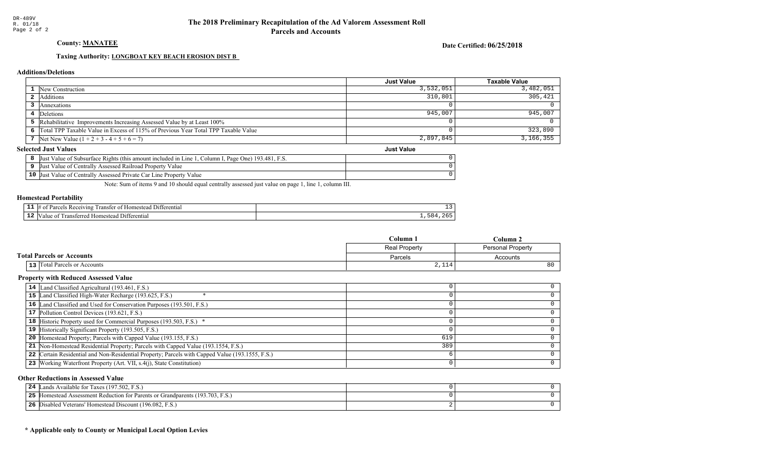DR-489V
R. 01/18
Page 2 of 2

# The 2018 Preliminary Recapitulation of the Ad Valorem Assessment Roll
## Parcels and Accounts

**County: MANATEE**

**Date Certified: 06/25/2018**

**Taxing Authority: LONGBOAT KEY BEACH EROSION DIST B**

### Additions/Deletions

| | | Just Value | Taxable Value |
|---|---|---|---|
| 1 | New Construction | 3,532,051 | 3,482,051 |
| 2 | Additions | 310,801 | 305,421 |
| 3 | Annexations | 0 | 0 |
| 4 | Deletions | 945,007 | 945,007 |
| 5 | Rehabilitative Improvements Increasing Assessed Value by at Least 100% | 0 | 0 |
| 6 | Total TPP Taxable Value in Excess of 115% of Previous Year Total TPP Taxable Value | 0 | 323,890 |
| 7 | Net New Value (1 + 2 + 3 - 4 + 5 + 6 = 7) | 2,897,845 | 3,166,355 |

### Selected Just Values

| | | Just Value |
|---|---|---|
| 8 | Just Value of Subsurface Rights (this amount included in Line 1, Column I, Page One) 193.481, F.S. | 0 |
| 9 | Just Value of Centrally Assessed Railroad Property Value | 0 |
| 10 | Just Value of Centrally Assessed Private Car Line Property Value | 0 |

Note: Sum of items 9 and 10 should equal centrally assessed just value on page 1, line 1, column III.

### Homestead Portability

| | | |
|---|---|---|
| 11 | # of Parcels Receiving Transfer of Homestead Differential | 13 |
| 12 | Value of Transferred Homestead Differential | 1,584,265 |

### Total Parcels or Accounts

| | | Column 1<br>Real Property<br>Parcels | Column 2<br>Personal Property<br>Accounts |
|---|---|---|---|
| 13 | Total Parcels or Accounts | 2,114 | 80 |

### Property with Reduced Assessed Value

| | | Column 1 | Column 2 |
|---|---|---|---|
| 14 | Land Classified Agricultural (193.461, F.S.) | 0 | 0 |
| 15 | Land Classified High-Water Recharge (193.625, F.S.) * | 0 | 0 |
| 16 | Land Classified and Used for Conservation Purposes (193.501, F.S.) | 0 | 0 |
| 17 | Pollution Control Devices (193.621, F.S.) | 0 | 0 |
| 18 | Historic Property used for Commercial Purposes (193.503, F.S.) * | 0 | 0 |
| 19 | Historically Significant Property (193.505, F.S.) | 0 | 0 |
| 20 | Homestead Property; Parcels with Capped Value (193.155, F.S.) | 619 | 0 |
| 21 | Non-Homestead Residential Property; Parcels with Capped Value (193.1554, F.S.) | 389 | 0 |
| 22 | Certain Residential and Non-Residential Property; Parcels with Capped Value (193.1555, F.S.) | 6 | 0 |
| 23 | Working Waterfront Property (Art. VII, s.4(j), State Constitution) | 0 | 0 |

### Other Reductions in Assessed Value

| | | Column 1 | Column 2 |
|---|---|---|---|
| 24 | Lands Available for Taxes (197.502, F.S.) | 0 | 0 |
| 25 | Homestead Assessment Reduction for Parents or Grandparents (193.703, F.S.) | 0 | 0 |
| 26 | Disabled Veterans' Homestead Discount (196.082, F.S.) | 2 | 0 |

**\* Applicable only to County or Municipal Local Option Levies**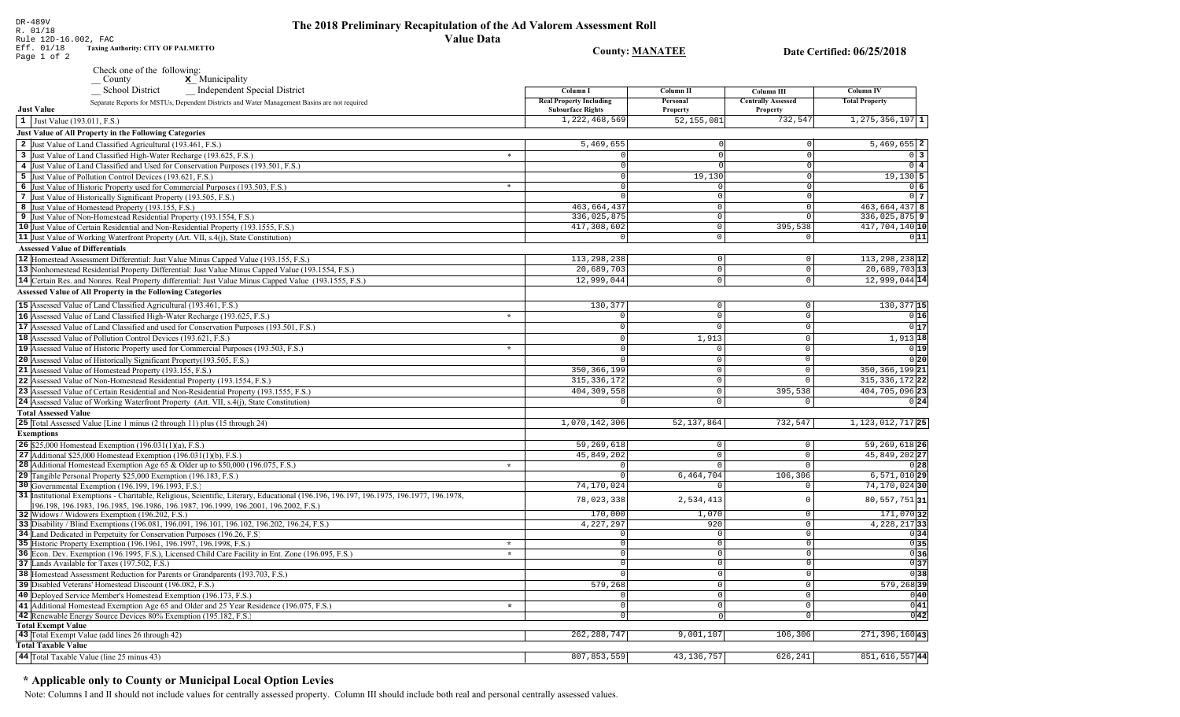DR-489V
R. 01/18
Rule 12D-16.002, FAC
Eff. 01/18

# The 2018 Preliminary Recapitulation of the Ad Valorem Assessment Roll

## Value Data

**Taxing Authority: CITY OF PALMETTO**

**County: MANATEE**

**Date Certified: 06/25/2018**

Check one of the following:
__ County
**x** Municipality
__ School District
__ Independent Special District

Separate Reports for MSTUs, Dependent Districts and Water Management Basins are not required

| | | Column I Real Property Including Subsurface Rights | Column II Personal Property | Column III Centrally Assessed Property | Column IV Total Property | |
|---|---|---|---|---|---|---|
| **Just Value** | | | | | | |
| 1 | Just Value (193.011, F.S.) | 1,222,468,569 | 52,155,081 | 732,547 | 1,275,356,197 | 1 |
| **Just Value of All Property in the Following Categories** | | | | | | |
| 2 | Just Value of Land Classified Agricultural (193.461, F.S.) | 5,469,655 | 0 | 0 | 5,469,655 | 2 |
| 3 | Just Value of Land Classified High-Water Recharge (193.625, F.S.) * | 0 | 0 | 0 | 0 | 3 |
| 4 | Just Value of Land Classified and Used for Conservation Purposes (193.501, F.S.) | 0 | 0 | 0 | 0 | 4 |
| 5 | Just Value of Pollution Control Devices (193.621, F.S.) | 0 | 19,130 | 0 | 19,130 | 5 |
| 6 | Just Value of Historic Property used for Commercial Purposes (193.503, F.S.) * | 0 | 0 | 0 | 0 | 6 |
| 7 | Just Value of Historically Significant Property (193.505, F.S.) | 0 | 0 | 0 | 0 | 7 |
| 8 | Just Value of Homestead Property (193.155, F.S.) | 463,664,437 | 0 | 0 | 463,664,437 | 8 |
| 9 | Just Value of Non-Homestead Residential Property (193.1554, F.S.) | 336,025,875 | 0 | 0 | 336,025,875 | 9 |
| 10 | Just Value of Certain Residential and Non-Residential Property (193.1555, F.S.) | 417,308,602 | 0 | 395,538 | 417,704,140 | 10 |
| 11 | Just Value of Working Waterfront Property (Art. VII, s.4(j), State Constitution) | 0 | 0 | 0 | 0 | 11 |
| **Assessed Value of Differentials** | | | | | | |
| 12 | Homestead Assessment Differential: Just Value Minus Capped Value (193.155, F.S.) | 113,298,238 | 0 | 0 | 113,298,238 | 12 |
| 13 | Nonhomestead Residential Property Differential: Just Value Minus Capped Value (193.1554, F.S.) | 20,689,703 | 0 | 0 | 20,689,703 | 13 |
| 14 | Certain Res. and Nonres. Real Property differential: Just Value Minus Capped Value (193.1555, F.S.) | 12,999,044 | 0 | 0 | 12,999,044 | 14 |
| **Assessed Value of All Property in the Following Categories** | | | | | | |
| 15 | Assessed Value of Land Classified Agricultural (193.461, F.S.) | 130,377 | 0 | 0 | 130,377 | 15 |
| 16 | Assessed Value of Land Classified High-Water Recharge (193.625, F.S.) * | 0 | 0 | 0 | 0 | 16 |
| 17 | Assessed Value of Land Classified and used for Conservation Purposes (193.501, F.S.) | 0 | 0 | 0 | 0 | 17 |
| 18 | Assessed Value of Pollution Control Devices (193.621, F.S.) | 0 | 1,913 | 0 | 1,913 | 18 |
| 19 | Assessed Value of Historic Property used for Commercial Purposes (193.503, F.S.) * | 0 | 0 | 0 | 0 | 19 |
| 20 | Assessed Value of Historically Significant Property(193.505, F.S.) | 0 | 0 | 0 | 0 | 20 |
| 21 | Assessed Value of Homestead Property (193.155, F.S.) | 350,366,199 | 0 | 0 | 350,366,199 | 21 |
| 22 | Assessed Value of Non-Homestead Residential Property (193.1554, F.S.) | 315,336,172 | 0 | 0 | 315,336,172 | 22 |
| 23 | Assessed Value of Certain Residential and Non-Residential Property (193.1555, F.S.) | 404,309,558 | 0 | 395,538 | 404,705,096 | 23 |
| 24 | Assessed Value of Working Waterfront Property (Art. VII, s.4(j), State Constitution) | 0 | 0 | 0 | 0 | 24 |
| **Total Assessed Value** | | | | | | |
| 25 | Total Assessed Value [Line 1 minus (2 through 11) plus (15 through 24) | 1,070,142,306 | 52,137,864 | 732,547 | 1,123,012,717 | 25 |
| **Exemptions** | | | | | | |
| 26 | $25,000 Homestead Exemption (196.031(1)(a), F.S.) | 59,269,618 | 0 | 0 | 59,269,618 | 26 |
| 27 | Additional $25,000 Homestead Exemption (196.031(1)(b), F.S.) | 45,849,202 | 0 | 0 | 45,849,202 | 27 |
| 28 | Additional Homestead Exemption Age 65 & Older up to $50,000 (196.075, F.S.) * | 0 | 0 | 0 | 0 | 28 |
| 29 | Tangible Personal Property $25,000 Exemption (196.183, F.S.) | 0 | 6,464,704 | 106,306 | 6,571,010 | 29 |
| 30 | Governmental Exemption (196.199, 196.1993, F.S.) | 74,170,024 | 0 | 0 | 74,170,024 | 30 |
| 31 | Institutional Exemptions - Charitable, Religious, Scientific, Literary, Educational (196.196, 196.197, 196.1975, 196.1977, 196.1978, 196.198, 196.1983, 196.1985, 196.1986, 196.1987, 196.1999, 196.2001, 196.2002, F.S.) | 78,023,338 | 2,534,413 | 0 | 80,557,751 | 31 |
| 32 | Widows / Widowers Exemption (196.202, F.S.) | 170,000 | 1,070 | 0 | 171,070 | 32 |
| 33 | Disability / Blind Exemptions (196.081, 196.091, 196.101, 196.102, 196.202, 196.24, F.S.) | 4,227,297 | 920 | 0 | 4,228,217 | 33 |
| 34 | Land Dedicated in Perpetuity for Conservation Purposes (196.26, F.S) | 0 | 0 | 0 | 0 | 34 |
| 35 | Historic Property Exemption (196.1961, 196.1997, 196.1998, F.S.) * | 0 | 0 | 0 | 0 | 35 |
| 36 | Econ. Dev. Exemption (196.1995, F.S.), Licensed Child Care Facility in Ent. Zone (196.095, F.S.) * | 0 | 0 | 0 | 0 | 36 |
| 37 | Lands Available for Taxes (197.502, F.S.) | 0 | 0 | 0 | 0 | 37 |
| 38 | Homestead Assessment Reduction for Parents or Grandparents (193.703, F.S.) | 0 | 0 | 0 | 0 | 38 |
| 39 | Disabled Veterans' Homestead Discount (196.082, F.S.) | 579,268 | 0 | 0 | 579,268 | 39 |
| 40 | Deployed Service Member's Homestead Exemption (196.173, F.S.) | 0 | 0 | 0 | 0 | 40 |
| 41 | Additional Homestead Exemption Age 65 and Older and 25 Year Residence (196.075, F.S.) * | 0 | 0 | 0 | 0 | 41 |
| 42 | Renewable Energy Source Devices 80% Exemption (195.182, F.S.) | 0 | 0 | 0 | 0 | 42 |
| **Total Exempt Value** | | | | | | |
| 43 | Total Exempt Value (add lines 26 through 42) | 262,288,747 | 9,001,107 | 106,306 | 271,396,160 | 43 |
| **Total Taxable Value** | | | | | | |
| 44 | Total Taxable Value (line 25 minus 43) | 807,853,559 | 43,136,757 | 626,241 | 851,616,557 | 44 |

## * Applicable only to County or Municipal Local Option Levies

Note: Columns I and II should not include values for centrally assessed property. Column III should include both real and personal centrally assessed values.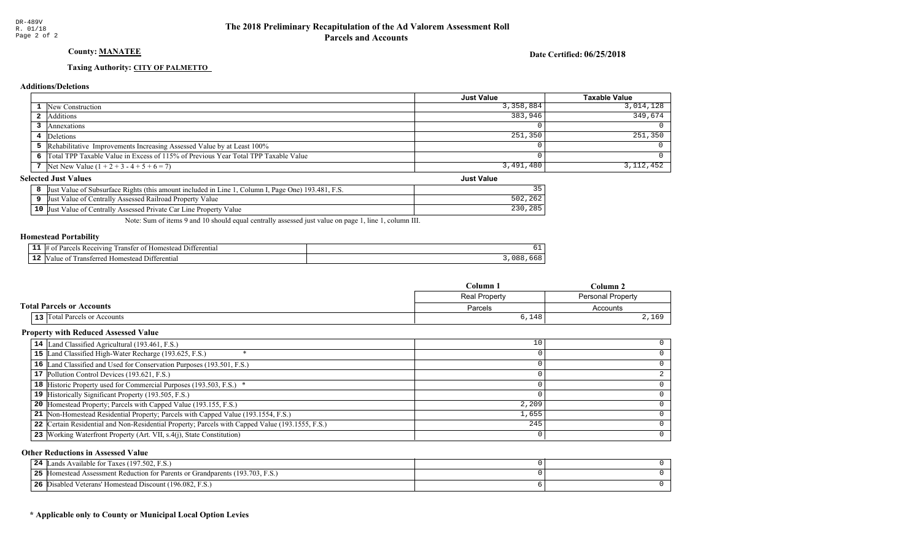DR-489V
R. 01/18
Page 2 of 2

# The 2018 Preliminary Recapitulation of the Ad Valorem Assessment Roll
## Parcels and Accounts

**County: MANATEE**

**Date Certified: 06/25/2018**

**Taxing Authority: CITY OF PALMETTO**

### Additions/Deletions

| | | Just Value | Taxable Value |
|---|---|---|---|
| 1 | New Construction | 3,358,884 | 3,014,128 |
| 2 | Additions | 383,946 | 349,674 |
| 3 | Annexations | 0 | 0 |
| 4 | Deletions | 251,350 | 251,350 |
| 5 | Rehabilitative Improvements Increasing Assessed Value by at Least 100% | 0 | 0 |
| 6 | Total TPP Taxable Value in Excess of 115% of Previous Year Total TPP Taxable Value | 0 | 0 |
| 7 | Net New Value (1 + 2 + 3 - 4 + 5 + 6 = 7) | 3,491,480 | 3,112,452 |

### Selected Just Values

| | | Just Value |
|---|---|---|
| 8 | Just Value of Subsurface Rights (this amount included in Line 1, Column I, Page One) 193.481, F.S. | 35 |
| 9 | Just Value of Centrally Assessed Railroad Property Value | 502,262 |
| 10 | Just Value of Centrally Assessed Private Car Line Property Value | 230,285 |

Note: Sum of items 9 and 10 should equal centrally assessed just value on page 1, line 1, column III.

### Homestead Portability

| | | |
|---|---|---|
| 11 | # of Parcels Receiving Transfer of Homestead Differential | 61 |
| 12 | Value of Transferred Homestead Differential | 3,088,668 |

### Total Parcels or Accounts

| | | Column 1<br>Real Property<br>Parcels | Column 2<br>Personal Property<br>Accounts |
|---|---|---|---|
| 13 | Total Parcels or Accounts | 6,148 | 2,169 |

### Property with Reduced Assessed Value

| | | Column 1 | Column 2 |
|---|---|---|---|
| 14 | Land Classified Agricultural (193.461, F.S.) | 10 | 0 |
| 15 | Land Classified High-Water Recharge (193.625, F.S.) * | 0 | 0 |
| 16 | Land Classified and Used for Conservation Purposes (193.501, F.S.) | 0 | 0 |
| 17 | Pollution Control Devices (193.621, F.S.) | 0 | 2 |
| 18 | Historic Property used for Commercial Purposes (193.503, F.S.) * | 0 | 0 |
| 19 | Historically Significant Property (193.505, F.S.) | 0 | 0 |
| 20 | Homestead Property; Parcels with Capped Value (193.155, F.S.) | 2,209 | 0 |
| 21 | Non-Homestead Residential Property; Parcels with Capped Value (193.1554, F.S.) | 1,655 | 0 |
| 22 | Certain Residential and Non-Residential Property; Parcels with Capped Value (193.1555, F.S.) | 245 | 0 |
| 23 | Working Waterfront Property (Art. VII, s.4(j), State Constitution) | 0 | 0 |

### Other Reductions in Assessed Value

| | | Column 1 | Column 2 |
|---|---|---|---|
| 24 | Lands Available for Taxes (197.502, F.S.) | 0 | 0 |
| 25 | Homestead Assessment Reduction for Parents or Grandparents (193.703, F.S.) | 0 | 0 |
| 26 | Disabled Veterans' Homestead Discount (196.082, F.S.) | 6 | 0 |

**\* Applicable only to County or Municipal Local Option Levies**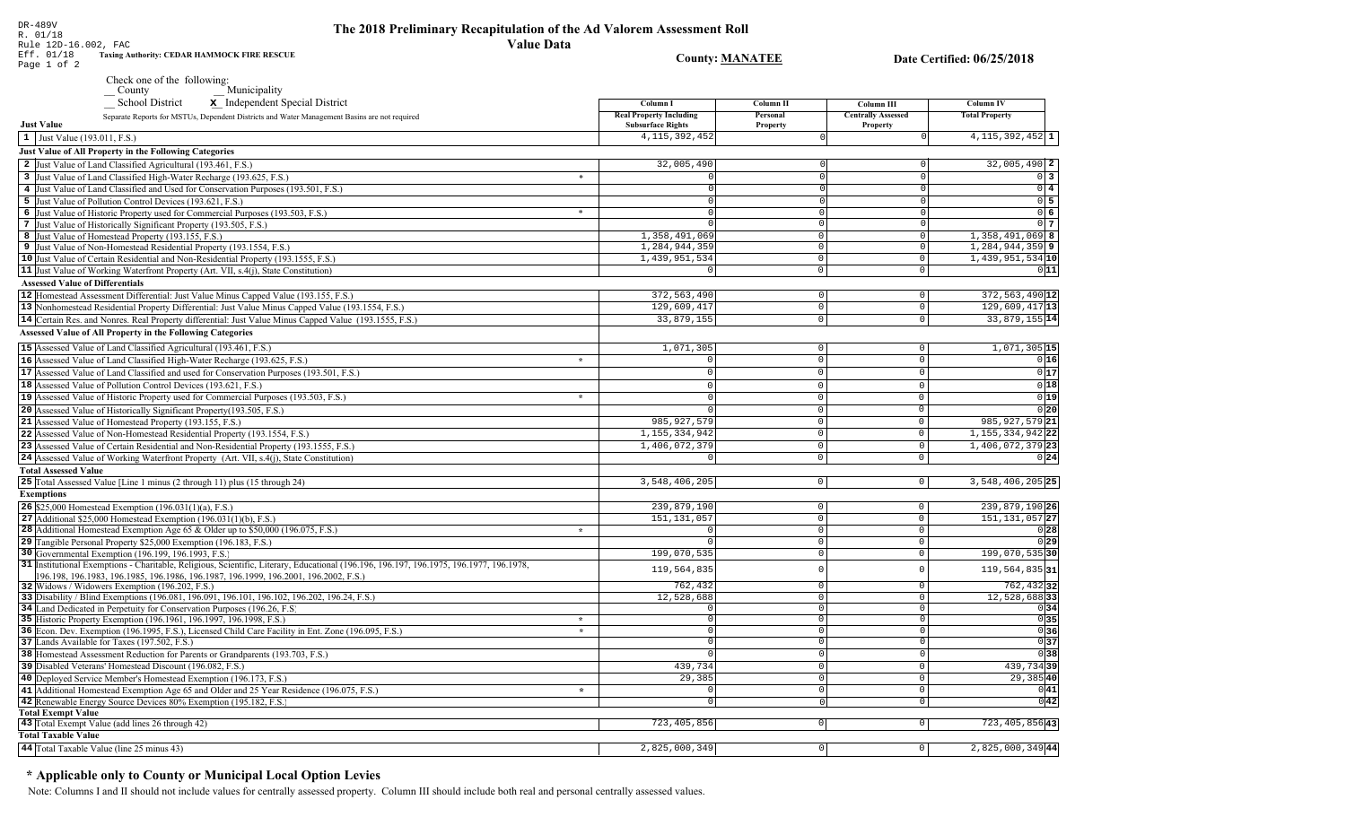DR-489V
R. 01/18
Rule 12D-16.002, FAC
Eff. 01/18

# The 2018 Preliminary Recapitulation of the Ad Valorem Assessment Roll

## Value Data

**Taxing Authority: CEDAR HAMMOCK FIRE RESCUE**

**County: MANATEE**

**Date Certified: 06/25/2018**

Check one of the following:
__ County
__ Municipality
__ School District
**X** Independent Special District

Separate Reports for MSTUs, Dependent Districts and Water Management Basins are not required

| | | Column I Real Property Including Subsurface Rights | Column II Personal Property | Column III Centrally Assessed Property | Column IV Total Property | |
|---|---|---|---|---|---|---|
| **Just Value** | | | | | | |
| 1 | Just Value (193.011, F.S.) | 4,115,392,452 | 0 | 0 | 4,115,392,452 | 1 |
| **Just Value of All Property in the Following Categories** | | | | | | |
| 2 | Just Value of Land Classified Agricultural (193.461, F.S.) | 32,005,490 | 0 | 0 | 32,005,490 | 2 |
| 3 | Just Value of Land Classified High-Water Recharge (193.625, F.S.) * | 0 | 0 | 0 | 0 | 3 |
| 4 | Just Value of Land Classified and Used for Conservation Purposes (193.501, F.S.) | 0 | 0 | 0 | 0 | 4 |
| 5 | Just Value of Pollution Control Devices (193.621, F.S.) | 0 | 0 | 0 | 0 | 5 |
| 6 | Just Value of Historic Property used for Commercial Purposes (193.503, F.S.) * | 0 | 0 | 0 | 0 | 6 |
| 7 | Just Value of Historically Significant Property (193.505, F.S.) | 0 | 0 | 0 | 0 | 7 |
| 8 | Just Value of Homestead Property (193.155, F.S.) | 1,358,491,069 | 0 | 0 | 1,358,491,069 | 8 |
| 9 | Just Value of Non-Homestead Residential Property (193.1554, F.S.) | 1,284,944,359 | 0 | 0 | 1,284,944,359 | 9 |
| 10 | Just Value of Certain Residential and Non-Residential Property (193.1555, F.S.) | 1,439,951,534 | 0 | 0 | 1,439,951,534 | 10 |
| 11 | Just Value of Working Waterfront Property (Art. VII, s.4(j), State Constitution) | 0 | 0 | 0 | 0 | 11 |
| **Assessed Value of Differentials** | | | | | | |
| 12 | Homestead Assessment Differential: Just Value Minus Capped Value (193.155, F.S.) | 372,563,490 | 0 | 0 | 372,563,490 | 12 |
| 13 | Nonhomestead Residential Property Differential: Just Value Minus Capped Value (193.1554, F.S.) | 129,609,417 | 0 | 0 | 129,609,417 | 13 |
| 14 | Certain Res. and Nonres. Real Property differential: Just Value Minus Capped Value (193.1555, F.S.) | 33,879,155 | 0 | 0 | 33,879,155 | 14 |
| **Assessed Value of All Property in the Following Categories** | | | | | | |
| 15 | Assessed Value of Land Classified Agricultural (193.461, F.S.) | 1,071,305 | 0 | 0 | 1,071,305 | 15 |
| 16 | Assessed Value of Land Classified High-Water Recharge (193.625, F.S.) * | 0 | 0 | 0 | 0 | 16 |
| 17 | Assessed Value of Land Classified and used for Conservation Purposes (193.501, F.S.) | 0 | 0 | 0 | 0 | 17 |
| 18 | Assessed Value of Pollution Control Devices (193.621, F.S.) | 0 | 0 | 0 | 0 | 18 |
| 19 | Assessed Value of Historic Property used for Commercial Purposes (193.503, F.S.) * | 0 | 0 | 0 | 0 | 19 |
| 20 | Assessed Value of Historically Significant Property(193.505, F.S.) | 0 | 0 | 0 | 0 | 20 |
| 21 | Assessed Value of Homestead Property (193.155, F.S.) | 985,927,579 | 0 | 0 | 985,927,579 | 21 |
| 22 | Assessed Value of Non-Homestead Residential Property (193.1554, F.S.) | 1,155,334,942 | 0 | 0 | 1,155,334,942 | 22 |
| 23 | Assessed Value of Certain Residential and Non-Residential Property (193.1555, F.S.) | 1,406,072,379 | 0 | 0 | 1,406,072,379 | 23 |
| 24 | Assessed Value of Working Waterfront Property (Art. VII, s.4(j), State Constitution) | 0 | 0 | 0 | 0 | 24 |
| **Total Assessed Value** | | | | | | |
| 25 | Total Assessed Value [Line 1 minus (2 through 11) plus (15 through 24) | 3,548,406,205 | 0 | 0 | 3,548,406,205 | 25 |
| **Exemptions** | | | | | | |
| 26 | $25,000 Homestead Exemption (196.031(1)(a), F.S.) | 239,879,190 | 0 | 0 | 239,879,190 | 26 |
| 27 | Additional $25,000 Homestead Exemption (196.031(1)(b), F.S.) | 151,131,057 | 0 | 0 | 151,131,057 | 27 |
| 28 | Additional Homestead Exemption Age 65 & Older up to $50,000 (196.075, F.S.) * | 0 | 0 | 0 | 0 | 28 |
| 29 | Tangible Personal Property $25,000 Exemption (196.183, F.S.) | 0 | 0 | 0 | 0 | 29 |
| 30 | Governmental Exemption (196.199, 196.1993, F.S.) | 199,070,535 | 0 | 0 | 199,070,535 | 30 |
| 31 | Institutional Exemptions - Charitable, Religious, Scientific, Literary, Educational (196.196, 196.197, 196.1975, 196.1977, 196.1978, 196.198, 196.1983, 196.1985, 196.1986, 196.1987, 196.1999, 196.2001, 196.2002, F.S.) | 119,564,835 | 0 | 0 | 119,564,835 | 31 |
| 32 | Widows / Widowers Exemption (196.202, F.S.) | 762,432 | 0 | 0 | 762,432 | 32 |
| 33 | Disability / Blind Exemptions (196.081, 196.091, 196.101, 196.102, 196.202, 196.24, F.S.) | 12,528,688 | 0 | 0 | 12,528,688 | 33 |
| 34 | Land Dedicated in Perpetuity for Conservation Purposes (196.26, F.S) | 0 | 0 | 0 | 0 | 34 |
| 35 | Historic Property Exemption (196.1961, 196.1997, 196.1998, F.S.) * | 0 | 0 | 0 | 0 | 35 |
| 36 | Econ. Dev. Exemption (196.1995, F.S.), Licensed Child Care Facility in Ent. Zone (196.095, F.S.) * | 0 | 0 | 0 | 0 | 36 |
| 37 | Lands Available for Taxes (197.502, F.S.) | 0 | 0 | 0 | 0 | 37 |
| 38 | Homestead Assessment Reduction for Parents or Grandparents (193.703, F.S.) | 0 | 0 | 0 | 0 | 38 |
| 39 | Disabled Veterans' Homestead Discount (196.082, F.S.) | 439,734 | 0 | 0 | 439,734 | 39 |
| 40 | Deployed Service Member's Homestead Exemption (196.173, F.S.) | 29,385 | 0 | 0 | 29,385 | 40 |
| 41 | Additional Homestead Exemption Age 65 and Older and 25 Year Residence (196.075, F.S.) * | 0 | 0 | 0 | 0 | 41 |
| 42 | Renewable Energy Source Devices 80% Exemption (195.182, F.S.) | 0 | 0 | 0 | 0 | 42 |
| **Total Exempt Value** | | | | | | |
| 43 | Total Exempt Value (add lines 26 through 42) | 723,405,856 | 0 | 0 | 723,405,856 | 43 |
| **Total Taxable Value** | | | | | | |
| 44 | Total Taxable Value (line 25 minus 43) | 2,825,000,349 | 0 | 0 | 2,825,000,349 | 44 |

## * Applicable only to County or Municipal Local Option Levies

Note: Columns I and II should not include values for centrally assessed property. Column III should include both real and personal centrally assessed values.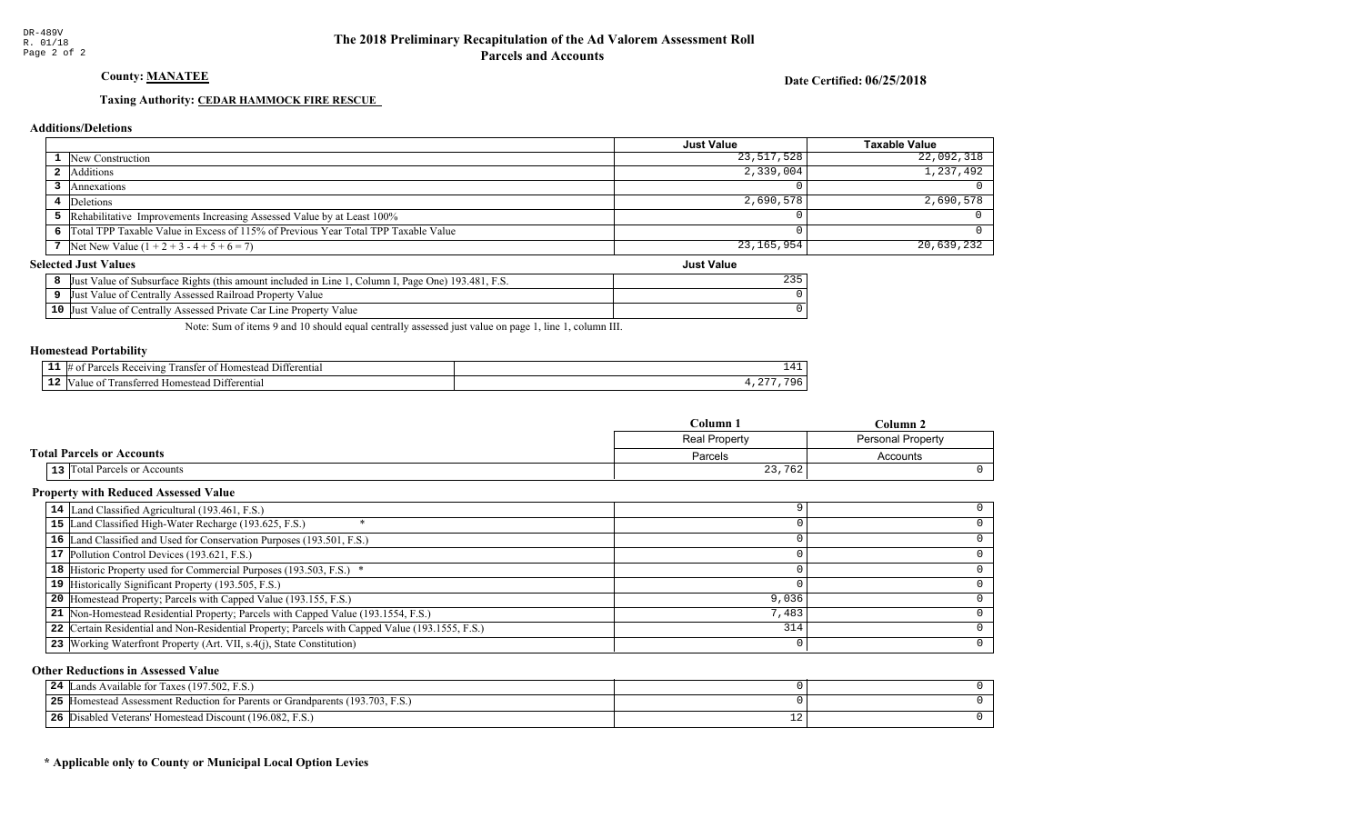DR-489V
R. 01/18
Page 2 of 2

# The 2018 Preliminary Recapitulation of the Ad Valorem Assessment Roll
## Parcels and Accounts

**County: MANATEE**

**Date Certified: 06/25/2018**

**Taxing Authority: CEDAR HAMMOCK FIRE RESCUE**

### Additions/Deletions

| | | Just Value | Taxable Value |
|---|---|---|---|
| 1 | New Construction | 23,517,528 | 22,092,318 |
| 2 | Additions | 2,339,004 | 1,237,492 |
| 3 | Annexations | 0 | 0 |
| 4 | Deletions | 2,690,578 | 2,690,578 |
| 5 | Rehabilitative Improvements Increasing Assessed Value by at Least 100% | 0 | 0 |
| 6 | Total TPP Taxable Value in Excess of 115% of Previous Year Total TPP Taxable Value | 0 | 0 |
| 7 | Net New Value (1 + 2 + 3 - 4 + 5 + 6 = 7) | 23,165,954 | 20,639,232 |

### Selected Just Values

| | | Just Value |
|---|---|---|
| 8 | Just Value of Subsurface Rights (this amount included in Line 1, Column I, Page One) 193.481, F.S. | 235 |
| 9 | Just Value of Centrally Assessed Railroad Property Value | 0 |
| 10 | Just Value of Centrally Assessed Private Car Line Property Value | 0 |

Note: Sum of items 9 and 10 should equal centrally assessed just value on page 1, line 1, column III.

### Homestead Portability

| | | |
|---|---|---|
| 11 | # of Parcels Receiving Transfer of Homestead Differential | 141 |
| 12 | Value of Transferred Homestead Differential | 4,277,796 |

### Total Parcels or Accounts

| | | Column 1<br>Real Property<br>Parcels | Column 2<br>Personal Property<br>Accounts |
|---|---|---|---|
| 13 | Total Parcels or Accounts | 23,762 | 0 |

### Property with Reduced Assessed Value

| | | Column 1 | Column 2 |
|---|---|---|---|
| 14 | Land Classified Agricultural (193.461, F.S.) | 9 | 0 |
| 15 | Land Classified High-Water Recharge (193.625, F.S.) * | 0 | 0 |
| 16 | Land Classified and Used for Conservation Purposes (193.501, F.S.) | 0 | 0 |
| 17 | Pollution Control Devices (193.621, F.S.) | 0 | 0 |
| 18 | Historic Property used for Commercial Purposes (193.503, F.S.) * | 0 | 0 |
| 19 | Historically Significant Property (193.505, F.S.) | 0 | 0 |
| 20 | Homestead Property; Parcels with Capped Value (193.155, F.S.) | 9,036 | 0 |
| 21 | Non-Homestead Residential Property; Parcels with Capped Value (193.1554, F.S.) | 7,483 | 0 |
| 22 | Certain Residential and Non-Residential Property; Parcels with Capped Value (193.1555, F.S.) | 314 | 0 |
| 23 | Working Waterfront Property (Art. VII, s.4(j), State Constitution) | 0 | 0 |

### Other Reductions in Assessed Value

| | | Column 1 | Column 2 |
|---|---|---|---|
| 24 | Lands Available for Taxes (197.502, F.S.) | 0 | 0 |
| 25 | Homestead Assessment Reduction for Parents or Grandparents (193.703, F.S.) | 0 | 0 |
| 26 | Disabled Veterans' Homestead Discount (196.082, F.S.) | 12 | 0 |

**\* Applicable only to County or Municipal Local Option Levies**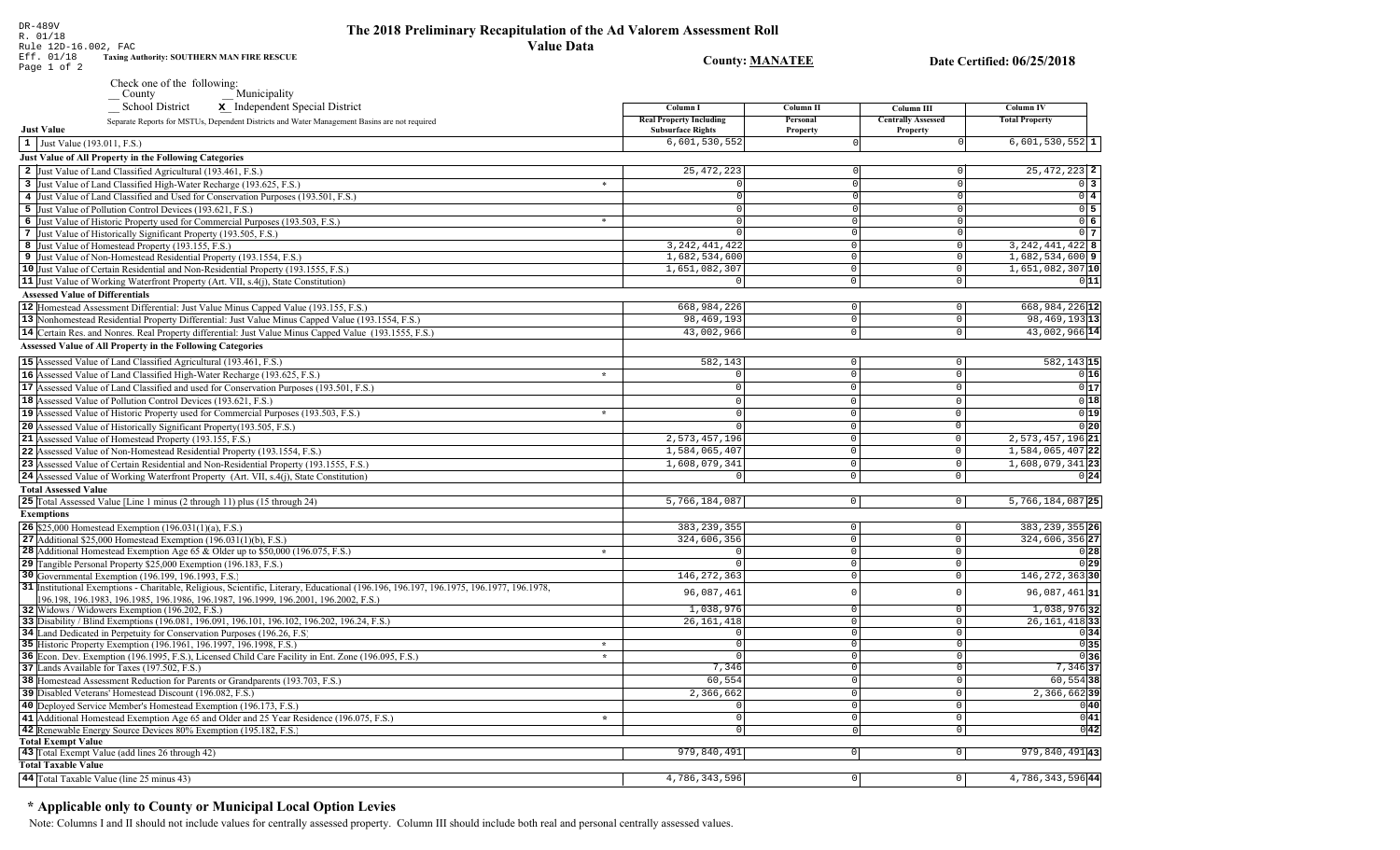DR-489V
R. 01/18
Rule 12D-16.002, FAC
Eff. 01/18

# The 2018 Preliminary Recapitulation of the Ad Valorem Assessment Roll

## Value Data

**Taxing Authority: SOUTHERN MAN FIRE RESCUE**

**County: MANATEE**

**Date Certified: 06/25/2018**

Check one of the following:
__ County
__ Municipality
__ School District
X Independent Special District

Separate Reports for MSTUs, Dependent Districts and Water Management Basins are not required

| Just Value | Column I Real Property Including Subsurface Rights | Column II Personal Property | Column III Centrally Assessed Property | Column IV Total Property | |
|---|---|---|---|---|---|
| 1 Just Value (193.011, F.S.) | 6,601,530,552 | 0 | 0 | 6,601,530,552 | 1 |
| **Just Value of All Property in the Following Categories** | | | | | |
| 2 Just Value of Land Classified Agricultural (193.461, F.S.) | 25,472,223 | 0 | 0 | 25,472,223 | 2 |
| 3 Just Value of Land Classified High-Water Recharge (193.625, F.S.) * | 0 | 0 | 0 | 0 | 3 |
| 4 Just Value of Land Classified and Used for Conservation Purposes (193.501, F.S.) | 0 | 0 | 0 | 0 | 4 |
| 5 Just Value of Pollution Control Devices (193.621, F.S.) | 0 | 0 | 0 | 0 | 5 |
| 6 Just Value of Historic Property used for Commercial Purposes (193.503, F.S.) * | 0 | 0 | 0 | 0 | 6 |
| 7 Just Value of Historically Significant Property (193.505, F.S.) | 0 | 0 | 0 | 0 | 7 |
| 8 Just Value of Homestead Property (193.155, F.S.) | 3,242,441,422 | 0 | 0 | 3,242,441,422 | 8 |
| 9 Just Value of Non-Homestead Residential Property (193.1554, F.S.) | 1,682,534,600 | 0 | 0 | 1,682,534,600 | 9 |
| 10 Just Value of Certain Residential and Non-Residential Property (193.1555, F.S.) | 1,651,082,307 | 0 | 0 | 1,651,082,307 | 10 |
| 11 Just Value of Working Waterfront Property (Art. VII, s.4(j), State Constitution) | 0 | 0 | 0 | 0 | 11 |
| **Assessed Value of Differentials** | | | | | |
| 12 Homestead Assessment Differential: Just Value Minus Capped Value (193.155, F.S.) | 668,984,226 | 0 | 0 | 668,984,226 | 12 |
| 13 Nonhomestead Residential Property Differential: Just Value Minus Capped Value (193.1554, F.S.) | 98,469,193 | 0 | 0 | 98,469,193 | 13 |
| 14 Certain Res. and Nonres. Real Property differential: Just Value Minus Capped Value (193.1555, F.S.) | 43,002,966 | 0 | 0 | 43,002,966 | 14 |
| **Assessed Value of All Property in the Following Categories** | | | | | |
| 15 Assessed Value of Land Classified Agricultural (193.461, F.S.) | 582,143 | 0 | 0 | 582,143 | 15 |
| 16 Assessed Value of Land Classified High-Water Recharge (193.625, F.S.) * | 0 | 0 | 0 | 0 | 16 |
| 17 Assessed Value of Land Classified and used for Conservation Purposes (193.501, F.S.) | 0 | 0 | 0 | 0 | 17 |
| 18 Assessed Value of Pollution Control Devices (193.621, F.S.) | 0 | 0 | 0 | 0 | 18 |
| 19 Assessed Value of Historic Property used for Commercial Purposes (193.503, F.S.) * | 0 | 0 | 0 | 0 | 19 |
| 20 Assessed Value of Historically Significant Property(193.505, F.S.) | 0 | 0 | 0 | 0 | 20 |
| 21 Assessed Value of Homestead Property (193.155, F.S.) | 2,573,457,196 | 0 | 0 | 2,573,457,196 | 21 |
| 22 Assessed Value of Non-Homestead Residential Property (193.1554, F.S.) | 1,584,065,407 | 0 | 0 | 1,584,065,407 | 22 |
| 23 Assessed Value of Certain Residential and Non-Residential Property (193.1555, F.S.) | 1,608,079,341 | 0 | 0 | 1,608,079,341 | 23 |
| 24 Assessed Value of Working Waterfront Property (Art. VII, s.4(j), State Constitution) | 0 | 0 | 0 | 0 | 24 |
| **Total Assessed Value** | | | | | |
| 25 Total Assessed Value [Line 1 minus (2 through 11) plus (15 through 24) | 5,766,184,087 | 0 | 0 | 5,766,184,087 | 25 |
| **Exemptions** | | | | | |
| 26 $25,000 Homestead Exemption (196.031(1)(a), F.S.) | 383,239,355 | 0 | 0 | 383,239,355 | 26 |
| 27 Additional $25,000 Homestead Exemption (196.031(1)(b), F.S.) | 324,606,356 | 0 | 0 | 324,606,356 | 27 |
| 28 Additional Homestead Exemption Age 65 & Older up to $50,000 (196.075, F.S.) * | 0 | 0 | 0 | 0 | 28 |
| 29 Tangible Personal Property $25,000 Exemption (196.183, F.S.) | 0 | 0 | 0 | 0 | 29 |
| 30 Governmental Exemption (196.199, 196.1993, F.S.) | 146,272,363 | 0 | 0 | 146,272,363 | 30 |
| 31 Institutional Exemptions - Charitable, Religious, Scientific, Literary, Educational (196.196, 196.197, 196.1975, 196.1977, 196.1978, 196.198, 196.1983, 196.1985, 196.1986, 196.1987, 196.1999, 196.2001, 196.2002, F.S.) | 96,087,461 | 0 | 0 | 96,087,461 | 31 |
| 32 Widows / Widowers Exemption (196.202, F.S.) | 1,038,976 | 0 | 0 | 1,038,976 | 32 |
| 33 Disability / Blind Exemptions (196.081, 196.091, 196.101, 196.102, 196.202, 196.24, F.S.) | 26,161,418 | 0 | 0 | 26,161,418 | 33 |
| 34 Land Dedicated in Perpetuity for Conservation Purposes (196.26, F.S) | 0 | 0 | 0 | 0 | 34 |
| 35 Historic Property Exemption (196.1961, 196.1997, 196.1998, F.S.) * | 0 | 0 | 0 | 0 | 35 |
| 36 Econ. Dev. Exemption (196.1995, F.S.), Licensed Child Care Facility in Ent. Zone (196.095, F.S.) * | 0 | 0 | 0 | 0 | 36 |
| 37 Lands Available for Taxes (197.502, F.S.) | 7,346 | 0 | 0 | 7,346 | 37 |
| 38 Homestead Assessment Reduction for Parents or Grandparents (193.703, F.S.) | 60,554 | 0 | 0 | 60,554 | 38 |
| 39 Disabled Veterans' Homestead Discount (196.082, F.S.) | 2,366,662 | 0 | 0 | 2,366,662 | 39 |
| 40 Deployed Service Member's Homestead Exemption (196.173, F.S.) | 0 | 0 | 0 | 0 | 40 |
| 41 Additional Homestead Exemption Age 65 and Older and 25 Year Residence (196.075, F.S.) * | 0 | 0 | 0 | 0 | 41 |
| 42 Renewable Energy Source Devices 80% Exemption (195.182, F.S.) | 0 | 0 | 0 | 0 | 42 |
| **Total Exempt Value** | | | | | |
| 43 Total Exempt Value (add lines 26 through 42) | 979,840,491 | 0 | 0 | 979,840,491 | 43 |
| **Total Taxable Value** | | | | | |
| 44 Total Taxable Value (line 25 minus 43) | 4,786,343,596 | 0 | 0 | 4,786,343,596 | 44 |

## * Applicable only to County or Municipal Local Option Levies

Note: Columns I and II should not include values for centrally assessed property. Column III should include both real and personal centrally assessed values.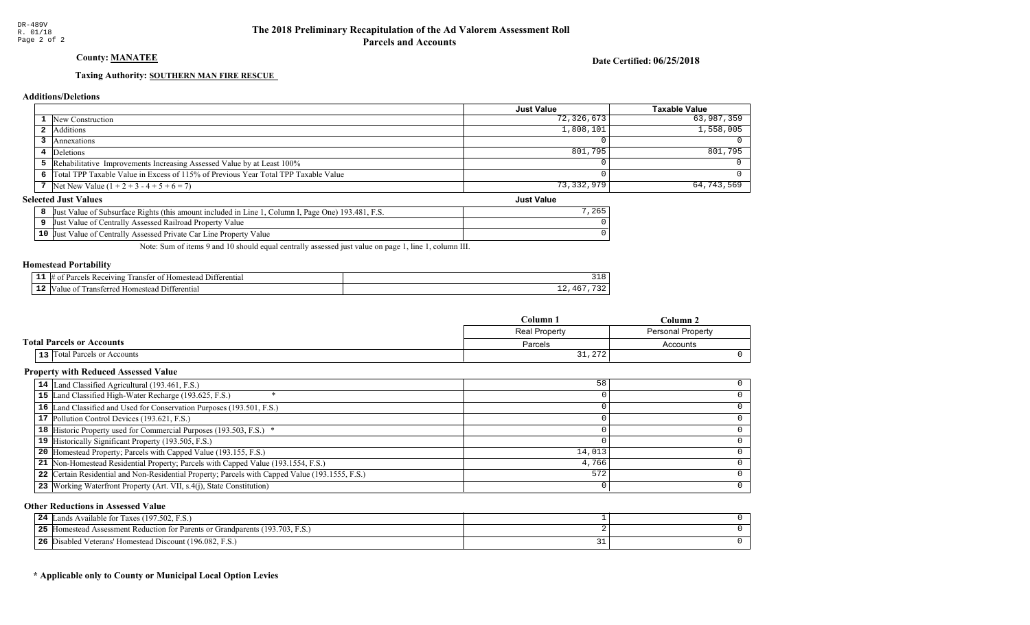DR-489V
R. 01/18
Page 2 of 2

# The 2018 Preliminary Recapitulation of the Ad Valorem Assessment Roll
## Parcels and Accounts

**County: MANATEE**

**Date Certified: 06/25/2018**

**Taxing Authority: SOUTHERN MAN FIRE RESCUE**

### Additions/Deletions

| | | Just Value | Taxable Value |
|---|---|---|---|
| 1 | New Construction | 72,326,673 | 63,987,359 |
| 2 | Additions | 1,808,101 | 1,558,005 |
| 3 | Annexations | 0 | 0 |
| 4 | Deletions | 801,795 | 801,795 |
| 5 | Rehabilitative Improvements Increasing Assessed Value by at Least 100% | 0 | 0 |
| 6 | Total TPP Taxable Value in Excess of 115% of Previous Year Total TPP Taxable Value | 0 | 0 |
| 7 | Net New Value (1 + 2 + 3 - 4 + 5 + 6 = 7) | 73,332,979 | 64,743,569 |

### Selected Just Values

| | | Just Value |
|---|---|---|
| 8 | Just Value of Subsurface Rights (this amount included in Line 1, Column I, Page One) 193.481, F.S. | 7,265 |
| 9 | Just Value of Centrally Assessed Railroad Property Value | 0 |
| 10 | Just Value of Centrally Assessed Private Car Line Property Value | 0 |

Note: Sum of items 9 and 10 should equal centrally assessed just value on page 1, line 1, column III.

### Homestead Portability

| | | |
|---|---|---|
| 11 | # of Parcels Receiving Transfer of Homestead Differential | 318 |
| 12 | Value of Transferred Homestead Differential | 12,467,732 |

### Total Parcels or Accounts

| | | Column 1 | Column 2 |
|---|---|---|---|
| | | Real Property | Personal Property |
| | | Parcels | Accounts |
| 13 | Total Parcels or Accounts | 31,272 | 0 |

### Property with Reduced Assessed Value

| | | Column 1 | Column 2 |
|---|---|---|---|
| 14 | Land Classified Agricultural (193.461, F.S.) | 58 | 0 |
| 15 | Land Classified High-Water Recharge (193.625, F.S.) * | 0 | 0 |
| 16 | Land Classified and Used for Conservation Purposes (193.501, F.S.) | 0 | 0 |
| 17 | Pollution Control Devices (193.621, F.S.) | 0 | 0 |
| 18 | Historic Property used for Commercial Purposes (193.503, F.S.) * | 0 | 0 |
| 19 | Historically Significant Property (193.505, F.S.) | 0 | 0 |
| 20 | Homestead Property; Parcels with Capped Value (193.155, F.S.) | 14,013 | 0 |
| 21 | Non-Homestead Residential Property; Parcels with Capped Value (193.1554, F.S.) | 4,766 | 0 |
| 22 | Certain Residential and Non-Residential Property; Parcels with Capped Value (193.1555, F.S.) | 572 | 0 |
| 23 | Working Waterfront Property (Art. VII, s.4(j), State Constitution) | 0 | 0 |

### Other Reductions in Assessed Value

| | | Column 1 | Column 2 |
|---|---|---|---|
| 24 | Lands Available for Taxes (197.502, F.S.) | 1 | 0 |
| 25 | Homestead Assessment Reduction for Parents or Grandparents (193.703, F.S.) | 2 | 0 |
| 26 | Disabled Veterans' Homestead Discount (196.082, F.S.) | 31 | 0 |

**\* Applicable only to County or Municipal Local Option Levies**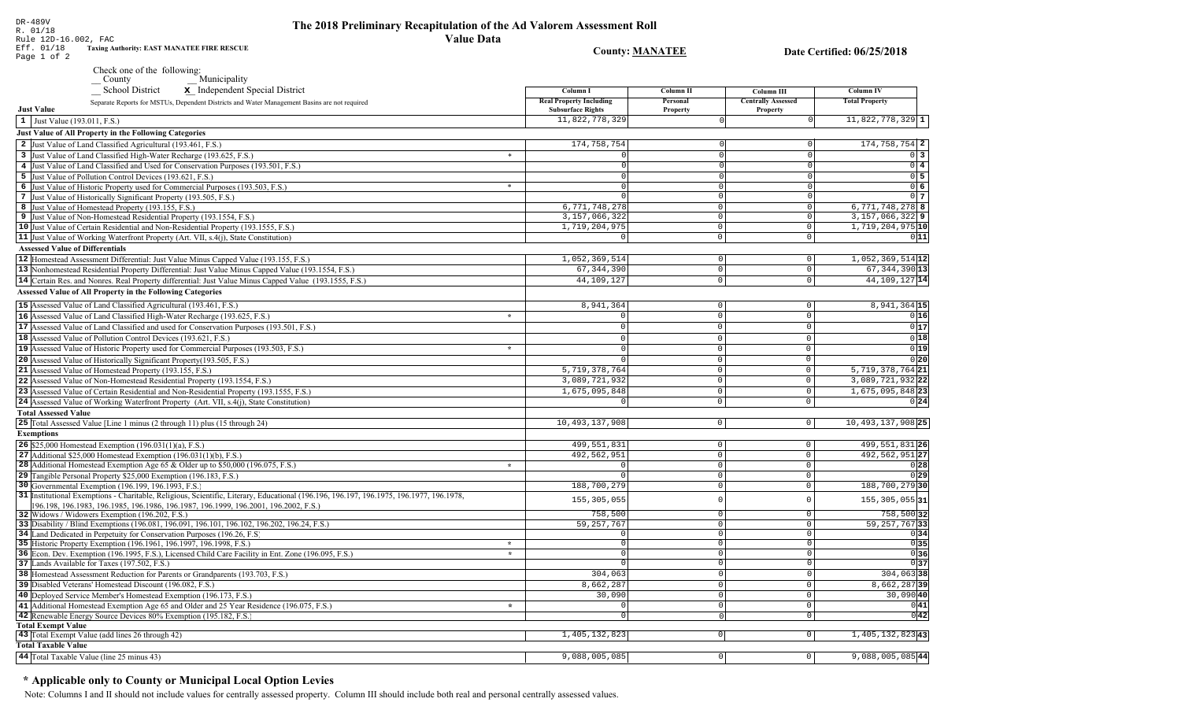DR-489V
R. 01/18
Rule 12D-16.002, FAC
Eff. 01/18

# The 2018 Preliminary Recapitulation of the Ad Valorem Assessment Roll

## Value Data

**Taxing Authority: EAST MANATEE FIRE RESCUE**

**County: MANATEE**

**Date Certified: 06/25/2018**

Check one of the following:
__ County
__ Municipality
__ School District
**x** Independent Special District

Separate Reports for MSTUs, Dependent Districts and Water Management Basins are not required

| | | Column I Real Property Including Subsurface Rights | Column II Personal Property | Column III Centrally Assessed Property | Column IV Total Property | |
|---|---|---|---|---|---|---|
| **Just Value** | | | | | | |
| 1 | Just Value (193.011, F.S.) | 11,822,778,329 | 0 | 0 | 11,822,778,329 | 1 |
| **Just Value of All Property in the Following Categories** | | | | | | |
| 2 | Just Value of Land Classified Agricultural (193.461, F.S.) | 174,758,754 | 0 | 0 | 174,758,754 | 2 |
| 3 | Just Value of Land Classified High-Water Recharge (193.625, F.S.) * | 0 | 0 | 0 | 0 | 3 |
| 4 | Just Value of Land Classified and Used for Conservation Purposes (193.501, F.S.) | 0 | 0 | 0 | 0 | 4 |
| 5 | Just Value of Pollution Control Devices (193.621, F.S.) | 0 | 0 | 0 | 0 | 5 |
| 6 | Just Value of Historic Property used for Commercial Purposes (193.503, F.S.) * | 0 | 0 | 0 | 0 | 6 |
| 7 | Just Value of Historically Significant Property (193.505, F.S.) | 0 | 0 | 0 | 0 | 7 |
| 8 | Just Value of Homestead Property (193.155, F.S.) | 6,771,748,278 | 0 | 0 | 6,771,748,278 | 8 |
| 9 | Just Value of Non-Homestead Residential Property (193.1554, F.S.) | 3,157,066,322 | 0 | 0 | 3,157,066,322 | 9 |
| 10 | Just Value of Certain Residential and Non-Residential Property (193.1555, F.S.) | 1,719,204,975 | 0 | 0 | 1,719,204,975 | 10 |
| 11 | Just Value of Working Waterfront Property (Art. VII, s.4(j), State Constitution) | 0 | 0 | 0 | 0 | 11 |
| **Assessed Value of Differentials** | | | | | | |
| 12 | Homestead Assessment Differential: Just Value Minus Capped Value (193.155, F.S.) | 1,052,369,514 | 0 | 0 | 1,052,369,514 | 12 |
| 13 | Nonhomestead Residential Property Differential: Just Value Minus Capped Value (193.1554, F.S.) | 67,344,390 | 0 | 0 | 67,344,390 | 13 |
| 14 | Certain Res. and Nonres. Real Property differential: Just Value Minus Capped Value (193.1555, F.S.) | 44,109,127 | 0 | 0 | 44,109,127 | 14 |
| **Assessed Value of All Property in the Following Categories** | | | | | | |
| 15 | Assessed Value of Land Classified Agricultural (193.461, F.S.) | 8,941,364 | 0 | 0 | 8,941,364 | 15 |
| 16 | Assessed Value of Land Classified High-Water Recharge (193.625, F.S.) * | 0 | 0 | 0 | 0 | 16 |
| 17 | Assessed Value of Land Classified and used for Conservation Purposes (193.501, F.S.) | 0 | 0 | 0 | 0 | 17 |
| 18 | Assessed Value of Pollution Control Devices (193.621, F.S.) | 0 | 0 | 0 | 0 | 18 |
| 19 | Assessed Value of Historic Property used for Commercial Purposes (193.503, F.S.) * | 0 | 0 | 0 | 0 | 19 |
| 20 | Assessed Value of Historically Significant Property(193.505, F.S.) | 0 | 0 | 0 | 0 | 20 |
| 21 | Assessed Value of Homestead Property (193.155, F.S.) | 5,719,378,764 | 0 | 0 | 5,719,378,764 | 21 |
| 22 | Assessed Value of Non-Homestead Residential Property (193.1554, F.S.) | 3,089,721,932 | 0 | 0 | 3,089,721,932 | 22 |
| 23 | Assessed Value of Certain Residential and Non-Residential Property (193.1555, F.S.) | 1,675,095,848 | 0 | 0 | 1,675,095,848 | 23 |
| 24 | Assessed Value of Working Waterfront Property (Art. VII, s.4(j), State Constitution) | 0 | 0 | 0 | 0 | 24 |
| **Total Assessed Value** | | | | | | |
| 25 | Total Assessed Value [Line 1 minus (2 through 11) plus (15 through 24) | 10,493,137,908 | 0 | 0 | 10,493,137,908 | 25 |
| **Exemptions** | | | | | | |
| 26 | $25,000 Homestead Exemption (196.031(1)(a), F.S.) | 499,551,831 | 0 | 0 | 499,551,831 | 26 |
| 27 | Additional $25,000 Homestead Exemption (196.031(1)(b), F.S.) | 492,562,951 | 0 | 0 | 492,562,951 | 27 |
| 28 | Additional Homestead Exemption Age 65 & Older up to $50,000 (196.075, F.S.) * | 0 | 0 | 0 | 0 | 28 |
| 29 | Tangible Personal Property $25,000 Exemption (196.183, F.S.) | 0 | 0 | 0 | 0 | 29 |
| 30 | Governmental Exemption (196.199, 196.1993, F.S.) | 188,700,279 | 0 | 0 | 188,700,279 | 30 |
| 31 | Institutional Exemptions - Charitable, Religious, Scientific, Literary, Educational (196.196, 196.197, 196.1975, 196.1977, 196.1978, 196.198, 196.1983, 196.1985, 196.1986, 196.1987, 196.1999, 196.2001, 196.2002, F.S.) | 155,305,055 | 0 | 0 | 155,305,055 | 31 |
| 32 | Widows / Widowers Exemption (196.202, F.S.) | 758,500 | 0 | 0 | 758,500 | 32 |
| 33 | Disability / Blind Exemptions (196.081, 196.091, 196.101, 196.102, 196.202, 196.24, F.S.) | 59,257,767 | 0 | 0 | 59,257,767 | 33 |
| 34 | Land Dedicated in Perpetuity for Conservation Purposes (196.26, F.S) | 0 | 0 | 0 | 0 | 34 |
| 35 | Historic Property Exemption (196.1961, 196.1997, 196.1998, F.S.) * | 0 | 0 | 0 | 0 | 35 |
| 36 | Econ. Dev. Exemption (196.1995, F.S.), Licensed Child Care Facility in Ent. Zone (196.095, F.S.) * | 0 | 0 | 0 | 0 | 36 |
| 37 | Lands Available for Taxes (197.502, F.S.) | 0 | 0 | 0 | 0 | 37 |
| 38 | Homestead Assessment Reduction for Parents or Grandparents (193.703, F.S.) | 304,063 | 0 | 0 | 304,063 | 38 |
| 39 | Disabled Veterans' Homestead Discount (196.082, F.S.) | 8,662,287 | 0 | 0 | 8,662,287 | 39 |
| 40 | Deployed Service Member's Homestead Exemption (196.173, F.S.) | 30,090 | 0 | 0 | 30,090 | 40 |
| 41 | Additional Homestead Exemption Age 65 and Older and 25 Year Residence (196.075, F.S.) * | 0 | 0 | 0 | 0 | 41 |
| 42 | Renewable Energy Source Devices 80% Exemption (195.182, F.S.) | 0 | 0 | 0 | 0 | 42 |
| **Total Exempt Value** | | | | | | |
| 43 | Total Exempt Value (add lines 26 through 42) | 1,405,132,823 | 0 | 0 | 1,405,132,823 | 43 |
| **Total Taxable Value** | | | | | | |
| 44 | Total Taxable Value (line 25 minus 43) | 9,088,005,085 | 0 | 0 | 9,088,005,085 | 44 |

## * Applicable only to County or Municipal Local Option Levies

Note: Columns I and II should not include values for centrally assessed property. Column III should include both real and personal centrally assessed values.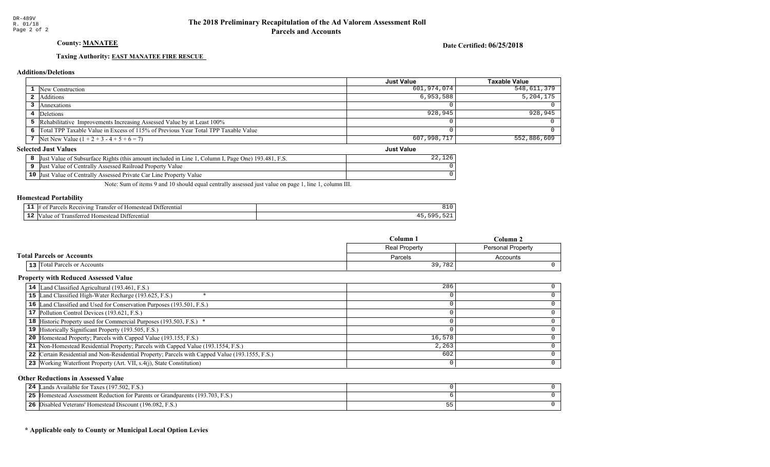DR-489V
R. 01/18

# The 2018 Preliminary Recapitulation of the Ad Valorem Assessment Roll
## Parcels and Accounts

**County: MANATEE**

**Date Certified: 06/25/2018**

**Taxing Authority: EAST MANATEE FIRE RESCUE**

### Additions/Deletions

| | | Just Value | Taxable Value |
|---|---|---|---|
| 1 | New Construction | 601,974,074 | 548,611,379 |
| 2 | Additions | 6,953,588 | 5,204,175 |
| 3 | Annexations | 0 | 0 |
| 4 | Deletions | 928,945 | 928,945 |
| 5 | Rehabilitative Improvements Increasing Assessed Value by at Least 100% | 0 | 0 |
| 6 | Total TPP Taxable Value in Excess of 115% of Previous Year Total TPP Taxable Value | 0 | 0 |
| 7 | Net New Value (1 + 2 + 3 - 4 + 5 + 6 = 7) | 607,998,717 | 552,886,609 |

### Selected Just Values

| | | Just Value |
|---|---|---|
| 8 | Just Value of Subsurface Rights (this amount included in Line 1, Column I, Page One) 193.481, F.S. | 22,126 |
| 9 | Just Value of Centrally Assessed Railroad Property Value | 0 |
| 10 | Just Value of Centrally Assessed Private Car Line Property Value | 0 |

Note: Sum of items 9 and 10 should equal centrally assessed just value on page 1, line 1, column III.

### Homestead Portability

| | | |
|---|---|---|
| 11 | # of Parcels Receiving Transfer of Homestead Differential | 810 |
| 12 | Value of Transferred Homestead Differential | 45,595,521 |

### Total Parcels or Accounts

| | | Column 1 | Column 2 |
|---|---|---|---|
| | | Real Property | Personal Property |
| | | Parcels | Accounts |
| 13 | Total Parcels or Accounts | 39,782 | 0 |

### Property with Reduced Assessed Value

| | | Column 1 | Column 2 |
|---|---|---|---|
| 14 | Land Classified Agricultural (193.461, F.S.) | 286 | 0 |
| 15 | Land Classified High-Water Recharge (193.625, F.S.) * | 0 | 0 |
| 16 | Land Classified and Used for Conservation Purposes (193.501, F.S.) | 0 | 0 |
| 17 | Pollution Control Devices (193.621, F.S.) | 0 | 0 |
| 18 | Historic Property used for Commercial Purposes (193.503, F.S.) * | 0 | 0 |
| 19 | Historically Significant Property (193.505, F.S.) | 0 | 0 |
| 20 | Homestead Property; Parcels with Capped Value (193.155, F.S.) | 16,578 | 0 |
| 21 | Non-Homestead Residential Property; Parcels with Capped Value (193.1554, F.S.) | 2,263 | 0 |
| 22 | Certain Residential and Non-Residential Property; Parcels with Capped Value (193.1555, F.S.) | 602 | 0 |
| 23 | Working Waterfront Property (Art. VII, s.4(j), State Constitution) | 0 | 0 |

### Other Reductions in Assessed Value

| | | Column 1 | Column 2 |
|---|---|---|---|
| 24 | Lands Available for Taxes (197.502, F.S.) | 0 | 0 |
| 25 | Homestead Assessment Reduction for Parents or Grandparents (193.703, F.S.) | 6 | 0 |
| 26 | Disabled Veterans' Homestead Discount (196.082, F.S.) | 55 | 0 |

**\* Applicable only to County or Municipal Local Option Levies**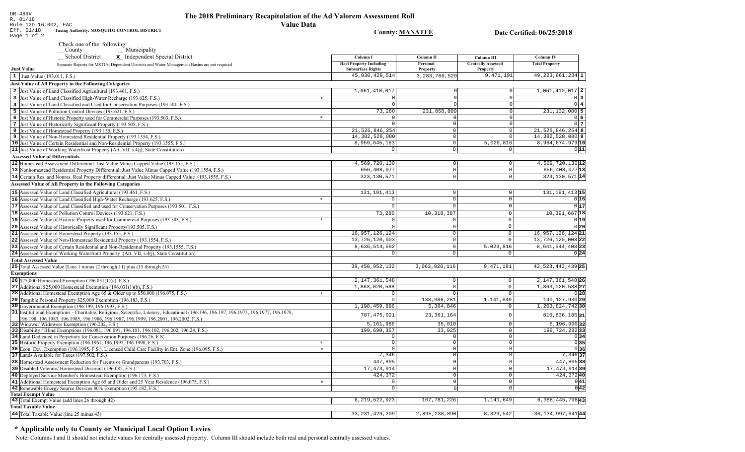DR-489V
R. 01/18
Rule 12D-16.002, FAC
Eff. 01/18

**Taxing Authority: MOSQUITO CONTROL DISTRICT**

# The 2018 Preliminary Recapitulation of the Ad Valorem Assessment Roll

## Value Data

**County: MANATEE** **Date Certified: 06/25/2018**

Check one of the following:
__ County __ Municipality
__ School District **x** Independent Special District

Separate Reports for MSTUs, Dependent Districts and Water Management Basins are not required

| | | Column I Real Property Including Subsurface Rights | Column II Personal Property | Column III Centrally Assessed Property | Column IV Total Property | |
|---|---|---|---|---|---|---|
| **Just Value** | | | | | | |
| 1 | Just Value (193.011, F.S.) | 45,930,429,514 | 3,283,760,529 | 9,471,191 | 49,223,661,234 | 1 |
| **Just Value of All Property in the Following Categories** | | | | | | |
| 2 | Just Value of Land Classified Agricultural (193.461, F.S.) | 1,061,410,017 | 0 | 0 | 1,061,410,017 | 2 |
| 3 | Just Value of Land Classified High-Water Recharge (193.625, F.S.) * | 0 | 0 | 0 | 0 | 3 |
| 4 | Just Value of Land Classified and Used for Conservation Purposes (193.501, F.S.) | 0 | 0 | 0 | 0 | 4 |
| 5 | Just Value of Pollution Control Devices (193.621, F.S.) | 73,280 | 231,058,800 | 0 | 231,132,080 | 5 |
| 6 | Just Value of Historic Property used for Commercial Purposes (193.503, F.S.) * | 0 | 0 | 0 | 0 | 6 |
| 7 | Just Value of Historically Significant Property (193.505, F.S.) | 0 | 0 | 0 | 0 | 7 |
| 8 | Just Value of Homestead Property (193.155, F.S.) | 21,526,846,254 | 0 | 0 | 21,526,846,254 | 8 |
| 9 | Just Value of Non-Homestead Residential Property (193.1554, F.S.) | 14,382,528,080 | 0 | 0 | 14,382,528,080 | 9 |
| 10 | Just Value of Certain Residential and Non-Residential Property (193.1555, F.S.) | 8,959,645,163 | 0 | 5,029,816 | 8,964,674,979 | 10 |
| 11 | Just Value of Working Waterfront Property (Art. VII, s.4(j), State Constitution) | 0 | 0 | 0 | 0 | 11 |
| **Assessed Value of Differentials** | | | | | | |
| 12 | Homestead Assessment Differential: Just Value Minus Capped Value (193.155, F.S.) | 4,569,720,130 | 0 | 0 | 4,569,720,130 | 12 |
| 13 | Nonhomestead Residential Property Differential: Just Value Minus Capped Value (193.1554, F.S.) | 656,408,077 | 0 | 0 | 656,408,077 | 13 |
| 14 | Certain Res. and Nonres. Real Property differential: Just Value Minus Capped Value (193.1555, F.S.) | 323,130,571 | 0 | 0 | 323,130,571 | 14 |
| **Assessed Value of All Property in the Following Categories** | | | | | | |
| 15 | Assessed Value of Land Classified Agricultural (193.461, F.S.) | 131,191,413 | 0 | 0 | 131,191,413 | 15 |
| 16 | Assessed Value of Land Classified High-Water Recharge (193.625, F.S.) * | 0 | 0 | 0 | 0 | 16 |
| 17 | Assessed Value of Land Classified and used for Conservation Purposes (193.501, F.S.) | 0 | 0 | 0 | 0 | 17 |
| 18 | Assessed Value of Pollution Control Devices (193.621, F.S.) | 73,280 | 10,318,387 | 0 | 10,391,667 | 18 |
| 19 | Assessed Value of Historic Property used for Commercial Purposes (193.503, F.S.) * | 0 | 0 | 0 | 0 | 19 |
| 20 | Assessed Value of Historically Significant Property(193.505, F.S.) | 0 | 0 | 0 | 0 | 20 |
| 21 | Assessed Value of Homestead Property (193.155, F.S.) | 16,957,126,124 | 0 | 0 | 16,957,126,124 | 21 |
| 22 | Assessed Value of Non-Homestead Residential Property (193.1554, F.S.) | 13,726,120,003 | 0 | 0 | 13,726,120,003 | 22 |
| 23 | Assessed Value of Certain Residential and Non-Residential Property (193.1555, F.S.) | 8,636,514,592 | 0 | 5,029,816 | 8,641,544,408 | 23 |
| 24 | Assessed Value of Working Waterfront Property (Art. VII, s.4(j), State Constitution) | 0 | 0 | 0 | 0 | 24 |
| **Total Assessed Value** | | | | | | |
| 25 | Total Assessed Value [Line 1 minus (2 through 11) plus (15 through 24) | 39,450,952,132 | 3,063,020,116 | 9,471,191 | 42,523,443,439 | 25 |
| **Exemptions** | | | | | | |
| 26 | $25,000 Homestead Exemption (196.031(1)(a), F.S.) | 2,147,361,548 | 0 | 0 | 2,147,361,548 | 26 |
| 27 | Additional $25,000 Homestead Exemption (196.031(1)(b), F.S.) | 1,863,020,588 | 0 | 0 | 1,863,020,588 | 27 |
| 28 | Additional Homestead Exemption Age 65 & Older up to $50,000 (196.075, F.S.) * | 0 | 0 | 0 | 0 | 28 |
| 29 | Tangible Personal Property $25,000 Exemption (196.183, F.S.) | 0 | 138,986,281 | 1,141,649 | 140,127,930 | 29 |
| 30 | Governmental Exemption (196.199, 196.1993, F.S.) | 1,198,459,896 | 5,364,846 | 0 | 1,203,824,742 | 30 |
| 31 | Institutional Exemptions - Charitable, Religious, Scientific, Literary, Educational (196.196, 196.197, 196.1975, 196.1977, 196.1978, 196.198, 196.1983, 196.1985, 196.1986, 196.1987, 196.1999, 196.2001, 196.2002, F.S.) | 787,475,021 | 23,361,164 | 0 | 810,836,185 | 31 |
| 32 | Widows / Widowers Exemption (196.202, F.S.) | 5,161,986 | 35,010 | 0 | 5,196,996 | 32 |
| 33 | Disability / Blind Exemptions (196.081, 196.091, 196.101, 196.102, 196.202, 196.24, F.S.) | 199,690,357 | 33,925 | 0 | 199,724,282 | 33 |
| 34 | Land Dedicated in Perpetuity for Conservation Purposes (196.26, F.S) | 0 | 0 | 0 | 0 | 34 |
| 35 | Historic Property Exemption (196.1961, 196.1997, 196.1998, F.S.) * | 0 | 0 | 0 | 0 | 35 |
| 36 | Econ. Dev. Exemption (196.1995, F.S.), Licensed Child Care Facility in Ent. Zone (196.095, F.S.) * | 0 | 0 | 0 | 0 | 36 |
| 37 | Lands Available for Taxes (197.502, F.S.) | 7,346 | 0 | 0 | 7,346 | 37 |
| 38 | Homestead Assessment Reduction for Parents or Grandparents (193.703, F.S.) | 447,895 | 0 | 0 | 447,895 | 38 |
| 39 | Disabled Veterans' Homestead Discount (196.082, F.S.) | 17,473,914 | 0 | 0 | 17,473,914 | 39 |
| 40 | Deployed Service Member's Homestead Exemption (196.173, F.S.) | 424,372 | 0 | 0 | 424,372 | 40 |
| 41 | Additional Homestead Exemption Age 65 and Older and 25 Year Residence (196.075, F.S.) * | 0 | 0 | 0 | 0 | 41 |
| 42 | Renewable Energy Source Devices 80% Exemption (195.182, F.S.) | 0 | 0 | 0 | 0 | 42 |
| **Total Exempt Value** | | | | | | |
| 43 | Total Exempt Value (add lines 26 through 42) | 6,219,522,923 | 167,781,226 | 1,141,649 | 6,388,445,798 | 43 |
| **Total Taxable Value** | | | | | | |
| 44 | Total Taxable Value (line 25 minus 43) | 33,231,429,209 | 2,895,238,890 | 8,329,542 | 36,134,997,641 | 44 |

## * Applicable only to County or Municipal Local Option Levies

Note: Columns I and II should not include values for centrally assessed property. Column III should include both real and personal centrally assessed values.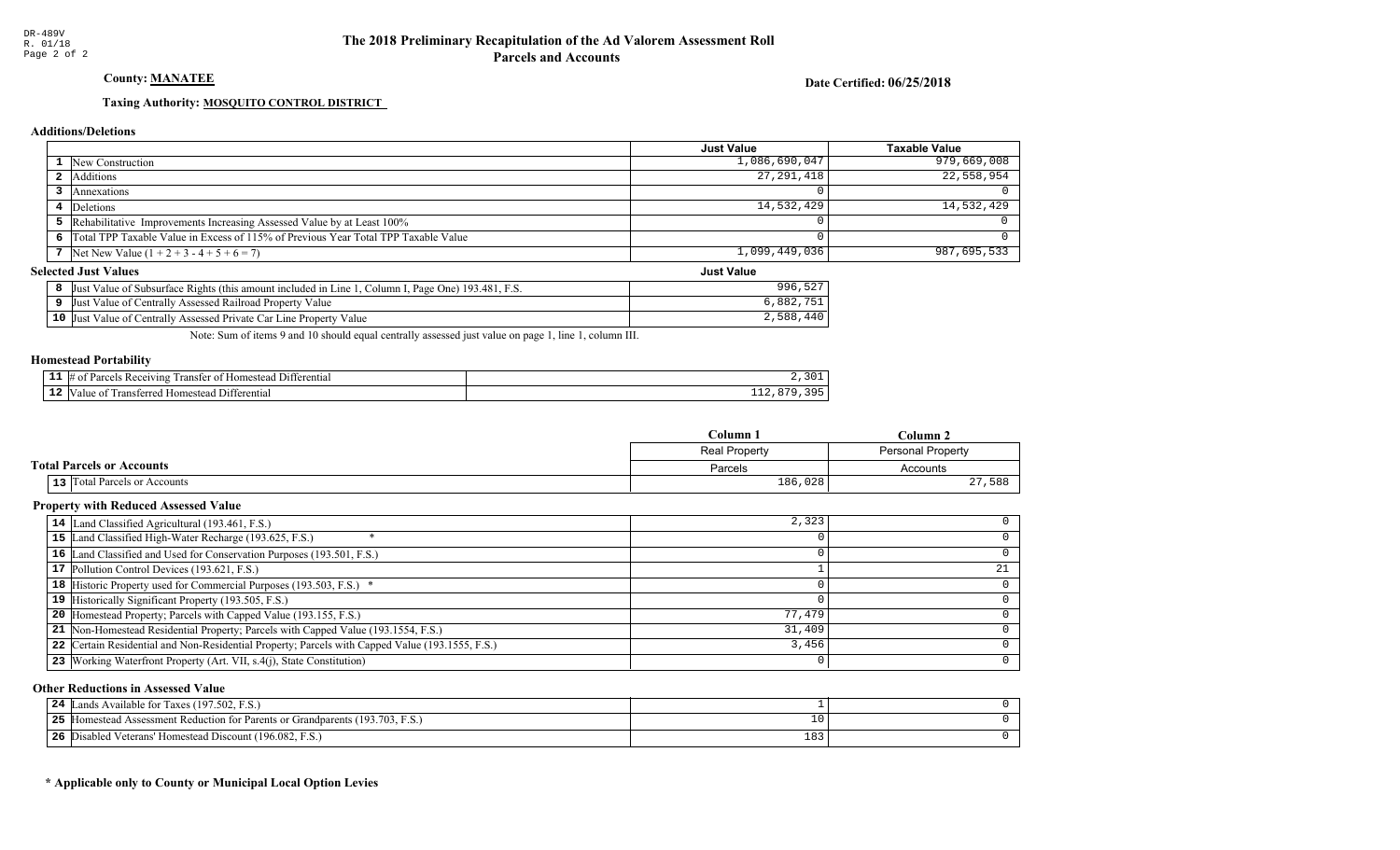DR-489V
R. 01/18
Page 2 of 2

# The 2018 Preliminary Recapitulation of the Ad Valorem Assessment Roll
## Parcels and Accounts

**County: MANATEE**

**Date Certified: 06/25/2018**

**Taxing Authority: MOSQUITO CONTROL DISTRICT**

### Additions/Deletions

| | | Just Value | Taxable Value |
|---|---|---|---|
| 1 | New Construction | 1,086,690,047 | 979,669,008 |
| 2 | Additions | 27,291,418 | 22,558,954 |
| 3 | Annexations | 0 | 0 |
| 4 | Deletions | 14,532,429 | 14,532,429 |
| 5 | Rehabilitative Improvements Increasing Assessed Value by at Least 100% | 0 | 0 |
| 6 | Total TPP Taxable Value in Excess of 115% of Previous Year Total TPP Taxable Value | 0 | 0 |
| 7 | Net New Value (1 + 2 + 3 - 4 + 5 + 6 = 7) | 1,099,449,036 | 987,695,533 |

### Selected Just Values

| | | Just Value |
|---|---|---|
| 8 | Just Value of Subsurface Rights (this amount included in Line 1, Column I, Page One) 193.481, F.S. | 996,527 |
| 9 | Just Value of Centrally Assessed Railroad Property Value | 6,882,751 |
| 10 | Just Value of Centrally Assessed Private Car Line Property Value | 2,588,440 |

Note: Sum of items 9 and 10 should equal centrally assessed just value on page 1, line 1, column III.

### Homestead Portability

| | | |
|---|---|---|
| 11 | # of Parcels Receiving Transfer of Homestead Differential | 2,301 |
| 12 | Value of Transferred Homestead Differential | 112,879,395 |

### Total Parcels or Accounts

| | | Column 1 | Column 2 |
|---|---|---|---|
| | | Real Property | Personal Property |
| | | Parcels | Accounts |
| 13 | Total Parcels or Accounts | 186,028 | 27,588 |

### Property with Reduced Assessed Value

| | | Column 1 | Column 2 |
|---|---|---|---|
| 14 | Land Classified Agricultural (193.461, F.S.) | 2,323 | 0 |
| 15 | Land Classified High-Water Recharge (193.625, F.S.) * | 0 | 0 |
| 16 | Land Classified and Used for Conservation Purposes (193.501, F.S.) | 0 | 0 |
| 17 | Pollution Control Devices (193.621, F.S.) | 1 | 21 |
| 18 | Historic Property used for Commercial Purposes (193.503, F.S.) * | 0 | 0 |
| 19 | Historically Significant Property (193.505, F.S.) | 0 | 0 |
| 20 | Homestead Property; Parcels with Capped Value (193.155, F.S.) | 77,479 | 0 |
| 21 | Non-Homestead Residential Property; Parcels with Capped Value (193.1554, F.S.) | 31,409 | 0 |
| 22 | Certain Residential and Non-Residential Property; Parcels with Capped Value (193.1555, F.S.) | 3,456 | 0 |
| 23 | Working Waterfront Property (Art. VII, s.4(j), State Constitution) | 0 | 0 |

### Other Reductions in Assessed Value

| | | Column 1 | Column 2 |
|---|---|---|---|
| 24 | Lands Available for Taxes (197.502, F.S.) | 1 | 0 |
| 25 | Homestead Assessment Reduction for Parents or Grandparents (193.703, F.S.) | 10 | 0 |
| 26 | Disabled Veterans' Homestead Discount (196.082, F.S.) | 183 | 0 |

**\* Applicable only to County or Municipal Local Option Levies**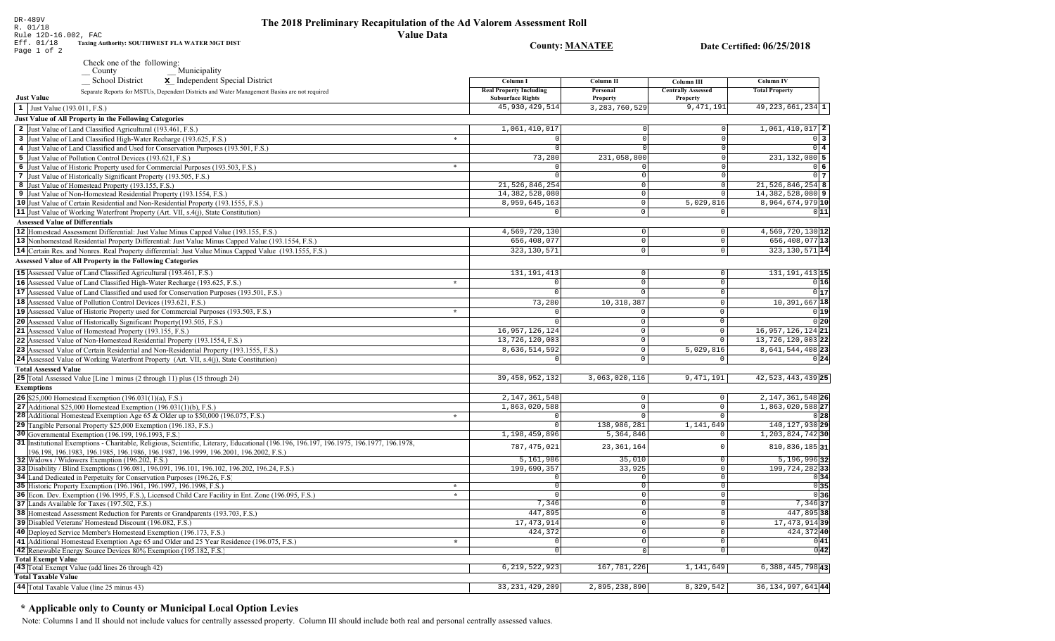DR-489V
R. 01/18
Rule 12D-16.002, FAC
Eff. 01/18

# The 2018 Preliminary Recapitulation of the Ad Valorem Assessment Roll

**Value Data**

**Taxing Authority: SOUTHWEST FLA WATER MGT DIST**

**County: MANATEE**

**Date Certified: 06/25/2018**

Check one of the following:
__ County
__ Municipality
__ School District
**x** Independent Special District

Separate Reports for MSTUs, Dependent Districts and Water Management Basins are not required

| Just Value | | Column I Real Property Including Subsurface Rights | Column II Personal Property | Column III Centrally Assessed Property | Column IV Total Property | |
|---|---|---|---|---|---|---|
| 1 | Just Value (193.011, F.S.) | 45,930,429,514 | 3,283,760,529 | 9,471,191 | 49,223,661,234 | 1 |
| **Just Value of All Property in the Following Categories** | | | | | | |
| 2 | Just Value of Land Classified Agricultural (193.461, F.S.) | 1,061,410,017 | 0 | 0 | 1,061,410,017 | 2 |
| 3 | Just Value of Land Classified High-Water Recharge (193.625, F.S.) * | 0 | 0 | 0 | 0 | 3 |
| 4 | Just Value of Land Classified and Used for Conservation Purposes (193.501, F.S.) | 0 | 0 | 0 | 0 | 4 |
| 5 | Just Value of Pollution Control Devices (193.621, F.S.) | 73,280 | 231,058,800 | 0 | 231,132,080 | 5 |
| 6 | Just Value of Historic Property used for Commercial Purposes (193.503, F.S.) * | 0 | 0 | 0 | 0 | 6 |
| 7 | Just Value of Historically Significant Property (193.505, F.S.) | 0 | 0 | 0 | 0 | 7 |
| 8 | Just Value of Homestead Property (193.155, F.S.) | 21,526,846,254 | 0 | 0 | 21,526,846,254 | 8 |
| 9 | Just Value of Non-Homestead Residential Property (193.1554, F.S.) | 14,382,528,080 | 0 | 0 | 14,382,528,080 | 9 |
| 10 | Just Value of Certain Residential and Non-Residential Property (193.1555, F.S.) | 8,959,645,163 | 0 | 5,029,816 | 8,964,674,979 | 10 |
| 11 | Just Value of Working Waterfront Property (Art. VII, s.4(j), State Constitution) | 0 | 0 | 0 | 0 | 11 |
| **Assessed Value of Differentials** | | | | | | |
| 12 | Homestead Assessment Differential: Just Value Minus Capped Value (193.155, F.S.) | 4,569,720,130 | 0 | 0 | 4,569,720,130 | 12 |
| 13 | Nonhomestead Residential Property Differential: Just Value Minus Capped Value (193.1554, F.S.) | 656,408,077 | 0 | 0 | 656,408,077 | 13 |
| 14 | Certain Res. and Nonres. Real Property differential: Just Value Minus Capped Value (193.1555, F.S.) | 323,130,571 | 0 | 0 | 323,130,571 | 14 |
| **Assessed Value of All Property in the Following Categories** | | | | | | |
| 15 | Assessed Value of Land Classified Agricultural (193.461, F.S.) | 131,191,413 | 0 | 0 | 131,191,413 | 15 |
| 16 | Assessed Value of Land Classified High-Water Recharge (193.625, F.S.) * | 0 | 0 | 0 | 0 | 16 |
| 17 | Assessed Value of Land Classified and used for Conservation Purposes (193.501, F.S.) | 0 | 0 | 0 | 0 | 17 |
| 18 | Assessed Value of Pollution Control Devices (193.621, F.S.) | 73,280 | 10,318,387 | 0 | 10,391,667 | 18 |
| 19 | Assessed Value of Historic Property used for Commercial Purposes (193.503, F.S.) * | 0 | 0 | 0 | 0 | 19 |
| 20 | Assessed Value of Historically Significant Property(193.505, F.S.) | 0 | 0 | 0 | 0 | 20 |
| 21 | Assessed Value of Homestead Property (193.155, F.S.) | 16,957,126,124 | 0 | 0 | 16,957,126,124 | 21 |
| 22 | Assessed Value of Non-Homestead Residential Property (193.1554, F.S.) | 13,726,120,003 | 0 | 0 | 13,726,120,003 | 22 |
| 23 | Assessed Value of Certain Residential and Non-Residential Property (193.1555, F.S.) | 8,636,514,592 | 0 | 5,029,816 | 8,641,544,408 | 23 |
| 24 | Assessed Value of Working Waterfront Property (Art. VII, s.4(j), State Constitution) | 0 | 0 | 0 | 0 | 24 |
| **Total Assessed Value** | | | | | | |
| 25 | Total Assessed Value [Line 1 minus (2 through 11) plus (15 through 24) | 39,450,952,132 | 3,063,020,116 | 9,471,191 | 42,523,443,439 | 25 |
| **Exemptions** | | | | | | |
| 26 | $25,000 Homestead Exemption (196.031(1)(a), F.S.) | 2,147,361,548 | 0 | 0 | 2,147,361,548 | 26 |
| 27 | Additional $25,000 Homestead Exemption (196.031(1)(b), F.S.) | 1,863,020,588 | 0 | 0 | 1,863,020,588 | 27 |
| 28 | Additional Homestead Exemption Age 65 & Older up to $50,000 (196.075, F.S.) * | 0 | 0 | 0 | 0 | 28 |
| 29 | Tangible Personal Property $25,000 Exemption (196.183, F.S.) | 0 | 138,986,281 | 1,141,649 | 140,127,930 | 29 |
| 30 | Governmental Exemption (196.199, 196.1993, F.S.) | 1,198,459,896 | 5,364,846 | 0 | 1,203,824,742 | 30 |
| 31 | Institutional Exemptions - Charitable, Religious, Scientific, Literary, Educational (196.196, 196.197, 196.1975, 196.1977, 196.1978, 196.198, 196.1983, 196.1985, 196.1986, 196.1987, 196.1999, 196.2001, 196.2002, F.S.) | 787,475,021 | 23,361,164 | 0 | 810,836,185 | 31 |
| 32 | Widows / Widowers Exemption (196.202, F.S.) | 5,161,986 | 35,010 | 0 | 5,196,996 | 32 |
| 33 | Disability / Blind Exemptions (196.081, 196.091, 196.101, 196.102, 196.202, 196.24, F.S.) | 199,690,357 | 33,925 | 0 | 199,724,282 | 33 |
| 34 | Land Dedicated in Perpetuity for Conservation Purposes (196.26, F.S) | 0 | 0 | 0 | 0 | 34 |
| 35 | Historic Property Exemption (196.1961, 196.1997, 196.1998, F.S.) * | 0 | 0 | 0 | 0 | 35 |
| 36 | Econ. Dev. Exemption (196.1995, F.S.), Licensed Child Care Facility in Ent. Zone (196.095, F.S.) * | 0 | 0 | 0 | 0 | 36 |
| 37 | Lands Available for Taxes (197.502, F.S.) | 7,346 | 0 | 0 | 7,346 | 37 |
| 38 | Homestead Assessment Reduction for Parents or Grandparents (193.703, F.S.) | 447,895 | 0 | 0 | 447,895 | 38 |
| 39 | Disabled Veterans' Homestead Discount (196.082, F.S.) | 17,473,914 | 0 | 0 | 17,473,914 | 39 |
| 40 | Deployed Service Member's Homestead Exemption (196.173, F.S.) | 424,372 | 0 | 0 | 424,372 | 40 |
| 41 | Additional Homestead Exemption Age 65 and Older and 25 Year Residence (196.075, F.S.) * | 0 | 0 | 0 | 0 | 41 |
| 42 | Renewable Energy Source Devices 80% Exemption (195.182, F.S.) | 0 | 0 | 0 | 0 | 42 |
| **Total Exempt Value** | | | | | | |
| 43 | Total Exempt Value (add lines 26 through 42) | 6,219,522,923 | 167,781,226 | 1,141,649 | 6,388,445,798 | 43 |
| **Total Taxable Value** | | | | | | |
| 44 | Total Taxable Value (line 25 minus 43) | 33,231,429,209 | 2,895,238,890 | 8,329,542 | 36,134,997,641 | 44 |

## * Applicable only to County or Municipal Local Option Levies

Note: Columns I and II should not include values for centrally assessed property. Column III should include both real and personal centrally assessed values.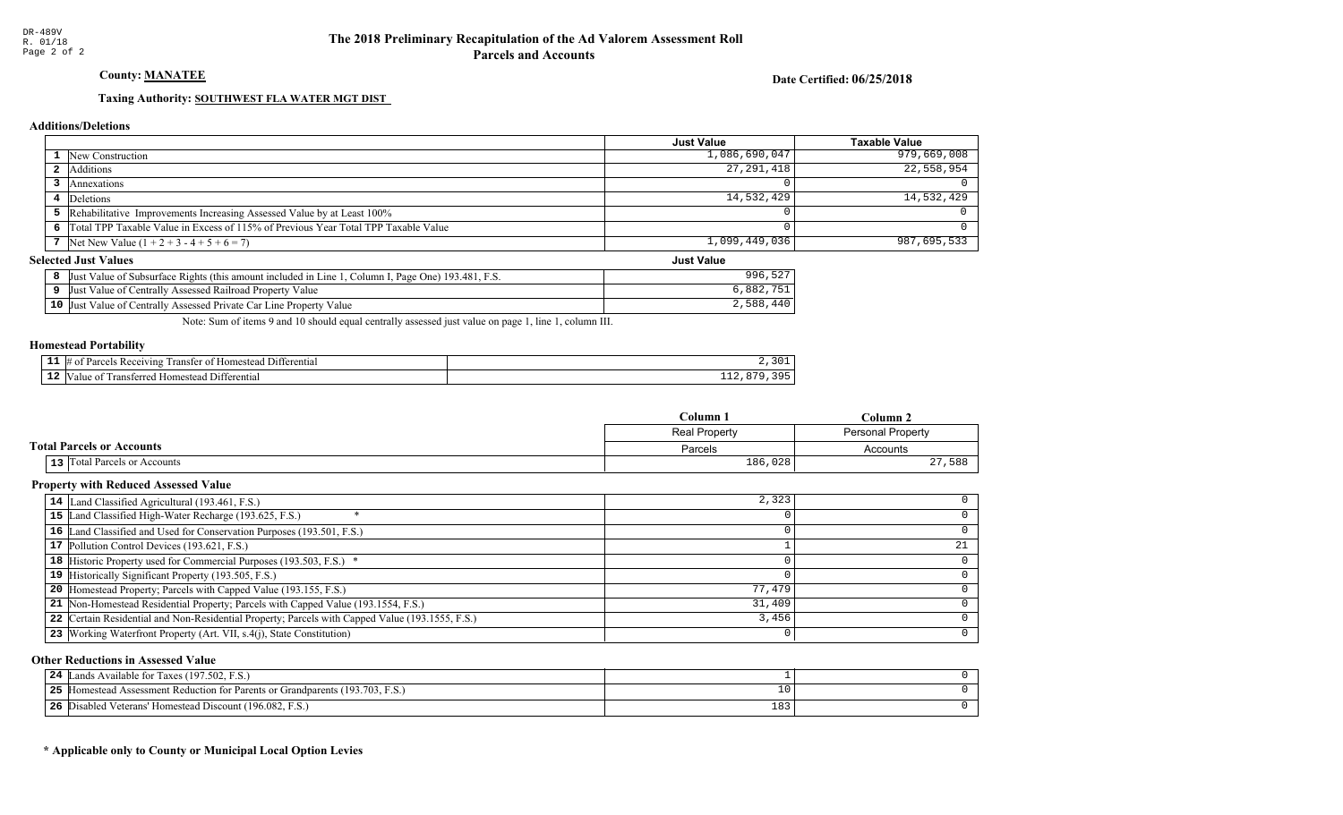DR-489V
R. 01/18
Page 2 of 2

# The 2018 Preliminary Recapitulation of the Ad Valorem Assessment Roll
## Parcels and Accounts

**County: MANATEE**

**Date Certified: 06/25/2018**

**Taxing Authority: SOUTHWEST FLA WATER MGT DIST**

### Additions/Deletions

| | | Just Value | Taxable Value |
|---|---|---|---|
| 1 | New Construction | 1,086,690,047 | 979,669,008 |
| 2 | Additions | 27,291,418 | 22,558,954 |
| 3 | Annexations | 0 | 0 |
| 4 | Deletions | 14,532,429 | 14,532,429 |
| 5 | Rehabilitative Improvements Increasing Assessed Value by at Least 100% | 0 | 0 |
| 6 | Total TPP Taxable Value in Excess of 115% of Previous Year Total TPP Taxable Value | 0 | 0 |
| 7 | Net New Value (1 + 2 + 3 - 4 + 5 + 6 = 7) | 1,099,449,036 | 987,695,533 |

### Selected Just Values

| | | Just Value |
|---|---|---|
| 8 | Just Value of Subsurface Rights (this amount included in Line 1, Column I, Page One) 193.481, F.S. | 996,527 |
| 9 | Just Value of Centrally Assessed Railroad Property Value | 6,882,751 |
| 10 | Just Value of Centrally Assessed Private Car Line Property Value | 2,588,440 |

Note: Sum of items 9 and 10 should equal centrally assessed just value on page 1, line 1, column III.

### Homestead Portability

| | | |
|---|---|---|
| 11 | # of Parcels Receiving Transfer of Homestead Differential | 2,301 |
| 12 | Value of Transferred Homestead Differential | 112,879,395 |

### Total Parcels or Accounts

| | | Column 1 | Column 2 |
|---|---|---|---|
| | | Real Property | Personal Property |
| | | Parcels | Accounts |
| 13 | Total Parcels or Accounts | 186,028 | 27,588 |

### Property with Reduced Assessed Value

| | | Column 1 | Column 2 |
|---|---|---|---|
| 14 | Land Classified Agricultural (193.461, F.S.) | 2,323 | 0 |
| 15 | Land Classified High-Water Recharge (193.625, F.S.) * | 0 | 0 |
| 16 | Land Classified and Used for Conservation Purposes (193.501, F.S.) | 0 | 0 |
| 17 | Pollution Control Devices (193.621, F.S.) | 1 | 21 |
| 18 | Historic Property used for Commercial Purposes (193.503, F.S.) * | 0 | 0 |
| 19 | Historically Significant Property (193.505, F.S.) | 0 | 0 |
| 20 | Homestead Property; Parcels with Capped Value (193.155, F.S.) | 77,479 | 0 |
| 21 | Non-Homestead Residential Property; Parcels with Capped Value (193.1554, F.S.) | 31,409 | 0 |
| 22 | Certain Residential and Non-Residential Property; Parcels with Capped Value (193.1555, F.S.) | 3,456 | 0 |
| 23 | Working Waterfront Property (Art. VII, s.4(j), State Constitution) | 0 | 0 |

### Other Reductions in Assessed Value

| | | Column 1 | Column 2 |
|---|---|---|---|
| 24 | Lands Available for Taxes (197.502, F.S.) | 1 | 0 |
| 25 | Homestead Assessment Reduction for Parents or Grandparents (193.703, F.S.) | 10 | 0 |
| 26 | Disabled Veterans' Homestead Discount (196.082, F.S.) | 183 | 0 |

**\* Applicable only to County or Municipal Local Option Levies**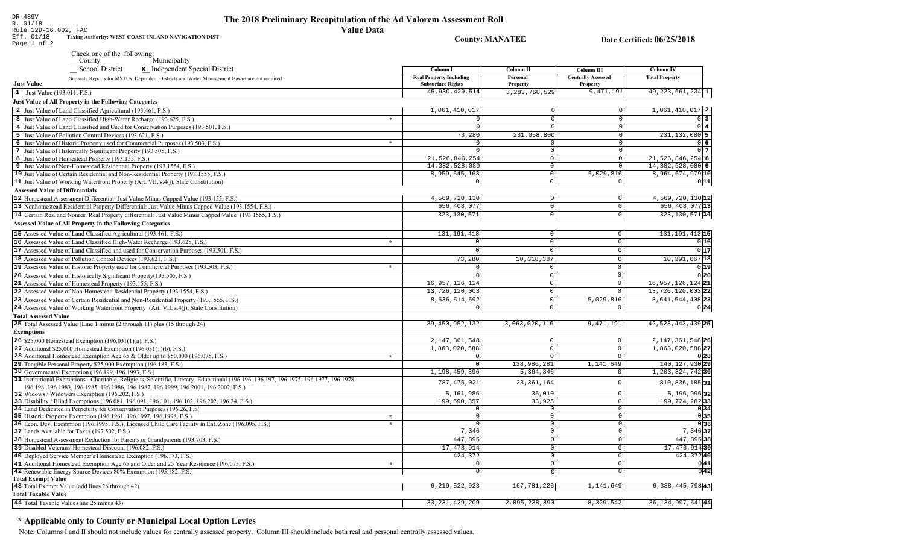DR-489V
R. 01/18
Rule 12D-16.002, FAC
Eff. 01/18

# The 2018 Preliminary Recapitulation of the Ad Valorem Assessment Roll

**Value Data**

Taxing Authority: WEST COAST INLAND NAVIGATION DIST

County: MANATEE

Date Certified: 06/25/2018

Check one of the following:
__ County
__ Municipality
__ School District
x Independent Special District

Separate Reports for MSTUs, Dependent Districts and Water Management Basins are not required

| | | Column I Real Property Including Subsurface Rights | Column II Personal Property | Column III Centrally Assessed Property | Column IV Total Property | |
|---|---|---|---|---|---|---|
| **Just Value** | | | | | | |
| 1 | Just Value (193.011, F.S.) | 45,930,429,514 | 3,283,760,529 | 9,471,191 | 49,223,661,234 | 1 |
| **Just Value of All Property in the Following Categories** | | | | | | |
| 2 | Just Value of Land Classified Agricultural (193.461, F.S.) | 1,061,410,017 | 0 | 0 | 1,061,410,017 | 2 |
| 3 | Just Value of Land Classified High-Water Recharge (193.625, F.S.) * | 0 | 0 | 0 | 0 | 3 |
| 4 | Just Value of Land Classified and Used for Conservation Purposes (193.501, F.S.) | 0 | 0 | 0 | 0 | 4 |
| 5 | Just Value of Pollution Control Devices (193.621, F.S.) | 73,280 | 231,058,800 | 0 | 231,132,080 | 5 |
| 6 | Just Value of Historic Property used for Commercial Purposes (193.503, F.S.) * | 0 | 0 | 0 | 0 | 6 |
| 7 | Just Value of Historically Significant Property (193.505, F.S.) | 0 | 0 | 0 | 0 | 7 |
| 8 | Just Value of Homestead Property (193.155, F.S.) | 21,526,846,254 | 0 | 0 | 21,526,846,254 | 8 |
| 9 | Just Value of Non-Homestead Residential Property (193.1554, F.S.) | 14,382,528,080 | 0 | 0 | 14,382,528,080 | 9 |
| 10 | Just Value of Certain Residential and Non-Residential Property (193.1555, F.S.) | 8,959,645,163 | 0 | 5,029,816 | 8,964,674,979 | 10 |
| 11 | Just Value of Working Waterfront Property (Art. VII, s.4(j), State Constitution) | 0 | 0 | 0 | 0 | 11 |
| **Assessed Value of Differentials** | | | | | | |
| 12 | Homestead Assessment Differential: Just Value Minus Capped Value (193.155, F.S.) | 4,569,720,130 | 0 | 0 | 4,569,720,130 | 12 |
| 13 | Nonhomestead Residential Property Differential: Just Value Minus Capped Value (193.1554, F.S.) | 656,408,077 | 0 | 0 | 656,408,077 | 13 |
| 14 | Certain Res. and Nonres. Real Property differential: Just Value Minus Capped Value (193.1555, F.S.) | 323,130,571 | 0 | 0 | 323,130,571 | 14 |
| **Assessed Value of All Property in the Following Categories** | | | | | | |
| 15 | Assessed Value of Land Classified Agricultural (193.461, F.S.) | 131,191,413 | 0 | 0 | 131,191,413 | 15 |
| 16 | Assessed Value of Land Classified High-Water Recharge (193.625, F.S.) * | 0 | 0 | 0 | 0 | 16 |
| 17 | Assessed Value of Land Classified and used for Conservation Purposes (193.501, F.S.) | 0 | 0 | 0 | 0 | 17 |
| 18 | Assessed Value of Pollution Control Devices (193.621, F.S.) | 73,280 | 10,318,387 | 0 | 10,391,667 | 18 |
| 19 | Assessed Value of Historic Property used for Commercial Purposes (193.503, F.S.) * | 0 | 0 | 0 | 0 | 19 |
| 20 | Assessed Value of Historically Significant Property(193.505, F.S.) | 0 | 0 | 0 | 0 | 20 |
| 21 | Assessed Value of Homestead Property (193.155, F.S.) | 16,957,126,124 | 0 | 0 | 16,957,126,124 | 21 |
| 22 | Assessed Value of Non-Homestead Residential Property (193.1554, F.S.) | 13,726,120,003 | 0 | 0 | 13,726,120,003 | 22 |
| 23 | Assessed Value of Certain Residential and Non-Residential Property (193.1555, F.S.) | 8,636,514,592 | 0 | 5,029,816 | 8,641,544,408 | 23 |
| 24 | Assessed Value of Working Waterfront Property (Art. VII, s.4(j), State Constitution) | 0 | 0 | 0 | 0 | 24 |
| **Total Assessed Value** | | | | | | |
| 25 | Total Assessed Value [Line 1 minus (2 through 11) plus (15 through 24) | 39,450,952,132 | 3,063,020,116 | 9,471,191 | 42,523,443,439 | 25 |
| **Exemptions** | | | | | | |
| 26 | $25,000 Homestead Exemption (196.031(1)(a), F.S.) | 2,147,361,548 | 0 | 0 | 2,147,361,548 | 26 |
| 27 | Additional $25,000 Homestead Exemption (196.031(1)(b), F.S.) | 1,863,020,588 | 0 | 0 | 1,863,020,588 | 27 |
| 28 | Additional Homestead Exemption Age 65 & Older up to $50,000 (196.075, F.S.) * | 0 | 0 | 0 | 0 | 28 |
| 29 | Tangible Personal Property $25,000 Exemption (196.183, F.S.) | 0 | 138,986,281 | 1,141,649 | 140,127,930 | 29 |
| 30 | Governmental Exemption (196.199, 196.1993, F.S.) | 1,198,459,896 | 5,364,846 | 0 | 1,203,824,742 | 30 |
| 31 | Institutional Exemptions - Charitable, Religious, Scientific, Literary, Educational (196.196, 196.197, 196.1975, 196.1977, 196.1978, 196.198, 196.1983, 196.1985, 196.1986, 196.1987, 196.1999, 196.2001, 196.2002, F.S.) | 787,475,021 | 23,361,164 | 0 | 810,836,185 | 31 |
| 32 | Widows / Widowers Exemption (196.202, F.S.) | 5,161,986 | 35,010 | 0 | 5,196,996 | 32 |
| 33 | Disability / Blind Exemptions (196.081, 196.091, 196.101, 196.102, 196.202, 196.24, F.S.) | 199,690,357 | 33,925 | 0 | 199,724,282 | 33 |
| 34 | Land Dedicated in Perpetuity for Conservation Purposes (196.26, F.S) | 0 | 0 | 0 | 0 | 34 |
| 35 | Historic Property Exemption (196.1961, 196.1997, 196.1998, F.S.) * | 0 | 0 | 0 | 0 | 35 |
| 36 | Econ. Dev. Exemption (196.1995, F.S.), Licensed Child Care Facility in Ent. Zone (196.095, F.S.) * | 0 | 0 | 0 | 0 | 36 |
| 37 | Lands Available for Taxes (197.502, F.S.) | 7,346 | 0 | 0 | 7,346 | 37 |
| 38 | Homestead Assessment Reduction for Parents or Grandparents (193.703, F.S.) | 447,895 | 0 | 0 | 447,895 | 38 |
| 39 | Disabled Veterans' Homestead Discount (196.082, F.S.) | 17,473,914 | 0 | 0 | 17,473,914 | 39 |
| 40 | Deployed Service Member's Homestead Exemption (196.173, F.S.) | 424,372 | 0 | 0 | 424,372 | 40 |
| 41 | Additional Homestead Exemption Age 65 and Older and 25 Year Residence (196.075, F.S.) * | 0 | 0 | 0 | 0 | 41 |
| 42 | Renewable Energy Source Devices 80% Exemption (195.182, F.S.) | 0 | 0 | 0 | 0 | 42 |
| **Total Exempt Value** | | | | | | |
| 43 | Total Exempt Value (add lines 26 through 42) | 6,219,522,923 | 167,781,226 | 1,141,649 | 6,388,445,798 | 43 |
| **Total Taxable Value** | | | | | | |
| 44 | Total Taxable Value (line 25 minus 43) | 33,231,429,209 | 2,895,238,890 | 8,329,542 | 36,134,997,641 | 44 |

**\* Applicable only to County or Municipal Local Option Levies**

Note: Columns I and II should not include values for centrally assessed property. Column III should include both real and personal centrally assessed values.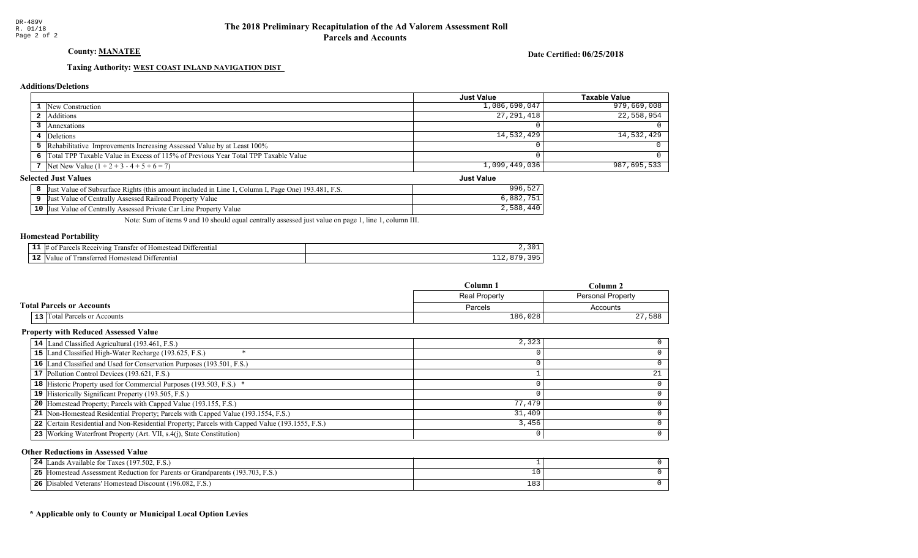DR-489V
R. 01/18
Page 2 of 2

# The 2018 Preliminary Recapitulation of the Ad Valorem Assessment Roll
## Parcels and Accounts

**County:** **MANATEE**

**Date Certified: 06/25/2018**

**Taxing Authority:** **WEST COAST INLAND NAVIGATION DIST**

### Additions/Deletions

| | | Just Value | Taxable Value |
|---|---|---|---|
| 1 | New Construction | 1,086,690,047 | 979,669,008 |
| 2 | Additions | 27,291,418 | 22,558,954 |
| 3 | Annexations | 0 | 0 |
| 4 | Deletions | 14,532,429 | 14,532,429 |
| 5 | Rehabilitative Improvements Increasing Assessed Value by at Least 100% | 0 | 0 |
| 6 | Total TPP Taxable Value in Excess of 115% of Previous Year Total TPP Taxable Value | 0 | 0 |
| 7 | Net New Value (1 + 2 + 3 - 4 + 5 + 6 = 7) | 1,099,449,036 | 987,695,533 |

### Selected Just Values

| | | Just Value |
|---|---|---|
| 8 | Just Value of Subsurface Rights (this amount included in Line 1, Column I, Page One) 193.481, F.S. | 996,527 |
| 9 | Just Value of Centrally Assessed Railroad Property Value | 6,882,751 |
| 10 | Just Value of Centrally Assessed Private Car Line Property Value | 2,588,440 |

Note: Sum of items 9 and 10 should equal centrally assessed just value on page 1, line 1, column III.

### Homestead Portability

| | | |
|---|---|---|
| 11 | # of Parcels Receiving Transfer of Homestead Differential | 2,301 |
| 12 | Value of Transferred Homestead Differential | 112,879,395 |

### Total Parcels or Accounts

| | | Column 1 | Column 2 |
|---|---|---|---|
| | | Real Property | Personal Property |
| | | Parcels | Accounts |
| 13 | Total Parcels or Accounts | 186,028 | 27,588 |

### Property with Reduced Assessed Value

| | | | |
|---|---|---|---|
| 14 | Land Classified Agricultural (193.461, F.S.) | 2,323 | 0 |
| 15 | Land Classified High-Water Recharge (193.625, F.S.) * | 0 | 0 |
| 16 | Land Classified and Used for Conservation Purposes (193.501, F.S.) | 0 | 0 |
| 17 | Pollution Control Devices (193.621, F.S.) | 1 | 21 |
| 18 | Historic Property used for Commercial Purposes (193.503, F.S.) * | 0 | 0 |
| 19 | Historically Significant Property (193.505, F.S.) | 0 | 0 |
| 20 | Homestead Property; Parcels with Capped Value (193.155, F.S.) | 77,479 | 0 |
| 21 | Non-Homestead Residential Property; Parcels with Capped Value (193.1554, F.S.) | 31,409 | 0 |
| 22 | Certain Residential and Non-Residential Property; Parcels with Capped Value (193.1555, F.S.) | 3,456 | 0 |
| 23 | Working Waterfront Property (Art. VII, s.4(j), State Constitution) | 0 | 0 |

### Other Reductions in Assessed Value

| | | | |
|---|---|---|---|
| 24 | Lands Available for Taxes (197.502, F.S.) | 1 | 0 |
| 25 | Homestead Assessment Reduction for Parents or Grandparents (193.703, F.S.) | 10 | 0 |
| 26 | Disabled Veterans' Homestead Discount (196.082, F.S.) | 183 | 0 |

**\* Applicable only to County or Municipal Local Option Levies**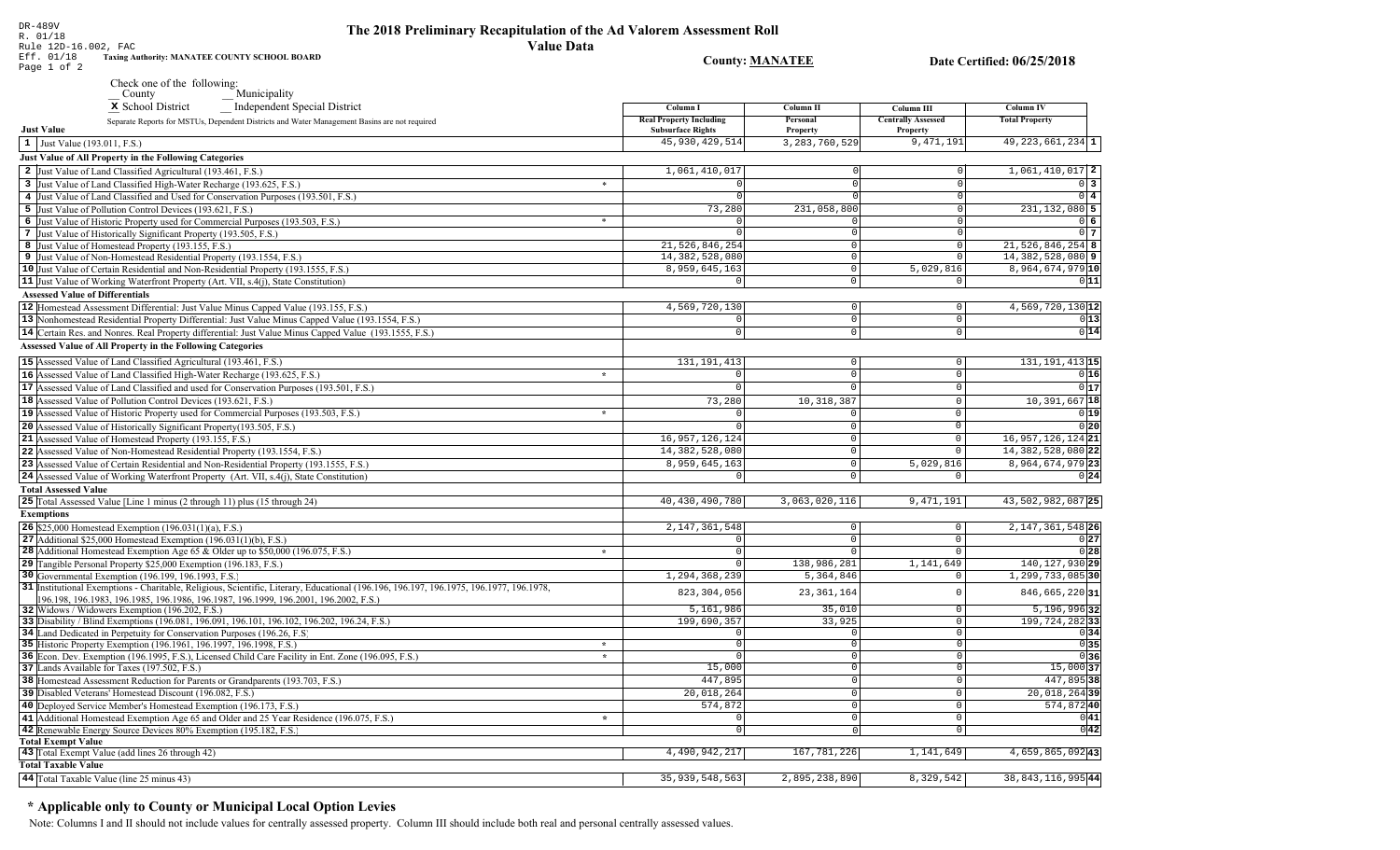DR-489V
R. 01/18
Rule 12D-16.002, FAC
Eff. 01/18

# The 2018 Preliminary Recapitulation of the Ad Valorem Assessment Roll

**Value Data**

**Taxing Authority: MANATEE COUNTY SCHOOL BOARD**

**County: MANATEE**

**Date Certified: 06/25/2018**

Check one of the following:
__ County __ Municipality
X School District __ Independent Special District

Separate Reports for MSTUs, Dependent Districts and Water Management Basins are not required

| Just Value | Column I Real Property Including Subsurface Rights | Column II Personal Property | Column III Centrally Assessed Property | Column IV Total Property | |
|---|---|---|---|---|---|
| 1 Just Value (193.011, F.S.) | 45,930,429,514 | 3,283,760,529 | 9,471,191 | 49,223,661,234 | 1 |
| **Just Value of All Property in the Following Categories** | | | | | |
| 2 Just Value of Land Classified Agricultural (193.461, F.S.) | 1,061,410,017 | 0 | 0 | 1,061,410,017 | 2 |
| 3 Just Value of Land Classified High-Water Recharge (193.625, F.S.) * | 0 | 0 | 0 | 0 | 3 |
| 4 Just Value of Land Classified and Used for Conservation Purposes (193.501, F.S.) | 0 | 0 | 0 | 0 | 4 |
| 5 Just Value of Pollution Control Devices (193.621, F.S.) | 73,280 | 231,058,800 | 0 | 231,132,080 | 5 |
| 6 Just Value of Historic Property used for Commercial Purposes (193.503, F.S.) * | 0 | 0 | 0 | 0 | 6 |
| 7 Just Value of Historically Significant Property (193.505, F.S.) | 0 | 0 | 0 | 0 | 7 |
| 8 Just Value of Homestead Property (193.155, F.S.) | 21,526,846,254 | 0 | 0 | 21,526,846,254 | 8 |
| 9 Just Value of Non-Homestead Residential Property (193.1554, F.S.) | 14,382,528,080 | 0 | 0 | 14,382,528,080 | 9 |
| 10 Just Value of Certain Residential and Non-Residential Property (193.1555, F.S.) | 8,959,645,163 | 0 | 5,029,816 | 8,964,674,979 | 10 |
| 11 Just Value of Working Waterfront Property (Art. VII, s.4(j), State Constitution) | 0 | 0 | 0 | 0 | 11 |
| **Assessed Value of Differentials** | | | | | |
| 12 Homestead Assessment Differential: Just Value Minus Capped Value (193.155, F.S.) | 4,569,720,130 | 0 | 0 | 4,569,720,130 | 12 |
| 13 Nonhomestead Residential Property Differential: Just Value Minus Capped Value (193.1554, F.S.) | 0 | 0 | 0 | 0 | 13 |
| 14 Certain Res. and Nonres. Real Property differential: Just Value Minus Capped Value (193.1555, F.S.) | 0 | 0 | 0 | 0 | 14 |
| **Assessed Value of All Property in the Following Categories** | | | | | |
| 15 Assessed Value of Land Classified Agricultural (193.461, F.S.) | 131,191,413 | 0 | 0 | 131,191,413 | 15 |
| 16 Assessed Value of Land Classified High-Water Recharge (193.625, F.S.) * | 0 | 0 | 0 | 0 | 16 |
| 17 Assessed Value of Land Classified and used for Conservation Purposes (193.501, F.S.) | 0 | 0 | 0 | 0 | 17 |
| 18 Assessed Value of Pollution Control Devices (193.621, F.S.) | 73,280 | 10,318,387 | 0 | 10,391,667 | 18 |
| 19 Assessed Value of Historic Property used for Commercial Purposes (193.503, F.S.) * | 0 | 0 | 0 | 0 | 19 |
| 20 Assessed Value of Historically Significant Property(193.505, F.S.) | 0 | 0 | 0 | 0 | 20 |
| 21 Assessed Value of Homestead Property (193.155, F.S.) | 16,957,126,124 | 0 | 0 | 16,957,126,124 | 21 |
| 22 Assessed Value of Non-Homestead Residential Property (193.1554, F.S.) | 14,382,528,080 | 0 | 0 | 14,382,528,080 | 22 |
| 23 Assessed Value of Certain Residential and Non-Residential Property (193.1555, F.S.) | 8,959,645,163 | 0 | 5,029,816 | 8,964,674,979 | 23 |
| 24 Assessed Value of Working Waterfront Property (Art. VII, s.4(j), State Constitution) | 0 | 0 | 0 | 0 | 24 |
| **Total Assessed Value** | | | | | |
| 25 Total Assessed Value [Line 1 minus (2 through 11) plus (15 through 24) | 40,430,490,780 | 3,063,020,116 | 9,471,191 | 43,502,982,087 | 25 |
| **Exemptions** | | | | | |
| 26 $25,000 Homestead Exemption (196.031(1)(a), F.S.) | 2,147,361,548 | 0 | 0 | 2,147,361,548 | 26 |
| 27 Additional $25,000 Homestead Exemption (196.031(1)(b), F.S.) | 0 | 0 | 0 | 0 | 27 |
| 28 Additional Homestead Exemption Age 65 & Older up to $50,000 (196.075, F.S.) * | 0 | 0 | 0 | 0 | 28 |
| 29 Tangible Personal Property $25,000 Exemption (196.183, F.S.) | 0 | 138,986,281 | 1,141,649 | 140,127,930 | 29 |
| 30 Governmental Exemption (196.199, 196.1993, F.S.) | 1,294,368,239 | 5,364,846 | 0 | 1,299,733,085 | 30 |
| 31 Institutional Exemptions - Charitable, Religious, Scientific, Literary, Educational (196.196, 196.197, 196.1975, 196.1977, 196.1978, 196.198, 196.1983, 196.1985, 196.1986, 196.1987, 196.1999, 196.2001, 196.2002, F.S.) | 823,304,056 | 23,361,164 | 0 | 846,665,220 | 31 |
| 32 Widows / Widowers Exemption (196.202, F.S.) | 5,161,986 | 35,010 | 0 | 5,196,996 | 32 |
| 33 Disability / Blind Exemptions (196.081, 196.091, 196.101, 196.102, 196.202, 196.24, F.S.) | 199,690,357 | 33,925 | 0 | 199,724,282 | 33 |
| 34 Land Dedicated in Perpetuity for Conservation Purposes (196.26, F.S) | 0 | 0 | 0 | 0 | 34 |
| 35 Historic Property Exemption (196.1961, 196.1997, 196.1998, F.S.) * | 0 | 0 | 0 | 0 | 35 |
| 36 Econ. Dev. Exemption (196.1995, F.S.), Licensed Child Care Facility in Ent. Zone (196.095, F.S.) * | 0 | 0 | 0 | 0 | 36 |
| 37 Lands Available for Taxes (197.502, F.S.) | 15,000 | 0 | 0 | 15,000 | 37 |
| 38 Homestead Assessment Reduction for Parents or Grandparents (193.703, F.S.) | 447,895 | 0 | 0 | 447,895 | 38 |
| 39 Disabled Veterans' Homestead Discount (196.082, F.S.) | 20,018,264 | 0 | 0 | 20,018,264 | 39 |
| 40 Deployed Service Member's Homestead Exemption (196.173, F.S.) | 574,872 | 0 | 0 | 574,872 | 40 |
| 41 Additional Homestead Exemption Age 65 and Older and 25 Year Residence (196.075, F.S.) * | 0 | 0 | 0 | 0 | 41 |
| 42 Renewable Energy Source Devices 80% Exemption (195.182, F.S.) | 0 | 0 | 0 | 0 | 42 |
| **Total Exempt Value** | | | | | |
| 43 Total Exempt Value (add lines 26 through 42) | 4,490,942,217 | 167,781,226 | 1,141,649 | 4,659,865,092 | 43 |
| **Total Taxable Value** | | | | | |
| 44 Total Taxable Value (line 25 minus 43) | 35,939,548,563 | 2,895,238,890 | 8,329,542 | 38,843,116,995 | 44 |

## * Applicable only to County or Municipal Local Option Levies

Note: Columns I and II should not include values for centrally assessed property. Column III should include both real and personal centrally assessed values.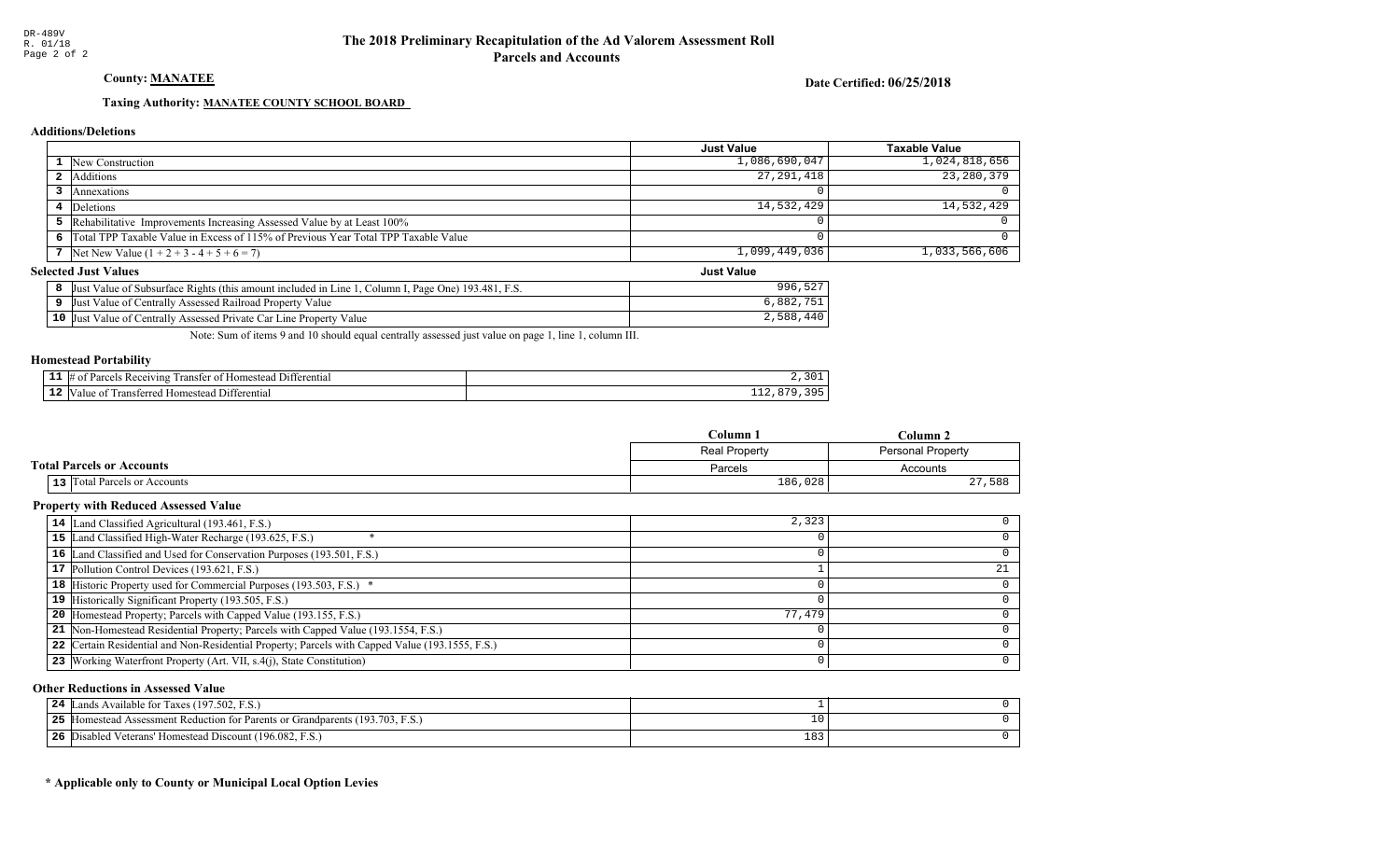DR-489V
R. 01/18
Page 2 of 2

# The 2018 Preliminary Recapitulation of the Ad Valorem Assessment Roll
## Parcels and Accounts

**County: MANATEE**

**Date Certified: 06/25/2018**

**Taxing Authority: MANATEE COUNTY SCHOOL BOARD**

### Additions/Deletions

| | | Just Value | Taxable Value |
|---|---|---|---|
| 1 | New Construction | 1,086,690,047 | 1,024,818,656 |
| 2 | Additions | 27,291,418 | 23,280,379 |
| 3 | Annexations | 0 | 0 |
| 4 | Deletions | 14,532,429 | 14,532,429 |
| 5 | Rehabilitative Improvements Increasing Assessed Value by at Least 100% | 0 | 0 |
| 6 | Total TPP Taxable Value in Excess of 115% of Previous Year Total TPP Taxable Value | 0 | 0 |
| 7 | Net New Value (1 + 2 + 3 - 4 + 5 + 6 = 7) | 1,099,449,036 | 1,033,566,606 |

### Selected Just Values

| | | Just Value |
|---|---|---|
| 8 | Just Value of Subsurface Rights (this amount included in Line 1, Column I, Page One) 193.481, F.S. | 996,527 |
| 9 | Just Value of Centrally Assessed Railroad Property Value | 6,882,751 |
| 10 | Just Value of Centrally Assessed Private Car Line Property Value | 2,588,440 |

Note: Sum of items 9 and 10 should equal centrally assessed just value on page 1, line 1, column III.

### Homestead Portability

| | | |
|---|---|---|
| 11 | # of Parcels Receiving Transfer of Homestead Differential | 2,301 |
| 12 | Value of Transferred Homestead Differential | 112,879,395 |

### Total Parcels or Accounts

| | | Column 1<br>Real Property<br>Parcels | Column 2<br>Personal Property<br>Accounts |
|---|---|---|---|
| 13 | Total Parcels or Accounts | 186,028 | 27,588 |

### Property with Reduced Assessed Value

| | | Column 1 | Column 2 |
|---|---|---|---|
| 14 | Land Classified Agricultural (193.461, F.S.) | 2,323 | 0 |
| 15 | Land Classified High-Water Recharge (193.625, F.S.) * | 0 | 0 |
| 16 | Land Classified and Used for Conservation Purposes (193.501, F.S.) | 0 | 0 |
| 17 | Pollution Control Devices (193.621, F.S.) | 1 | 21 |
| 18 | Historic Property used for Commercial Purposes (193.503, F.S.) * | 0 | 0 |
| 19 | Historically Significant Property (193.505, F.S.) | 0 | 0 |
| 20 | Homestead Property; Parcels with Capped Value (193.155, F.S.) | 77,479 | 0 |
| 21 | Non-Homestead Residential Property; Parcels with Capped Value (193.1554, F.S.) | 0 | 0 |
| 22 | Certain Residential and Non-Residential Property; Parcels with Capped Value (193.1555, F.S.) | 0 | 0 |
| 23 | Working Waterfront Property (Art. VII, s.4(j), State Constitution) | 0 | 0 |

### Other Reductions in Assessed Value

| | | Column 1 | Column 2 |
|---|---|---|---|
| 24 | Lands Available for Taxes (197.502, F.S.) | 1 | 0 |
| 25 | Homestead Assessment Reduction for Parents or Grandparents (193.703, F.S.) | 10 | 0 |
| 26 | Disabled Veterans' Homestead Discount (196.082, F.S.) | 183 | 0 |

**\* Applicable only to County or Municipal Local Option Levies**